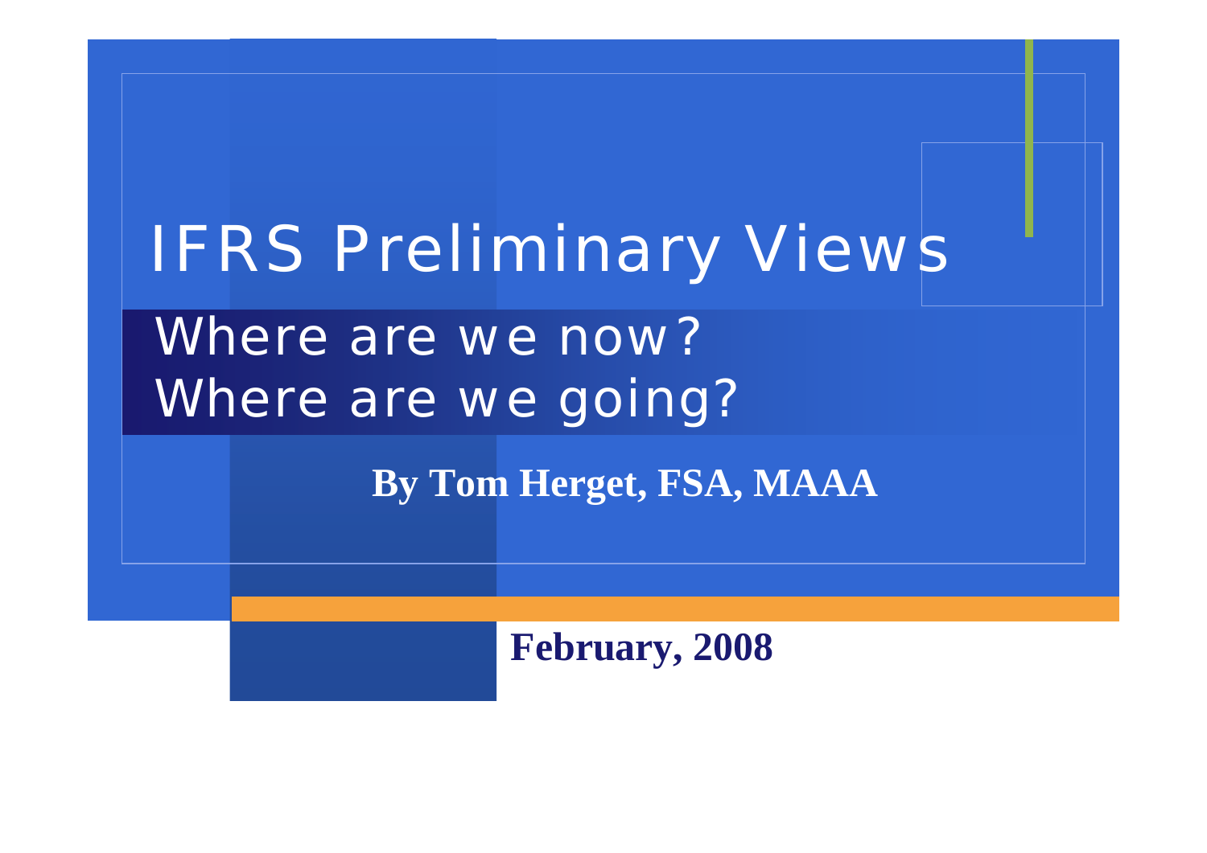# IFRS Preliminary Views

## Where are we now?
## Where are we going?

**By Tom Herget, FSA, MAAA**

**February, 2008**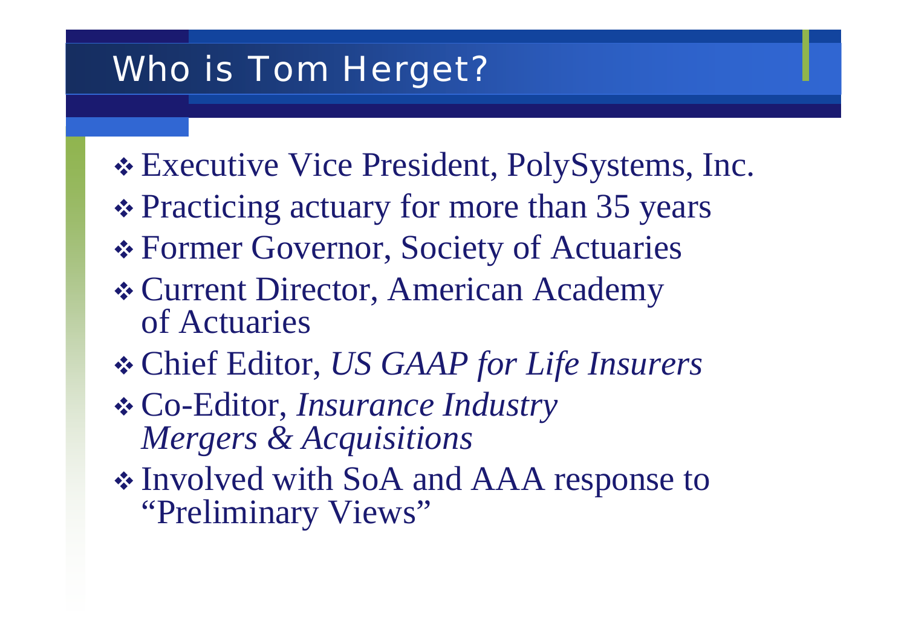# Who is Tom Herget?

- Executive Vice President, PolySystems, Inc.
- Practicing actuary for more than 35 years
- Former Governor, Society of Actuaries
- Current Director, American Academy of Actuaries
- Chief Editor, *US GAAP for Life Insurers*
- Co-Editor, *Insurance Industry Mergers & Acquisitions*
- Involved with SoA and AAA response to "Preliminary Views"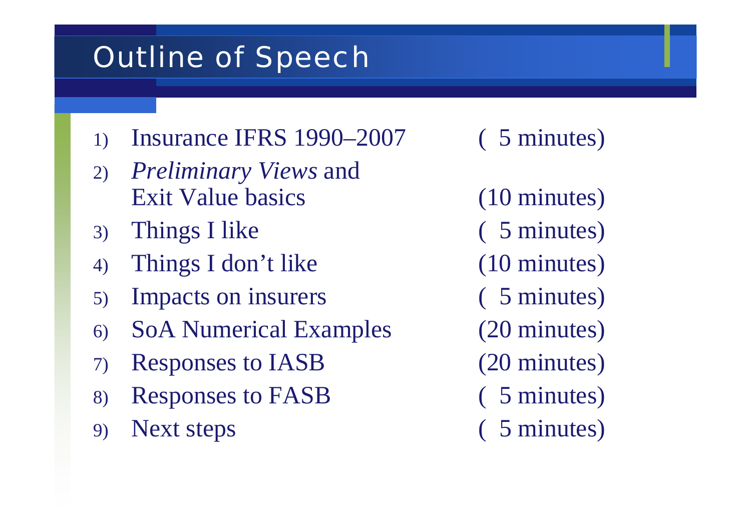# Outline of Speech

| | Topic | Time |
|---|---|---|
| 1) | Insurance IFRS 1990–2007 | ( 5 minutes) |
| 2) | *Preliminary Views* and Exit Value basics | (10 minutes) |
| 3) | Things I like | ( 5 minutes) |
| 4) | Things I don't like | (10 minutes) |
| 5) | Impacts on insurers | ( 5 minutes) |
| 6) | SoA Numerical Examples | (20 minutes) |
| 7) | Responses to IASB | (20 minutes) |
| 8) | Responses to FASB | ( 5 minutes) |
| 9) | Next steps | ( 5 minutes) |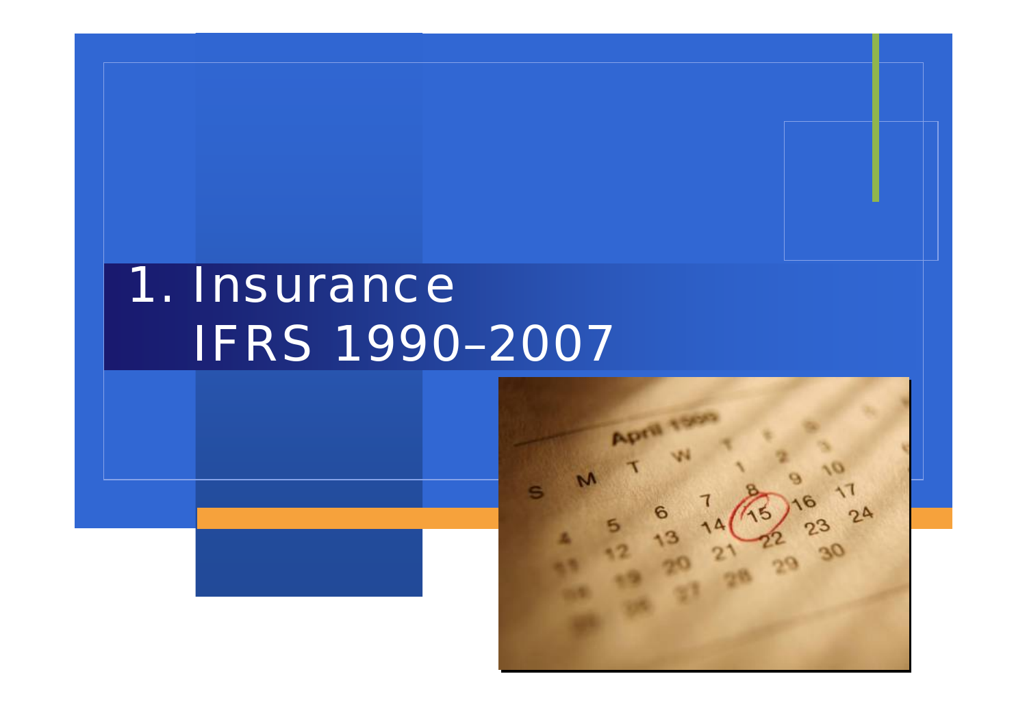# 1. Insurance IFRS 1990–2007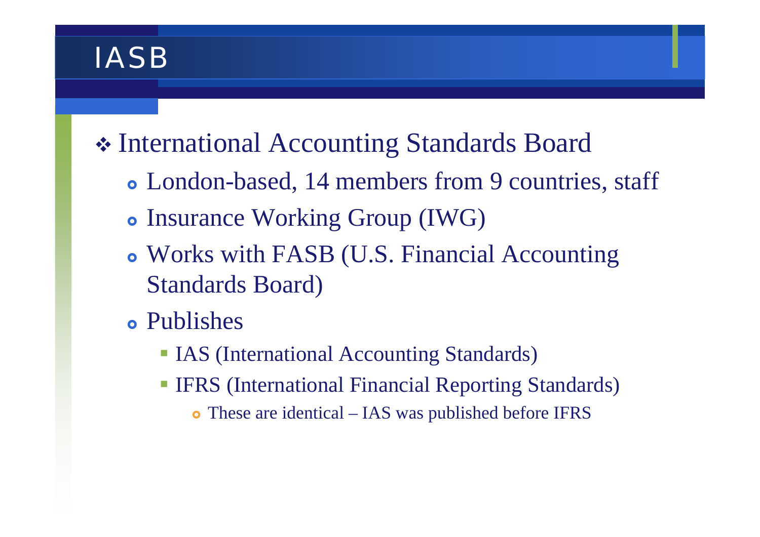# IASB

- International Accounting Standards Board
  - London-based, 14 members from 9 countries, staff
  - Insurance Working Group (IWG)
  - Works with FASB (U.S. Financial Accounting Standards Board)
  - Publishes
    - IAS (International Accounting Standards)
    - IFRS (International Financial Reporting Standards)
      - These are identical – IAS was published before IFRS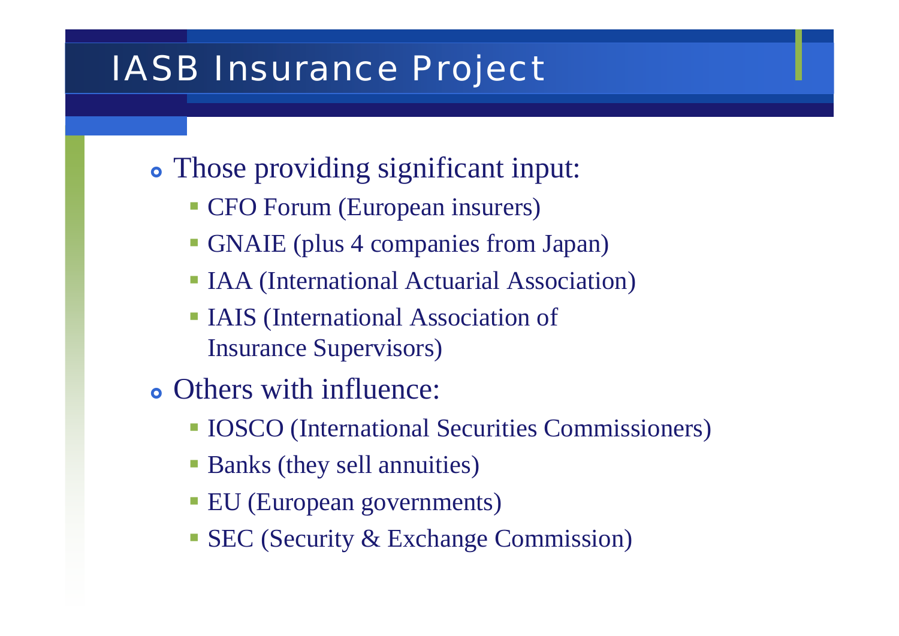# IASB Insurance Project

- Those providing significant input:
  - CFO Forum (European insurers)
  - GNAIE (plus 4 companies from Japan)
  - IAA (International Actuarial Association)
  - IAIS (International Association of Insurance Supervisors)
- Others with influence:
  - IOSCO (International Securities Commissioners)
  - Banks (they sell annuities)
  - EU (European governments)
  - SEC (Security & Exchange Commission)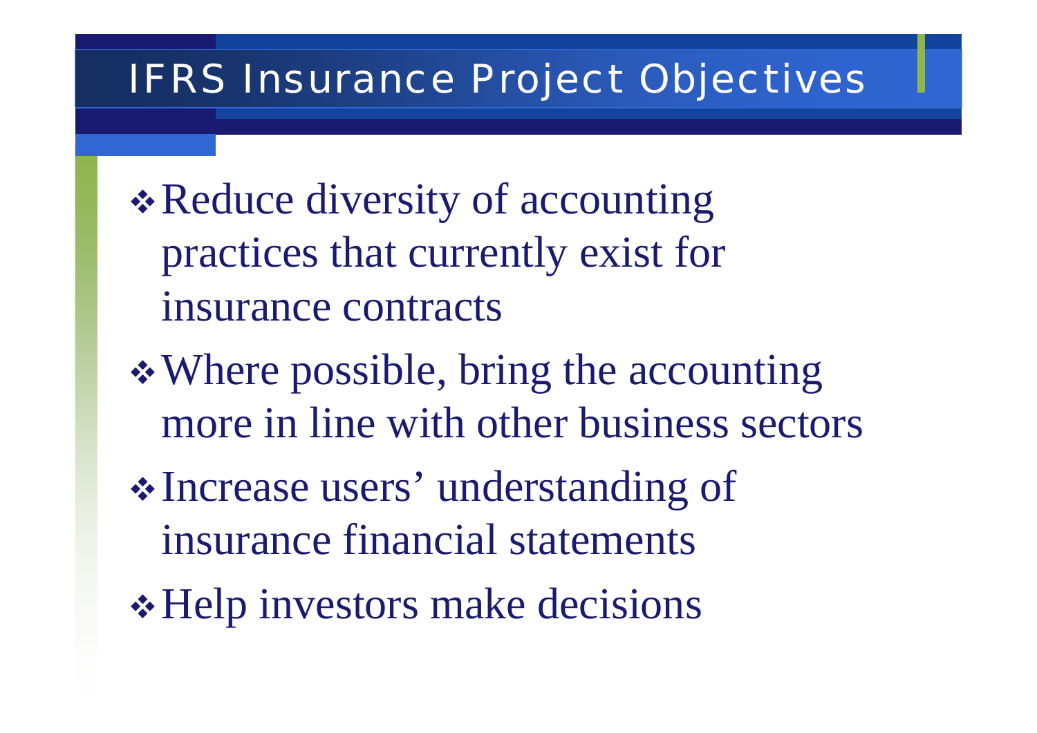# IFRS Insurance Project Objectives

- Reduce diversity of accounting practices that currently exist for insurance contracts
- Where possible, bring the accounting more in line with other business sectors
- Increase users' understanding of insurance financial statements
- Help investors make decisions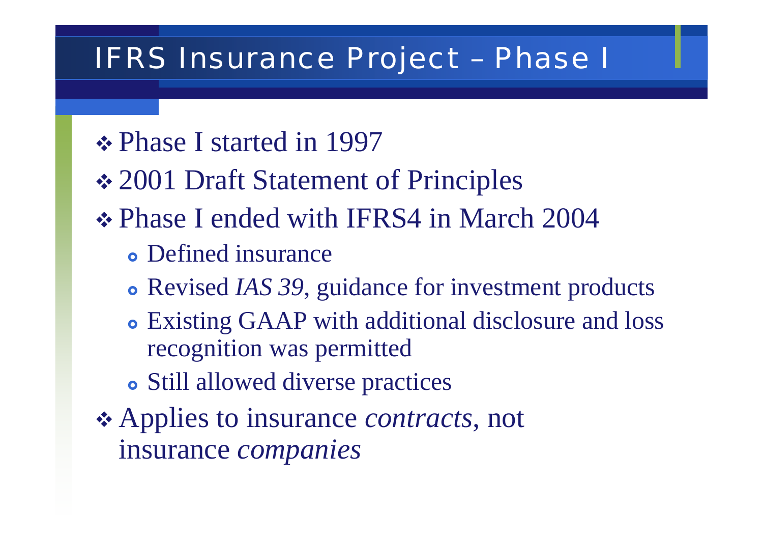# IFRS Insurance Project – Phase I

- Phase I started in 1997
- 2001 Draft Statement of Principles
- Phase I ended with IFRS4 in March 2004
  - Defined insurance
  - Revised *IAS 39*, guidance for investment products
  - Existing GAAP with additional disclosure and loss recognition was permitted
  - Still allowed diverse practices
- Applies to insurance *contracts*, not insurance *companies*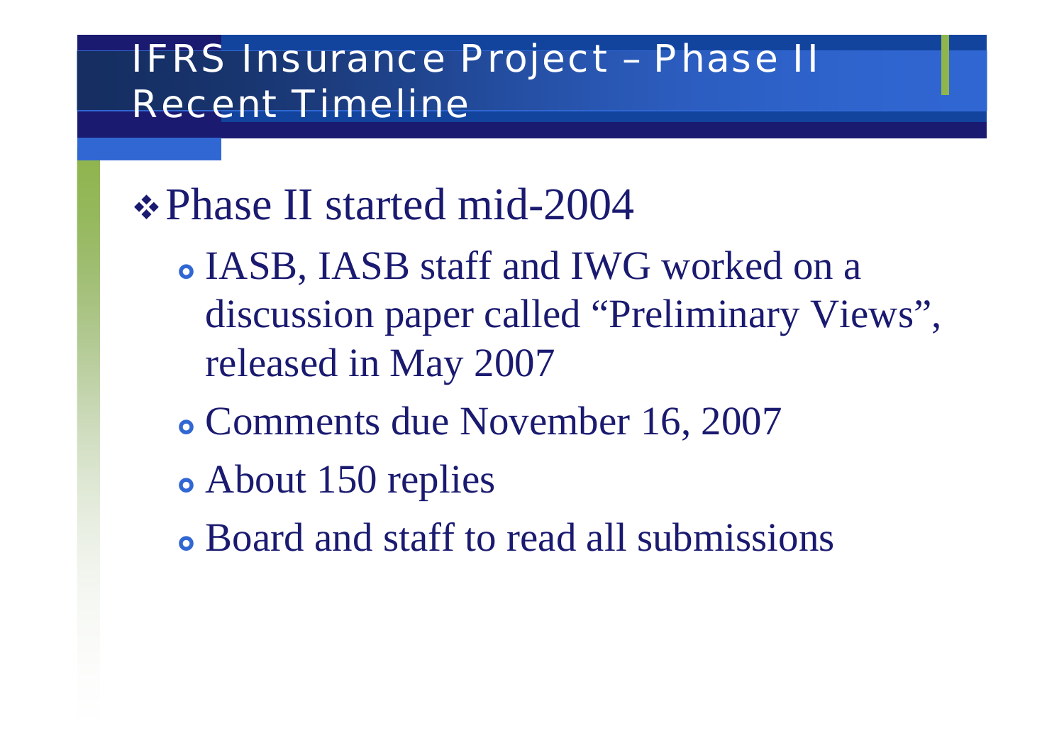# IFRS Insurance Project – Phase II Recent Timeline

- Phase II started mid-2004
  - IASB, IASB staff and IWG worked on a discussion paper called "Preliminary Views", released in May 2007
  - Comments due November 16, 2007
  - About 150 replies
  - Board and staff to read all submissions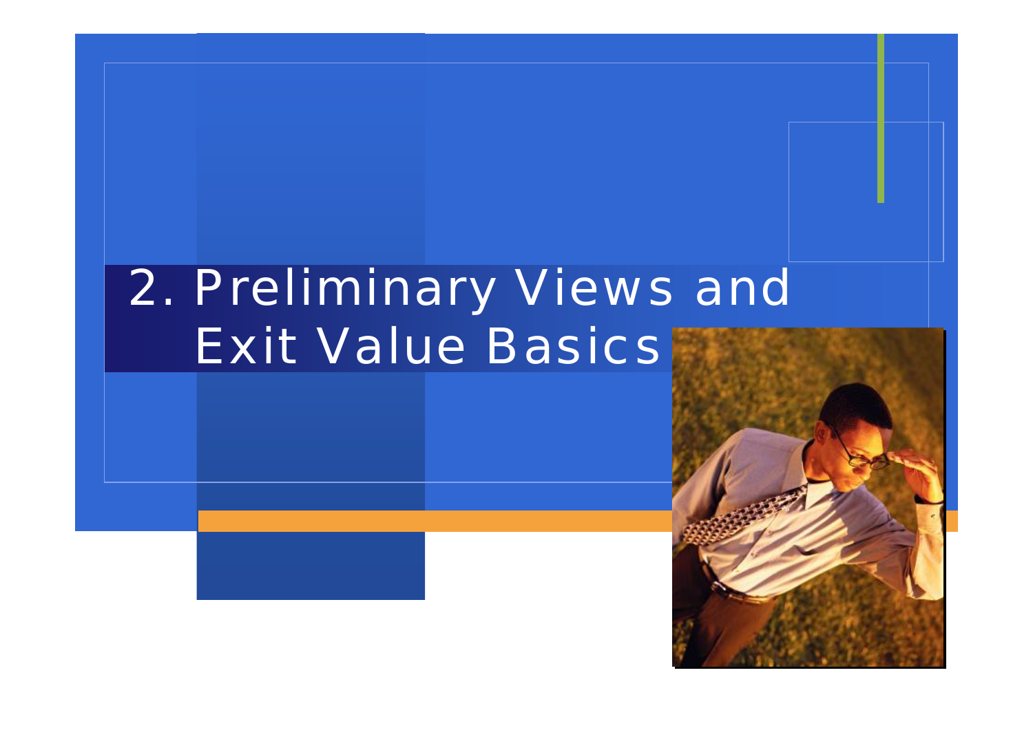# 2. Preliminary Views and Exit Value Basics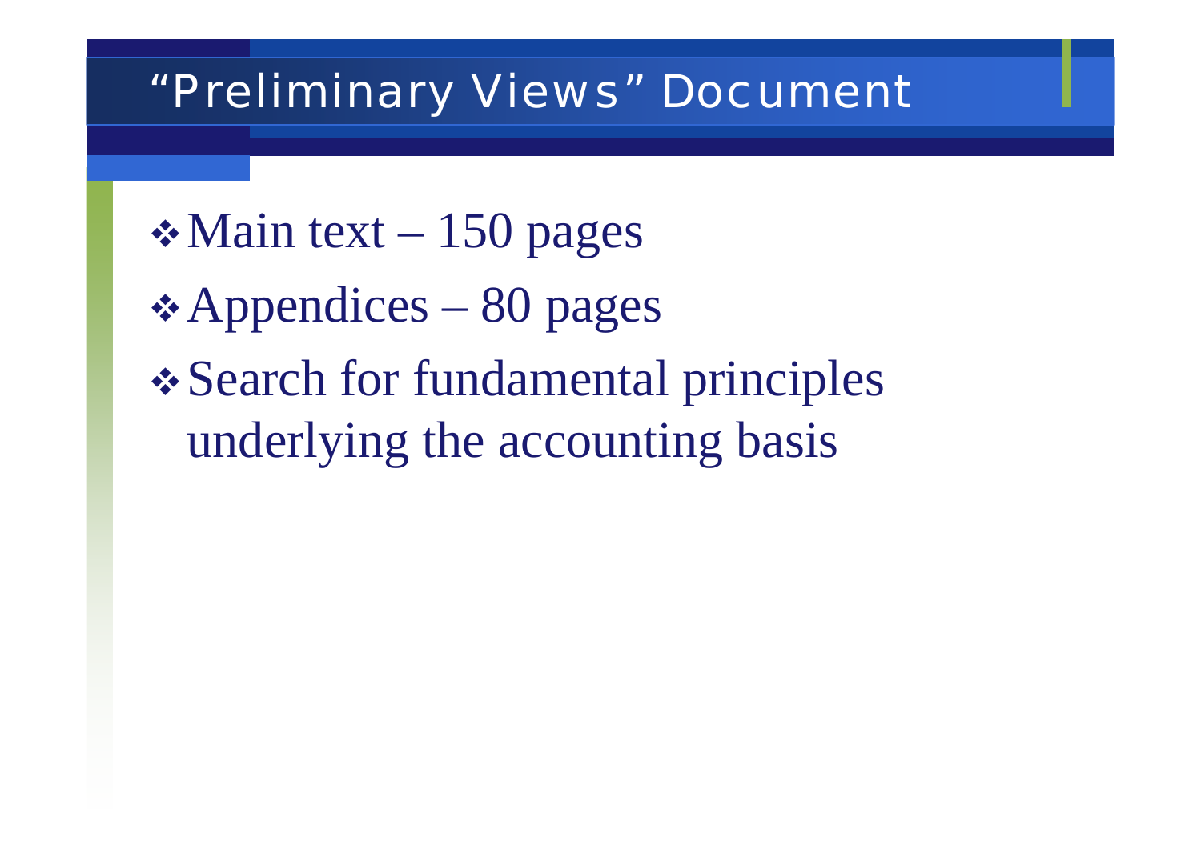# "Preliminary Views" Document

- Main text – 150 pages
- Appendices – 80 pages
- Search for fundamental principles underlying the accounting basis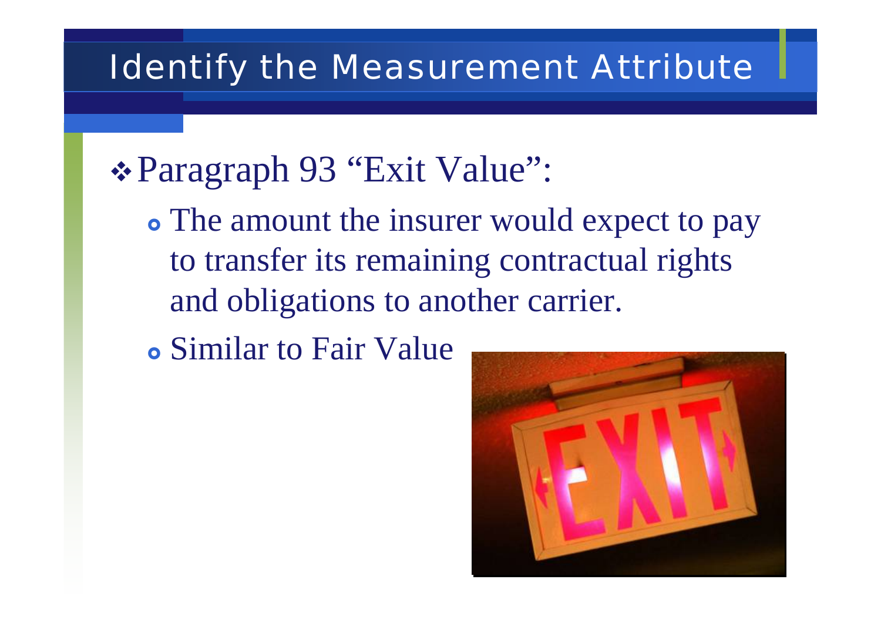# Identify the Measurement Attribute

- Paragraph 93 "Exit Value":
  - The amount the insurer would expect to pay to transfer its remaining contractual rights and obligations to another carrier.
  - Similar to Fair Value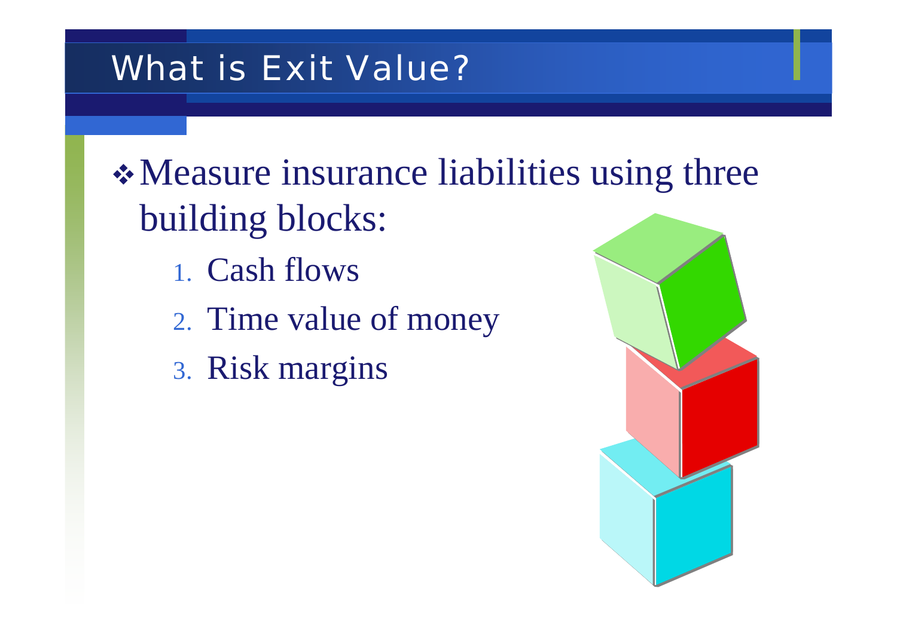# What is Exit Value?

- Measure insurance liabilities using three building blocks:
  1. Cash flows
  2. Time value of money
  3. Risk margins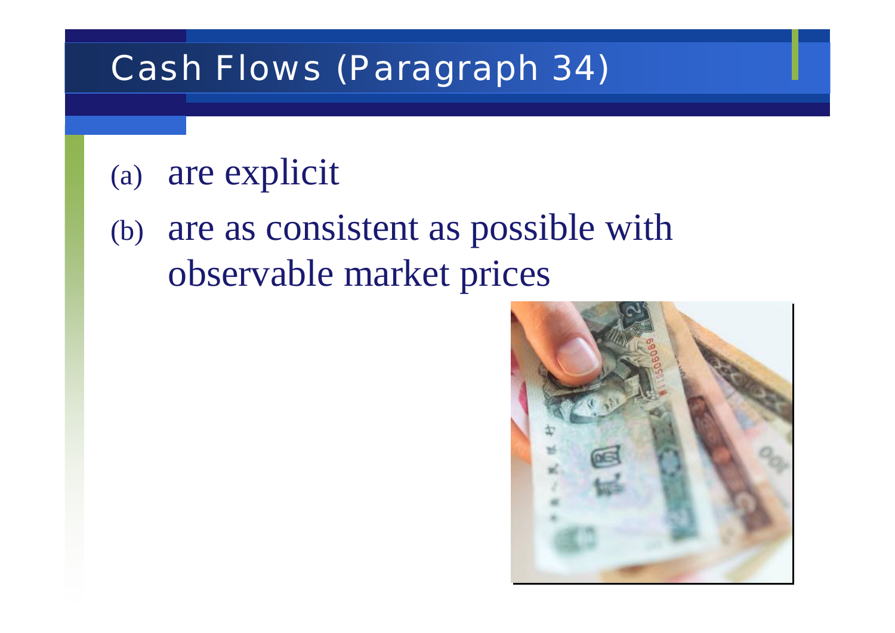# Cash Flows (Paragraph 34)

(a) are explicit

(b) are as consistent as possible with observable market prices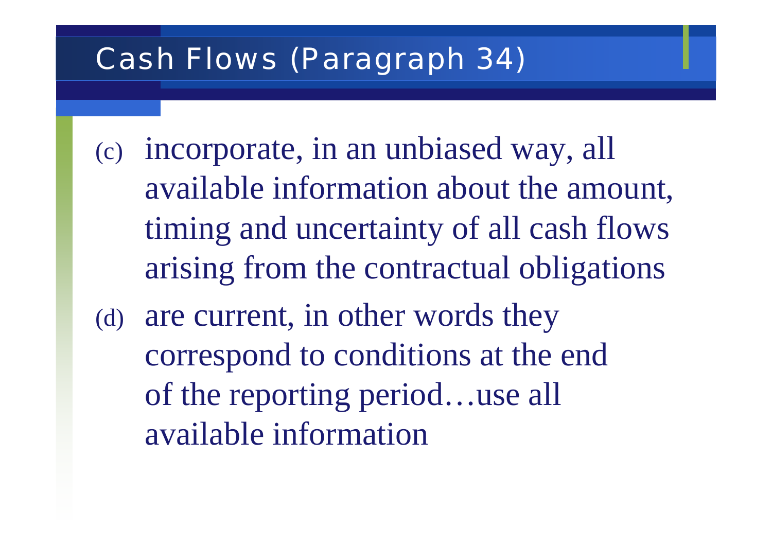# Cash Flows (Paragraph 34)

(c) incorporate, in an unbiased way, all available information about the amount, timing and uncertainty of all cash flows arising from the contractual obligations

(d) are current, in other words they correspond to conditions at the end of the reporting period…use all available information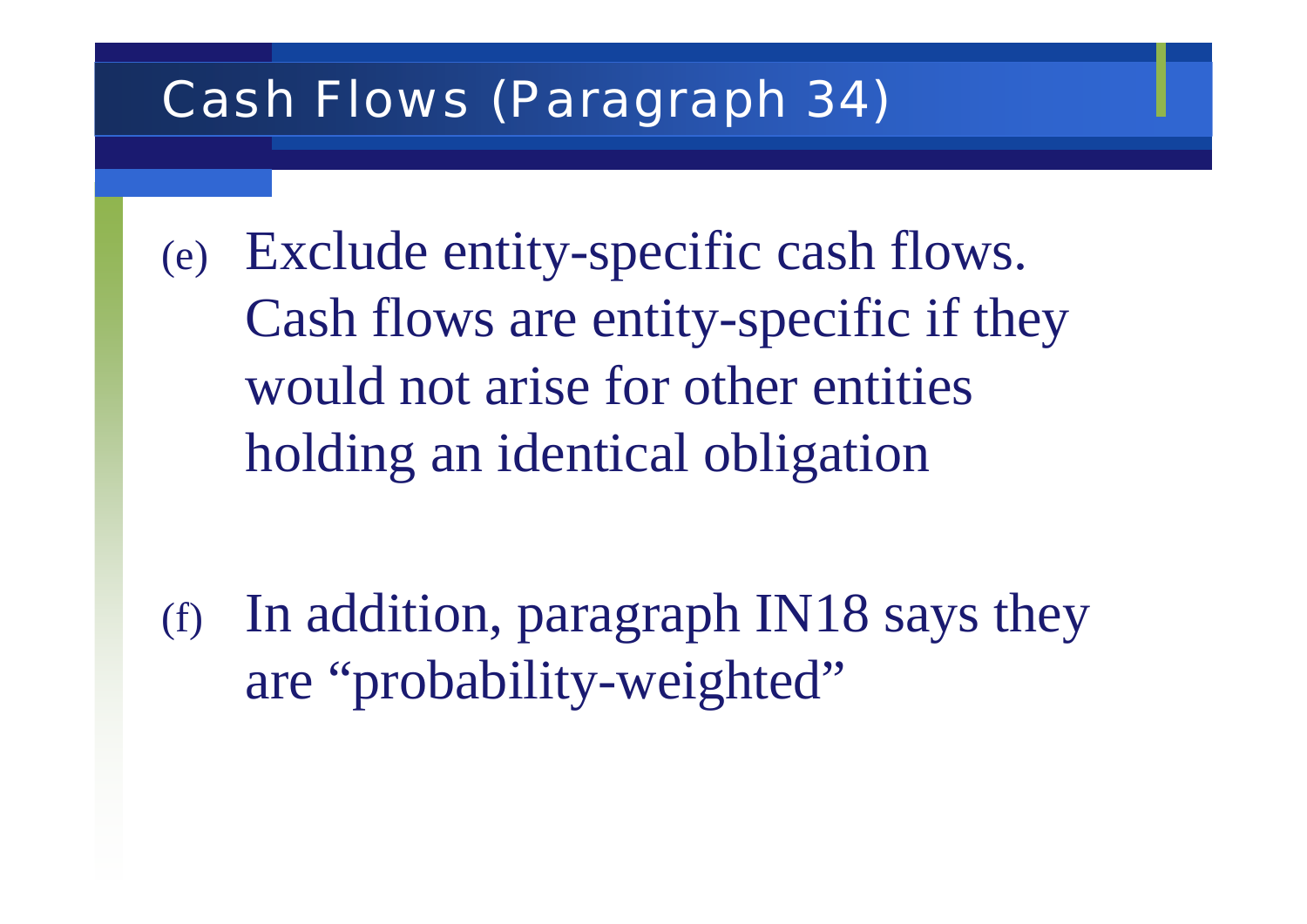# Cash Flows (Paragraph 34)

(e) Exclude entity-specific cash flows. Cash flows are entity-specific if they would not arise for other entities holding an identical obligation

(f) In addition, paragraph IN18 says they are "probability-weighted"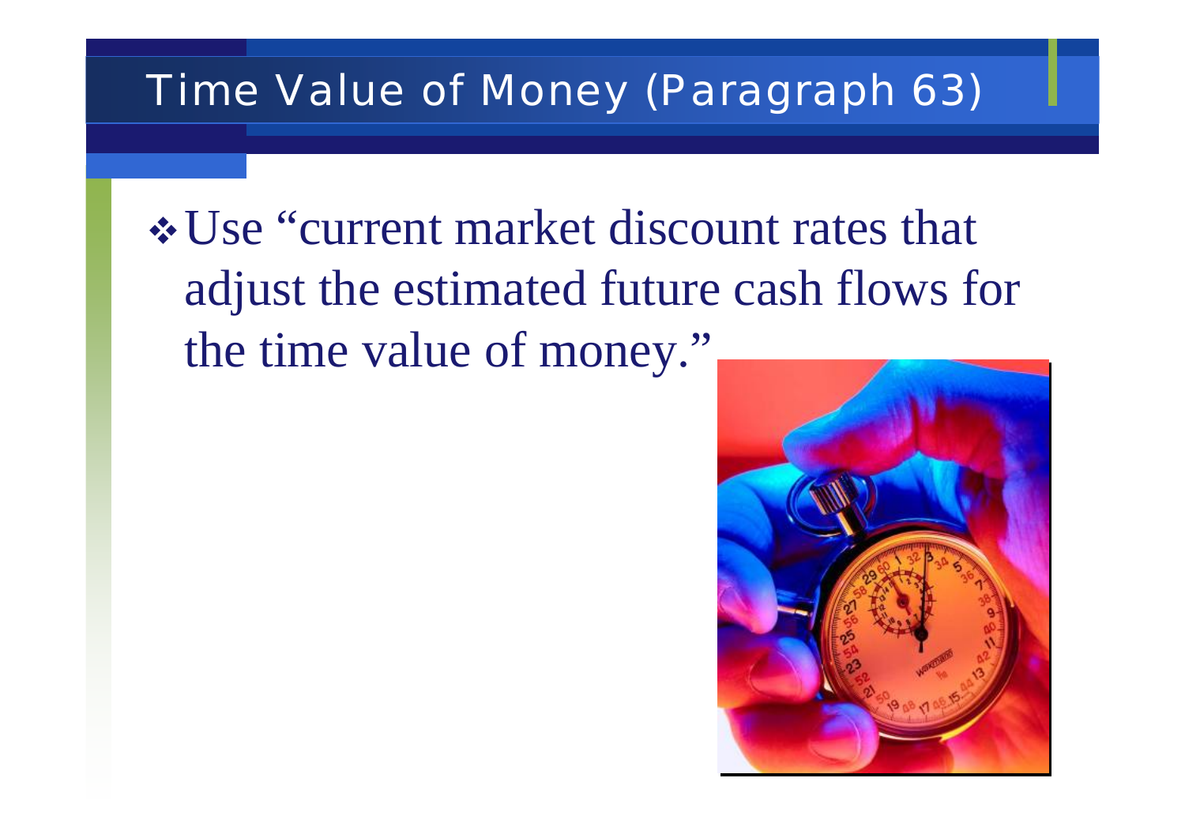# Time Value of Money (Paragraph 63)

- Use "current market discount rates that adjust the estimated future cash flows for the time value of money."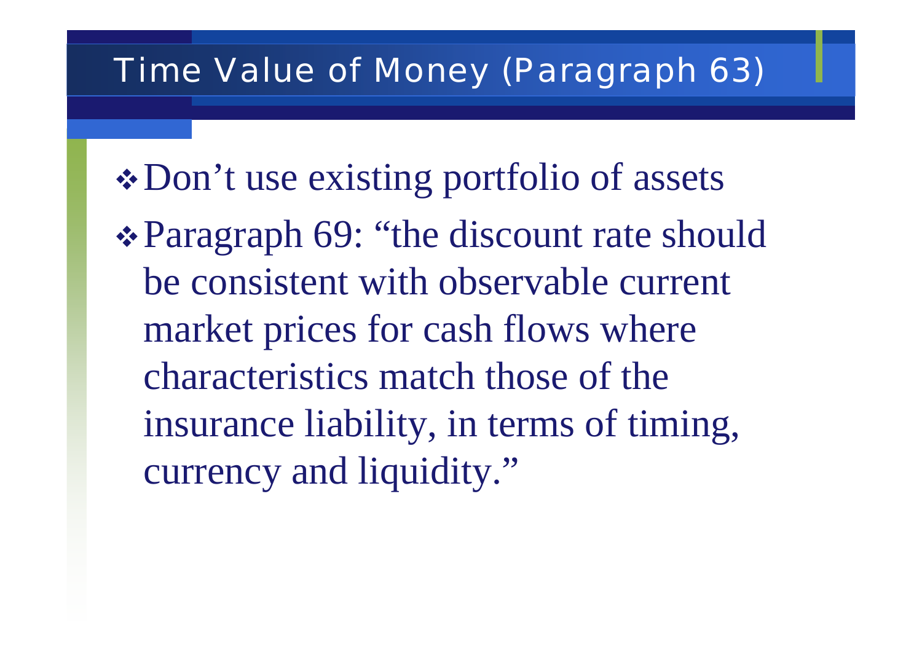# Time Value of Money (Paragraph 63)

- Don't use existing portfolio of assets
- Paragraph 69: "the discount rate should be consistent with observable current market prices for cash flows where characteristics match those of the insurance liability, in terms of timing, currency and liquidity."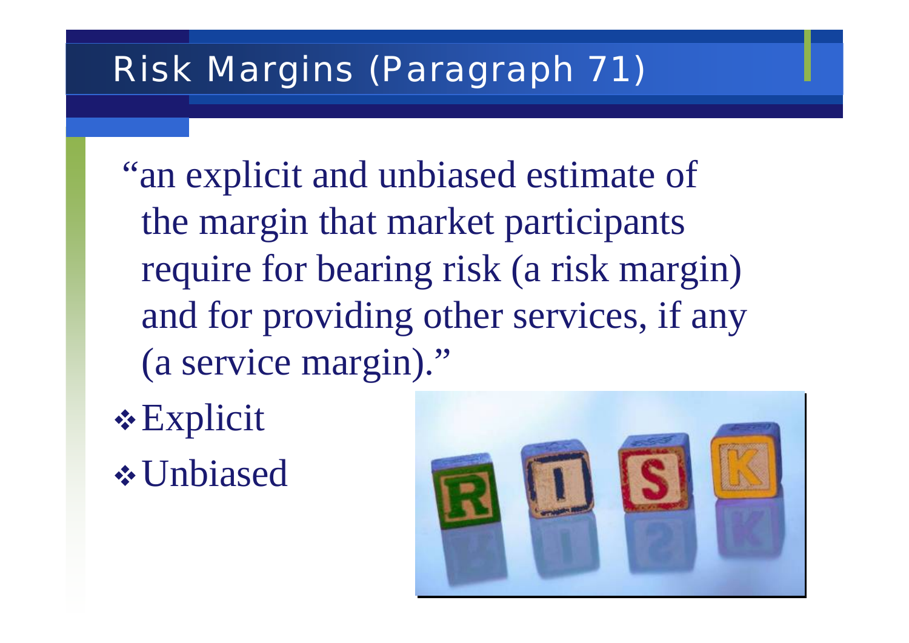# Risk Margins (Paragraph 71)

"an explicit and unbiased estimate of the margin that market participants require for bearing risk (a risk margin) and for providing other services, if any (a service margin)."

- Explicit
- Unbiased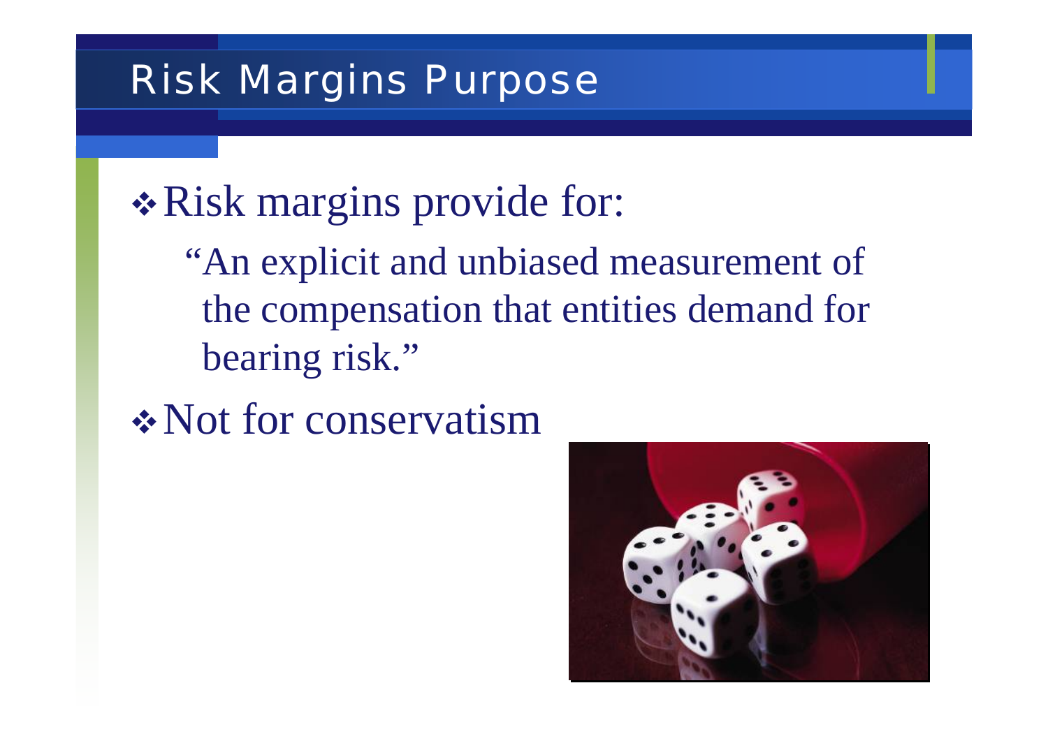# Risk Margins Purpose

- Risk margins provide for:

  "An explicit and unbiased measurement of the compensation that entities demand for bearing risk."

- Not for conservatism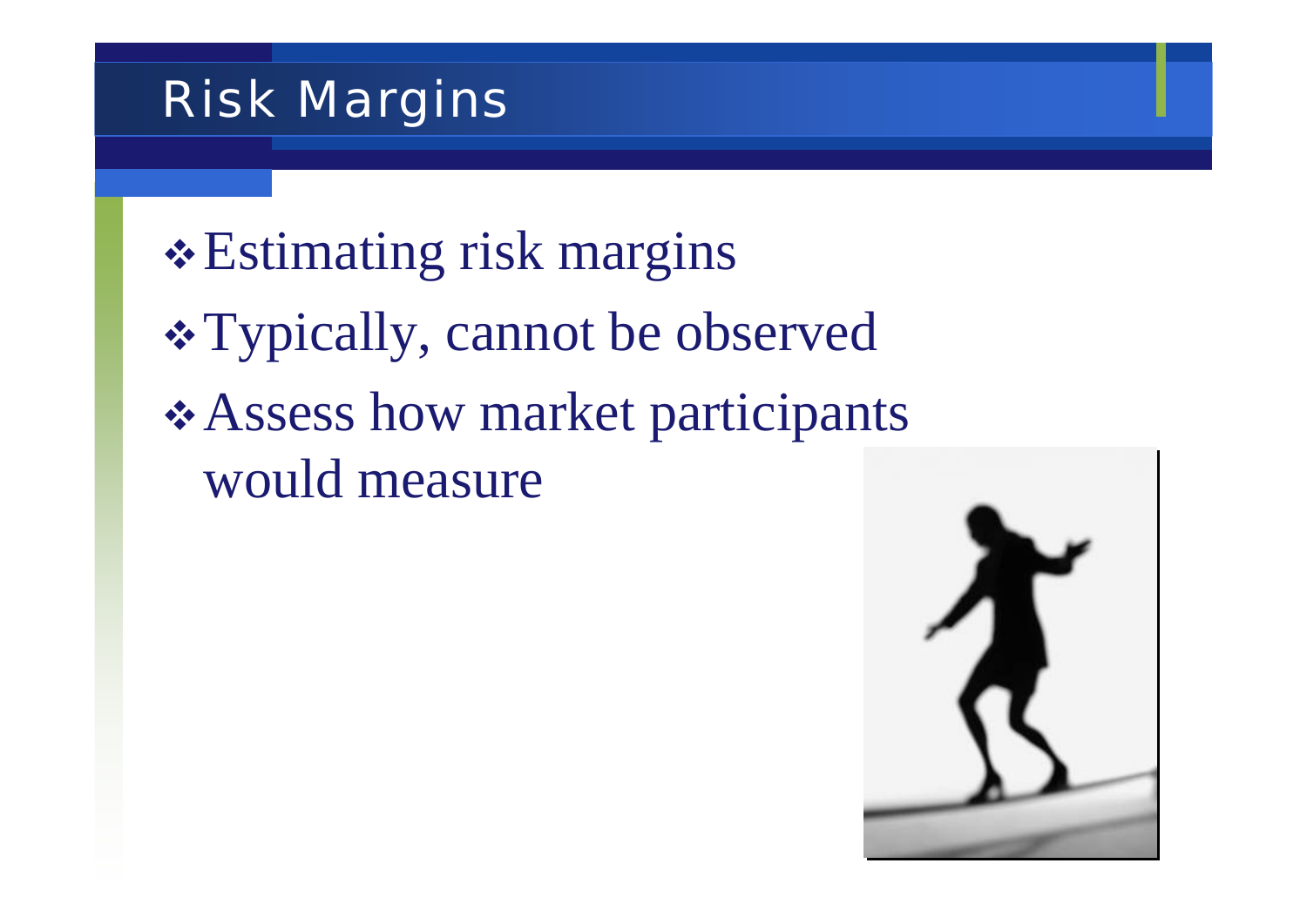# Risk Margins

- Estimating risk margins
- Typically, cannot be observed
- Assess how market participants would measure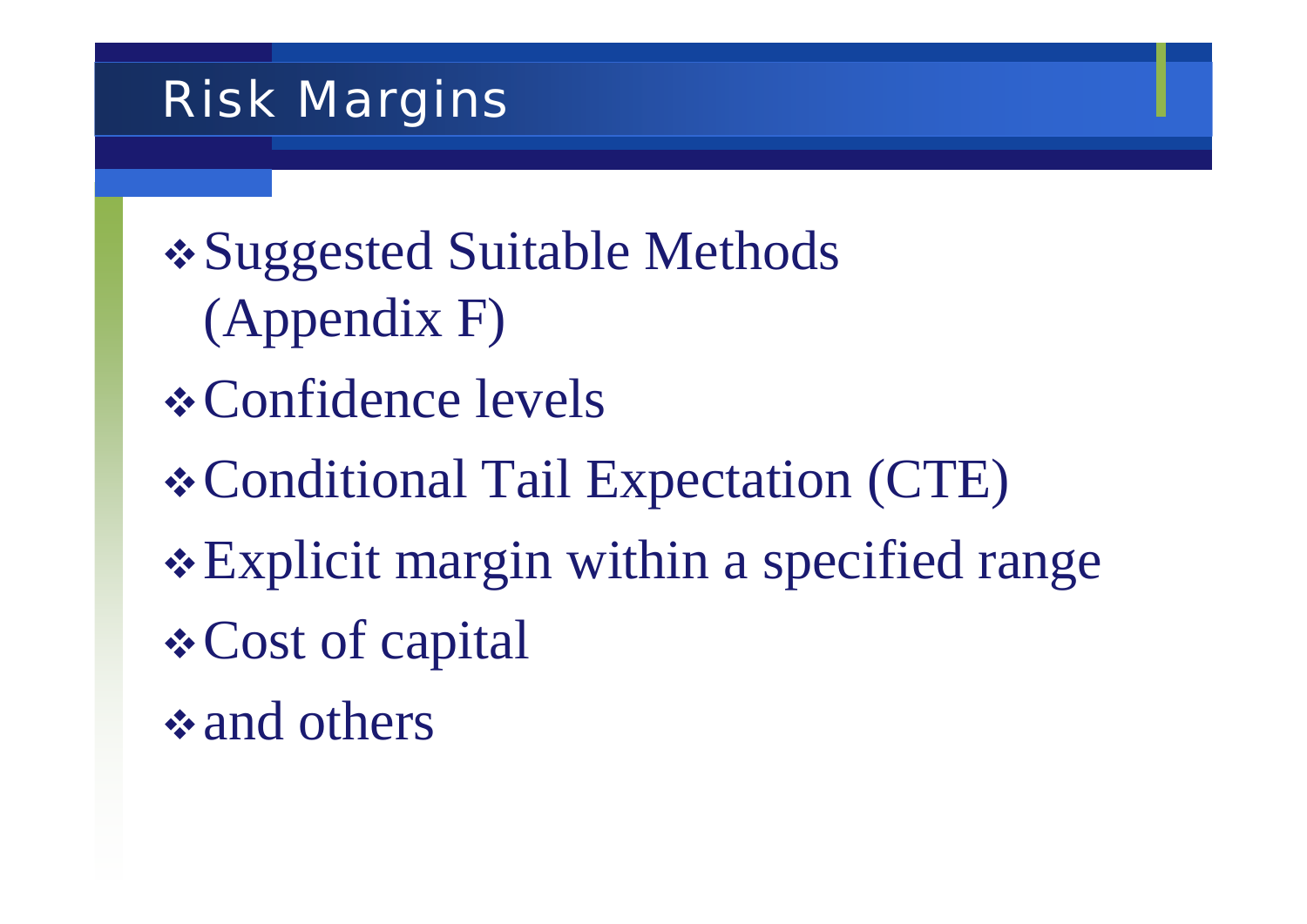# Risk Margins

- Suggested Suitable Methods (Appendix F)
- Confidence levels
- Conditional Tail Expectation (CTE)
- Explicit margin within a specified range
- Cost of capital
- and others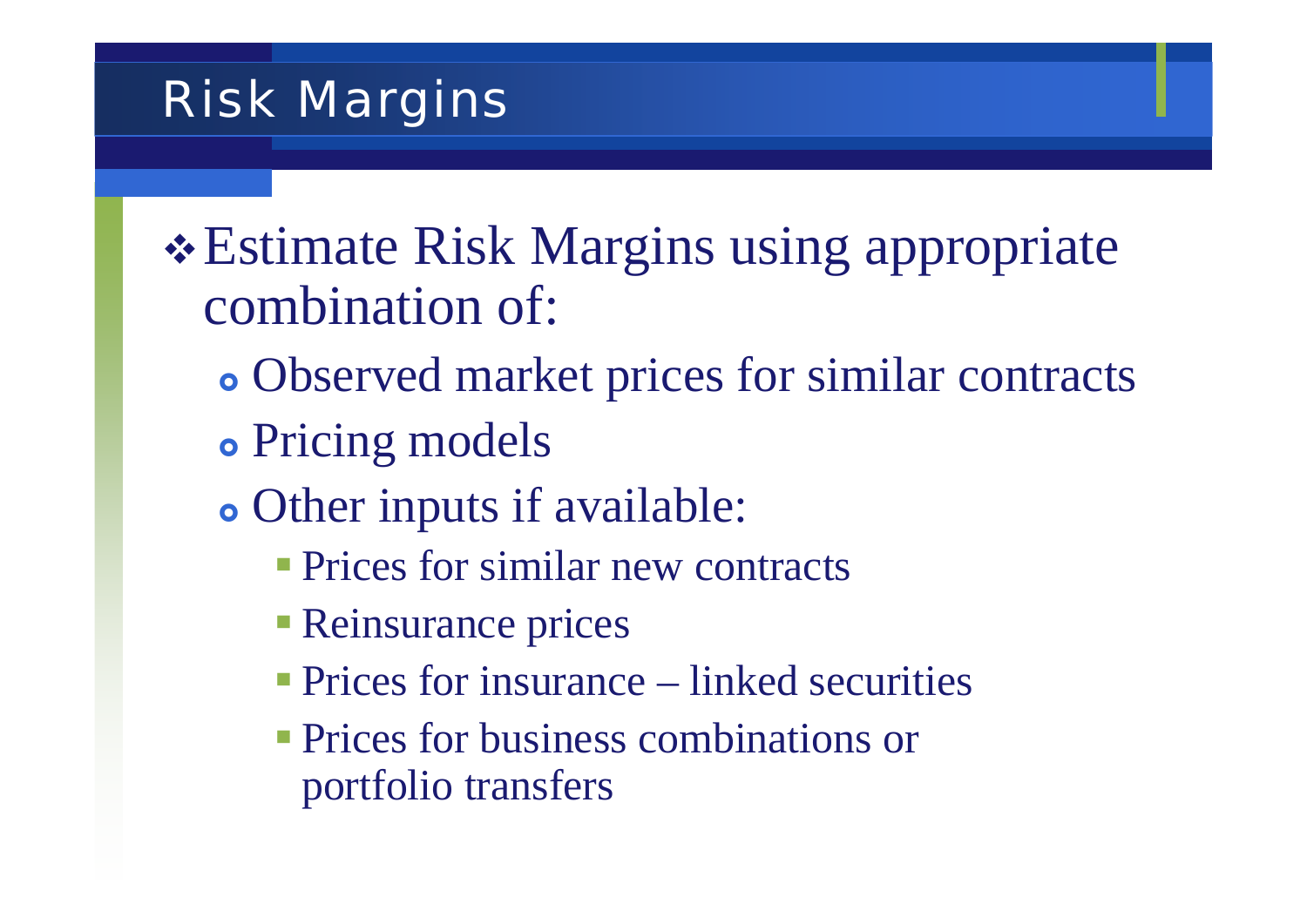# Risk Margins

- Estimate Risk Margins using appropriate combination of:
  - Observed market prices for similar contracts
  - Pricing models
  - Other inputs if available:
    - Prices for similar new contracts
    - Reinsurance prices
    - Prices for insurance – linked securities
    - Prices for business combinations or portfolio transfers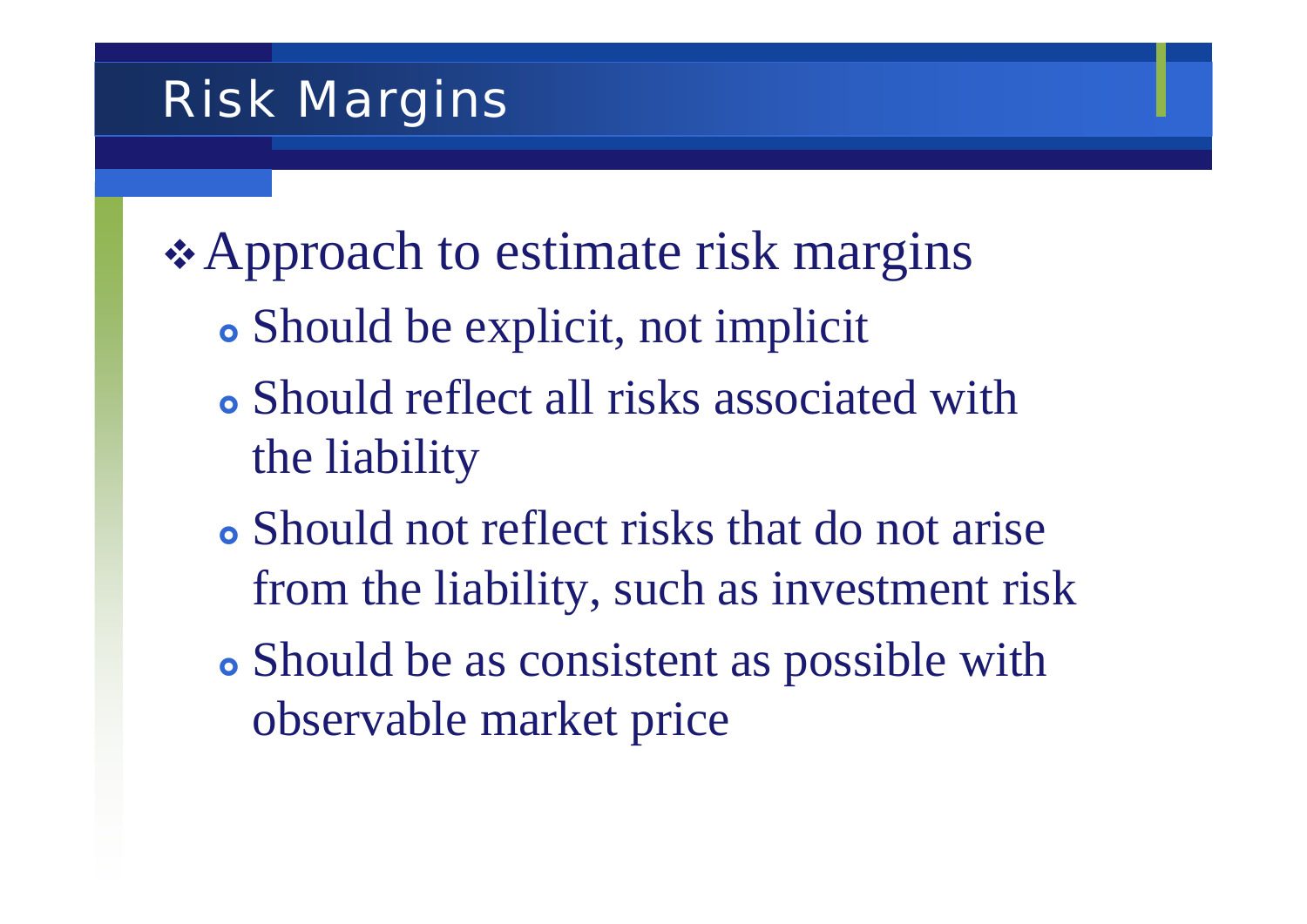# Risk Margins

- Approach to estimate risk margins
  - Should be explicit, not implicit
  - Should reflect all risks associated with the liability
  - Should not reflect risks that do not arise from the liability, such as investment risk
  - Should be as consistent as possible with observable market price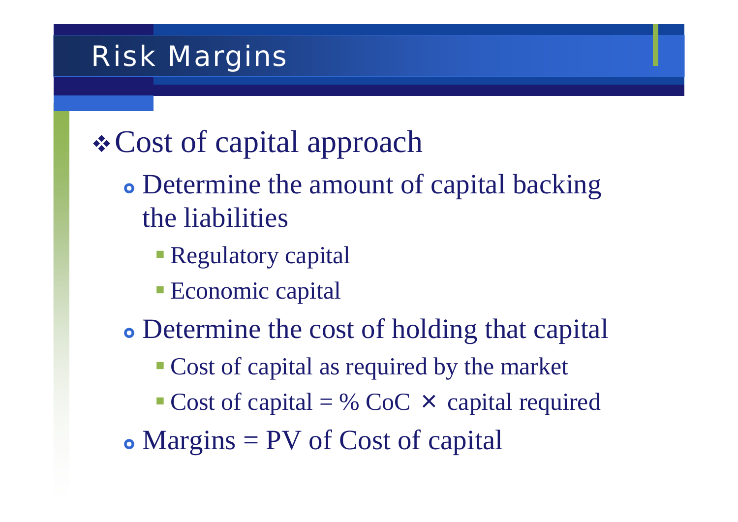# Risk Margins

- Cost of capital approach
  - Determine the amount of capital backing the liabilities
    - Regulatory capital
    - Economic capital
  - Determine the cost of holding that capital
    - Cost of capital as required by the market
    - Cost of capital = % CoC × capital required
  - Margins = PV of Cost of capital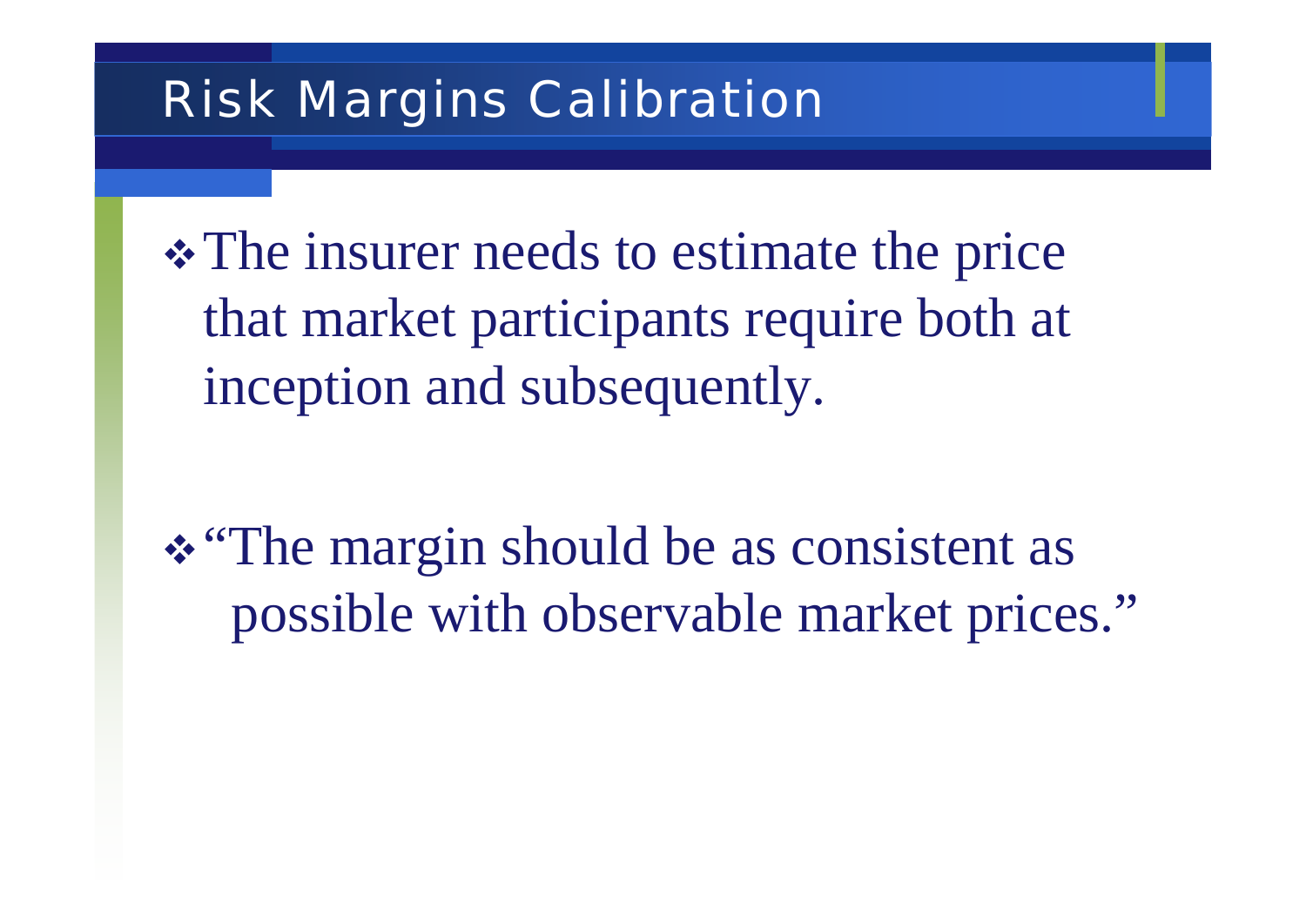# Risk Margins Calibration

- The insurer needs to estimate the price that market participants require both at inception and subsequently.
- "The margin should be as consistent as possible with observable market prices."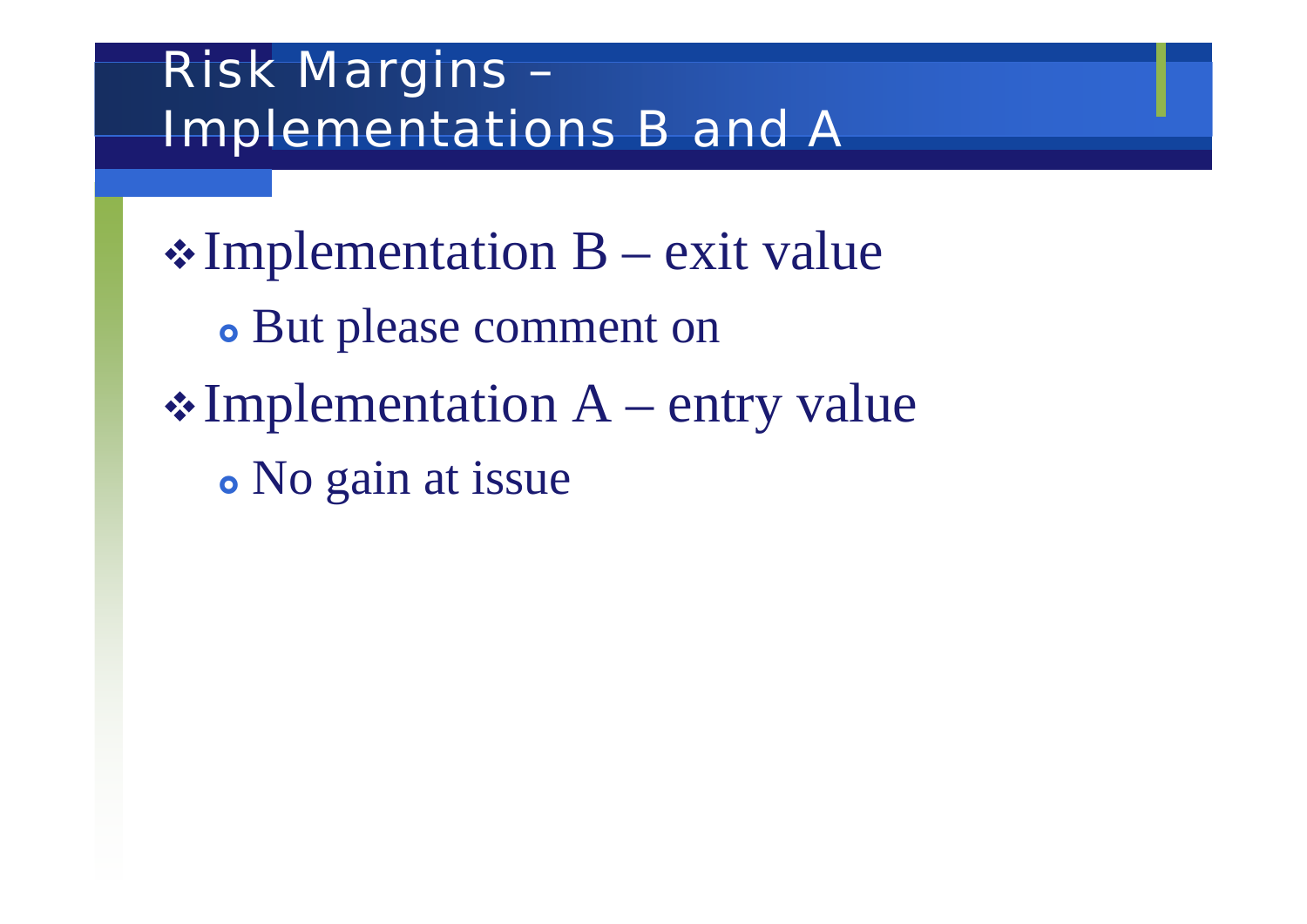# Risk Margins – Implementations B and A

- Implementation B – exit value
  - But please comment on
- Implementation A – entry value
  - No gain at issue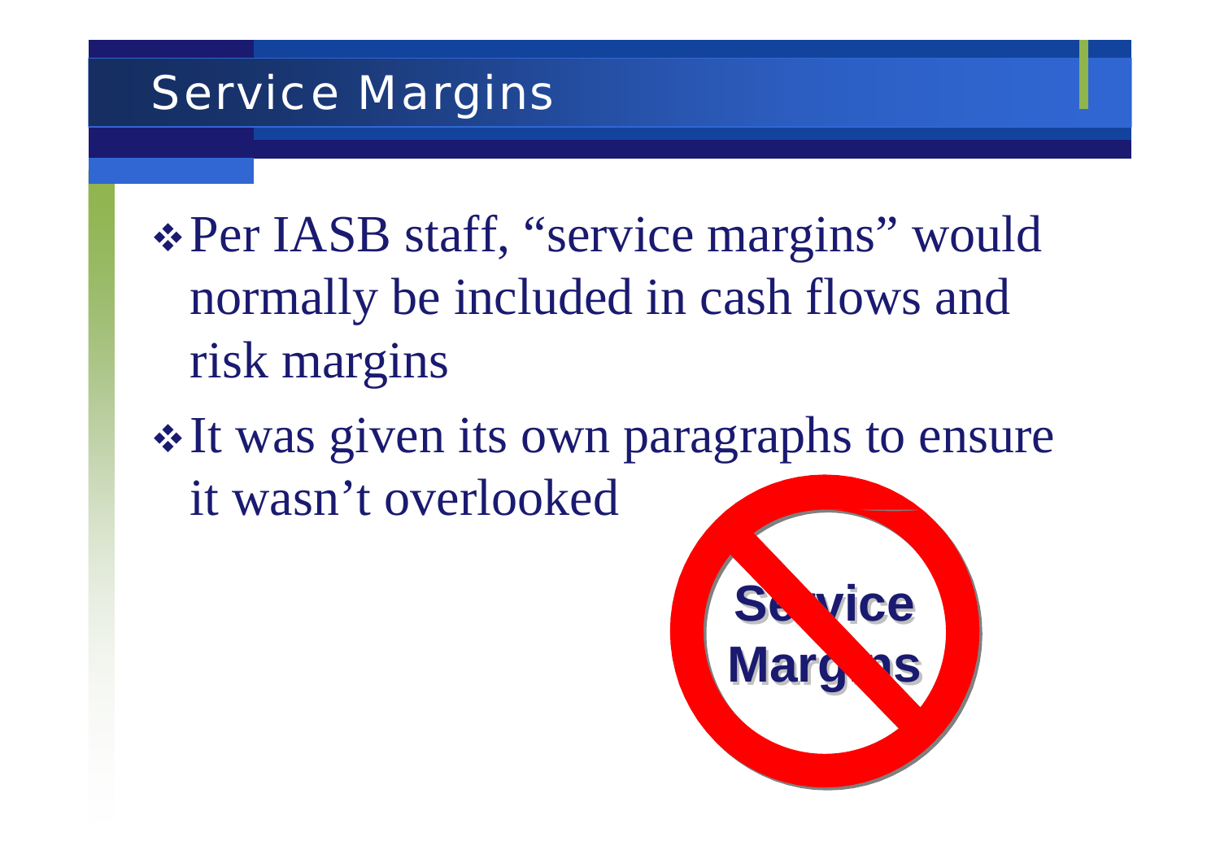# Service Margins

- Per IASB staff, "service margins" would normally be included in cash flows and risk margins
- It was given its own paragraphs to ensure it wasn't overlooked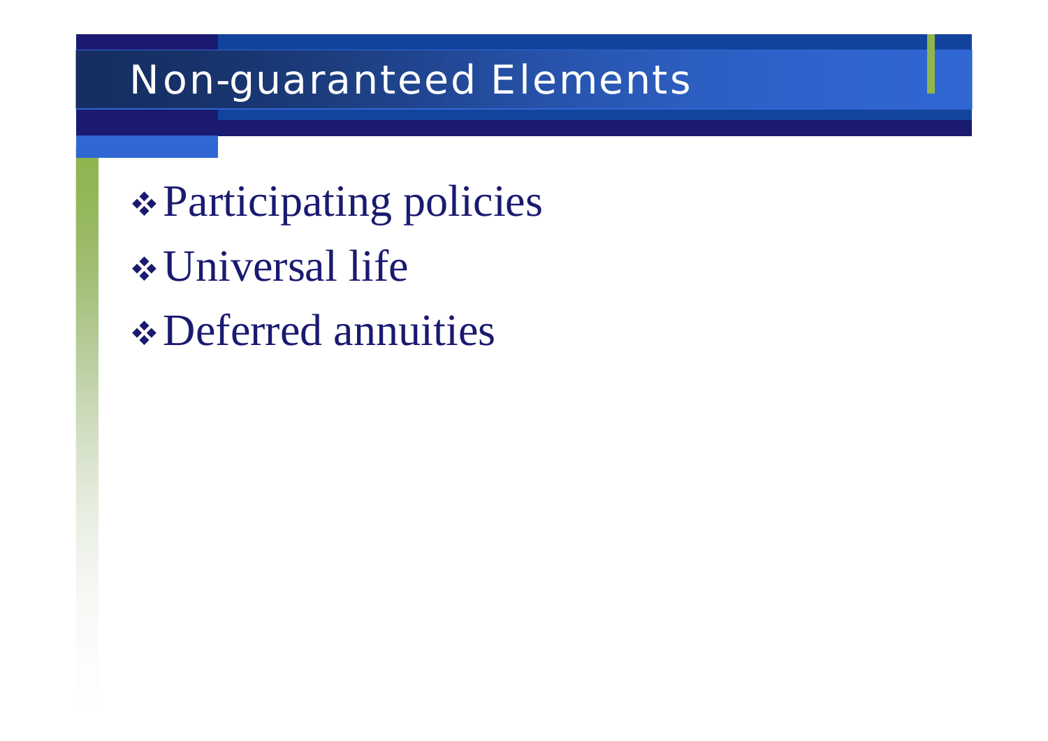# Non-guaranteed Elements

- Participating policies
- Universal life
- Deferred annuities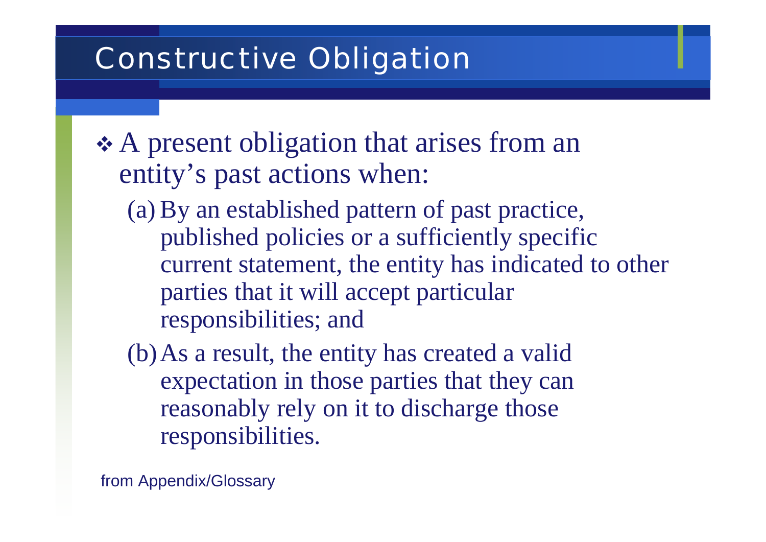# Constructive Obligation

- A present obligation that arises from an entity's past actions when:
  - (a) By an established pattern of past practice, published policies or a sufficiently specific current statement, the entity has indicated to other parties that it will accept particular responsibilities; and
  - (b) As a result, the entity has created a valid expectation in those parties that they can reasonably rely on it to discharge those responsibilities.

from Appendix/Glossary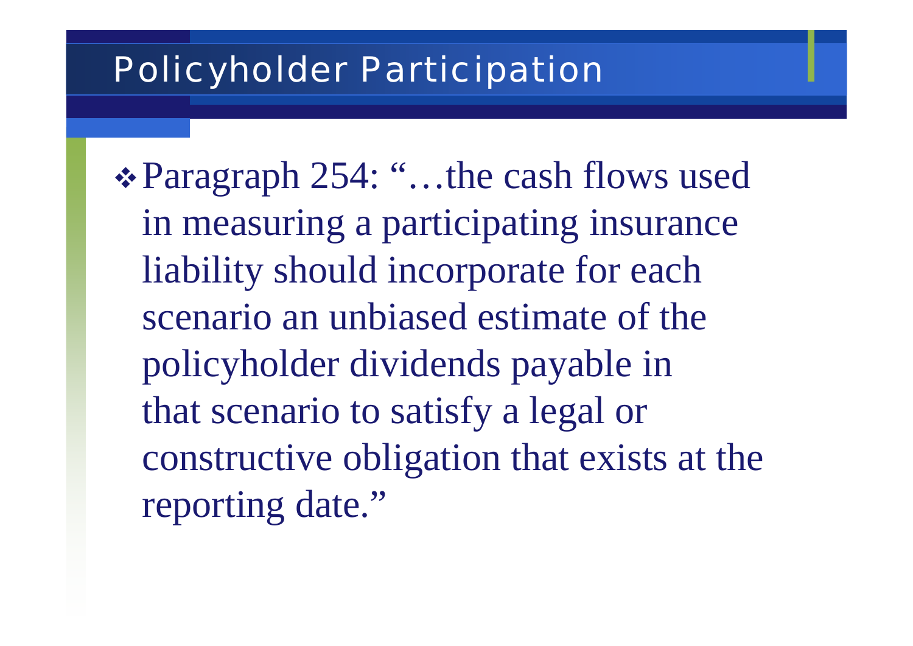# Policyholder Participation

- Paragraph 254: "…the cash flows used in measuring a participating insurance liability should incorporate for each scenario an unbiased estimate of the policyholder dividends payable in that scenario to satisfy a legal or constructive obligation that exists at the reporting date."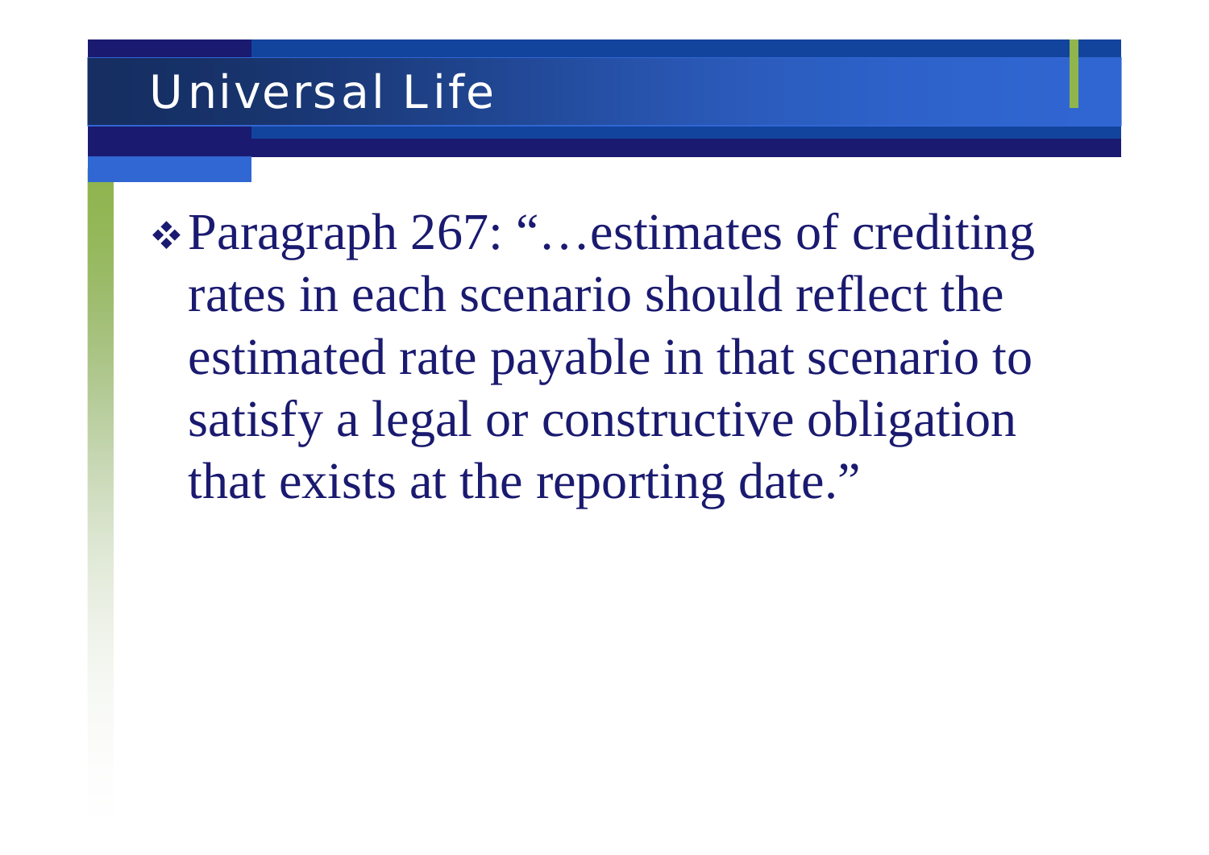# Universal Life

- Paragraph 267: "…estimates of crediting rates in each scenario should reflect the estimated rate payable in that scenario to satisfy a legal or constructive obligation that exists at the reporting date."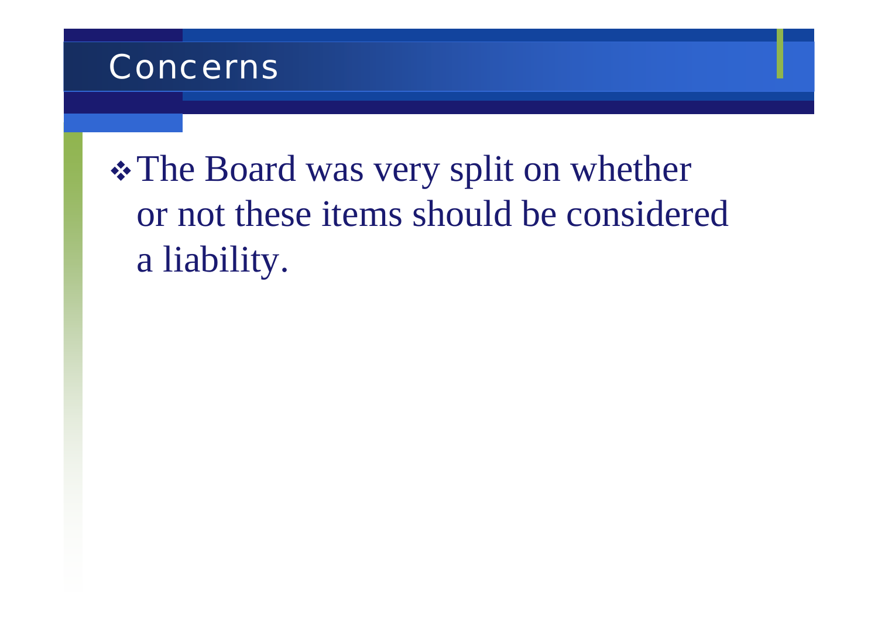# Concerns

- The Board was very split on whether or not these items should be considered a liability.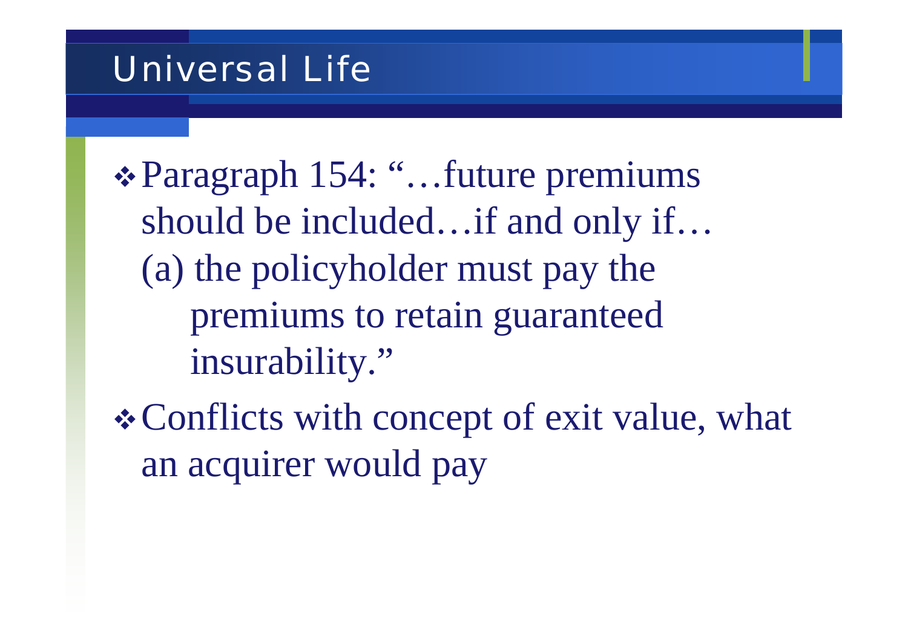# Universal Life

- Paragraph 154: "…future premiums should be included…if and only if…
  (a) the policyholder must pay the premiums to retain guaranteed insurability."
- Conflicts with concept of exit value, what an acquirer would pay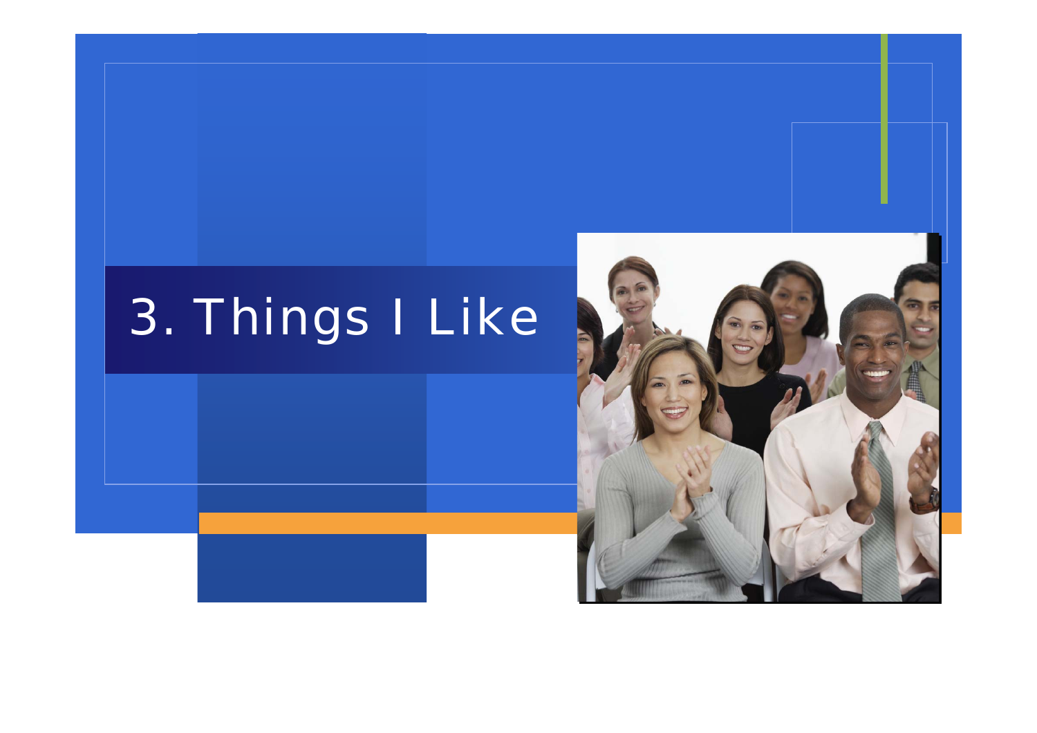# 3. Things I Like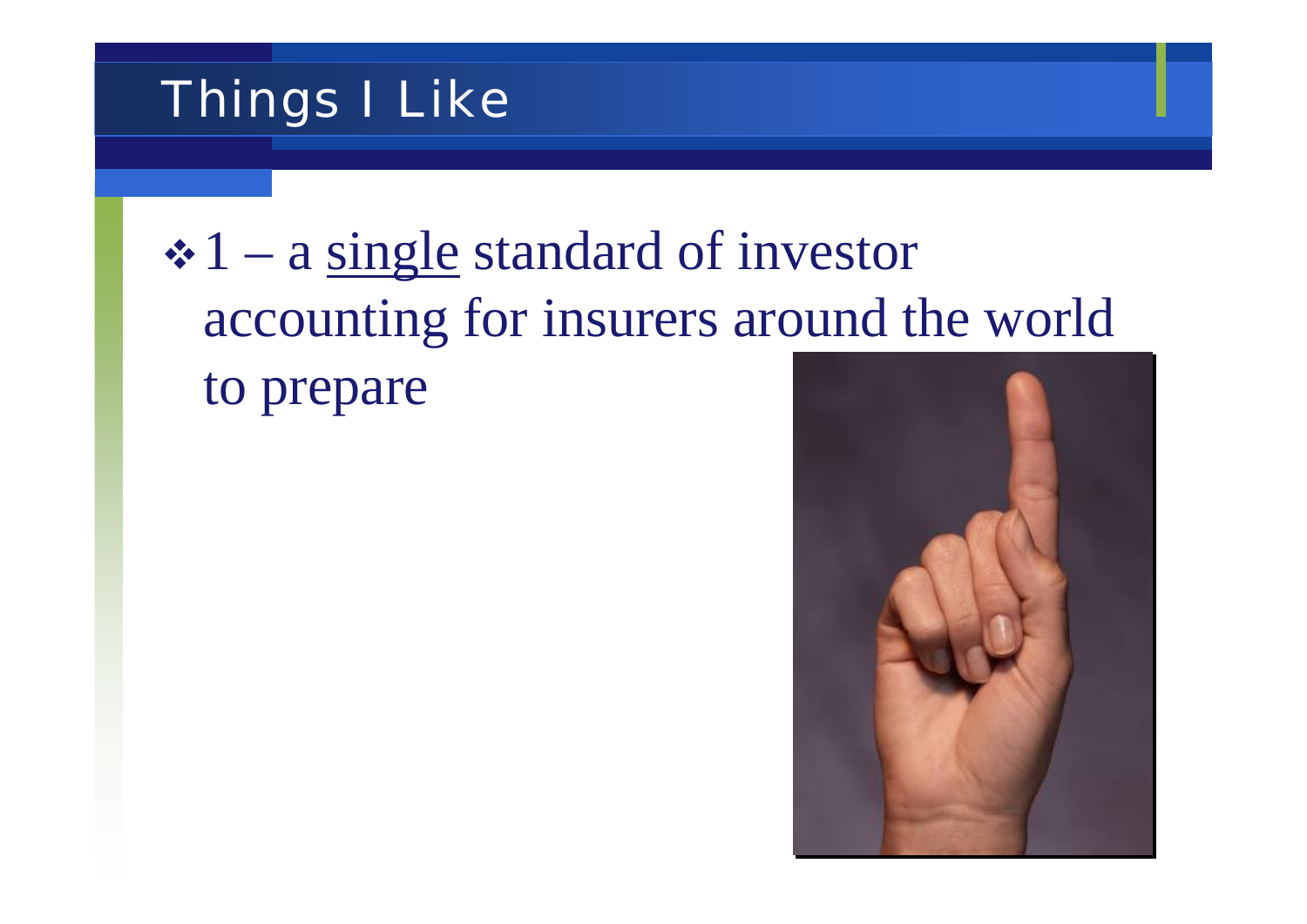# Things I Like

- 1 – a <u>single</u> standard of investor accounting for insurers around the world to prepare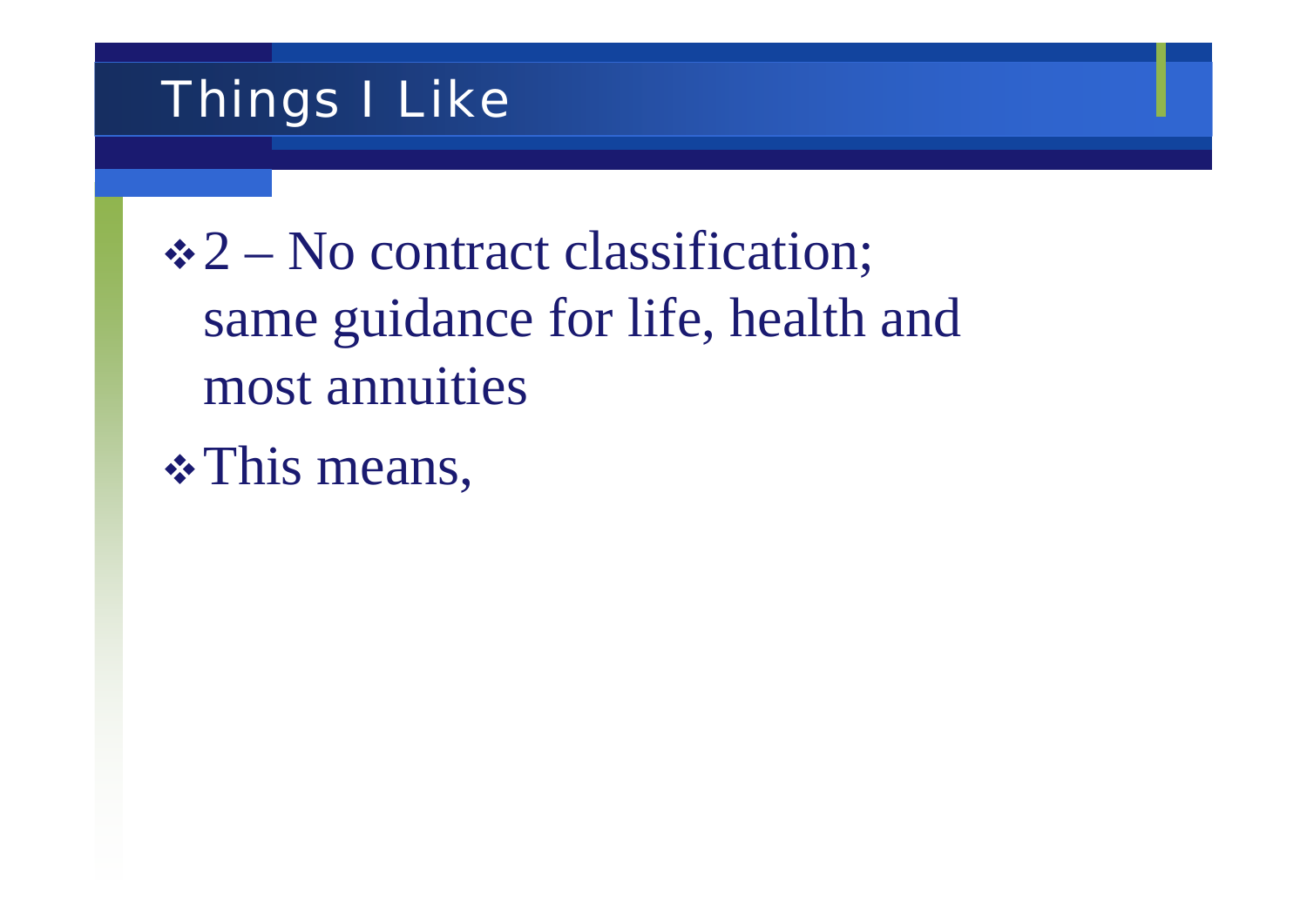# Things I Like

- 2 – No contract classification; same guidance for life, health and most annuities
- This means,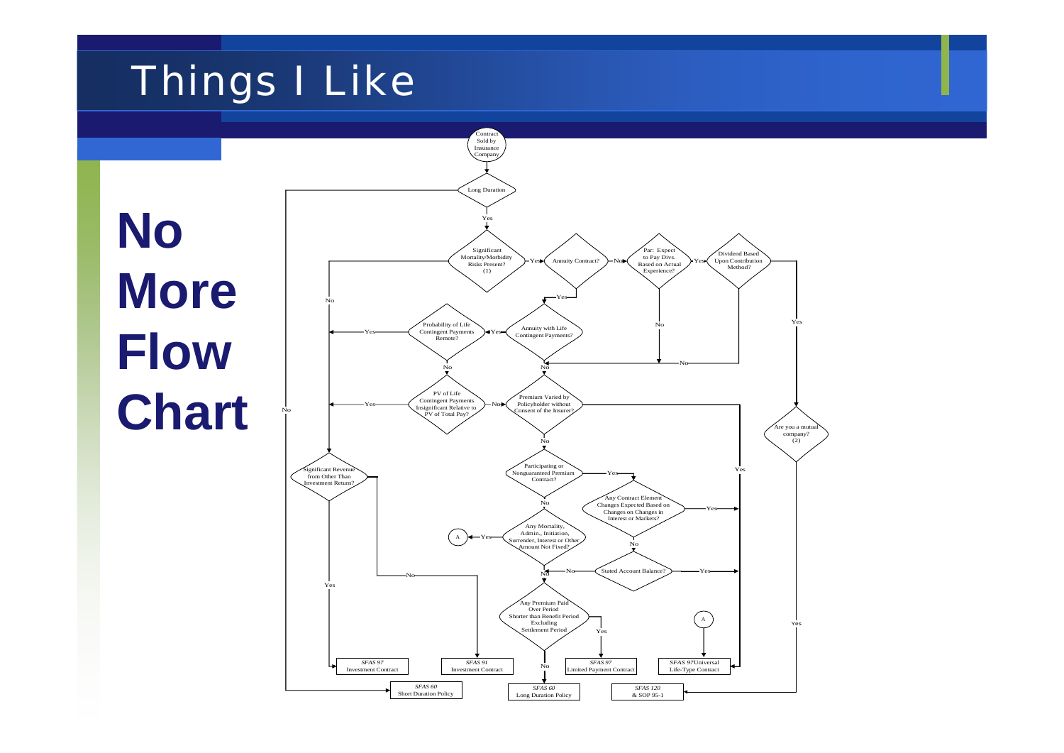# Things I Like

**No More Flow Chart**

- Contract Sold by Insurance Company
- Long Duration
  - No → *SFAS 60* Short Duration Policy
  - Yes → Significant Mortality/Morbidity Risks Present? (1)
- Significant Mortality/Morbidity Risks Present? (1)
  - No → Significant Revenue from Other Than Investment Return?
  - Yes → Annuity Contract?
- Annuity Contract?
  - No → Par: Expect to Pay Divs. Based on Actual Experience?
  - Yes → Annuity with Life Contingent Payments?
- Par: Expect to Pay Divs. Based on Actual Experience?
  - No → Premium Varied by Policyholder without Consent of the Insurer?
  - Yes → Dividend Based Upon Contribution Method?
- Dividend Based Upon Contribution Method?
  - No → Premium Varied by Policyholder without Consent of the Insurer?
  - Yes → Are you a mutual company? (2)
- Are you a mutual company? (2)
  - Yes → *SFAS 120* & SOP 95-1
- Annuity with Life Contingent Payments?
  - Yes → Probability of Life Contingent Payments Remote?
  - No → Premium Varied by Policyholder without Consent of the Insurer?
- Probability of Life Contingent Payments Remote?
  - Yes → Significant Revenue from Other Than Investment Return?
  - No → PV of Life Contingent Payments Insignificant Relative to PV of Total Pay?
- PV of Life Contingent Payments Insignificant Relative to PV of Total Pay?
  - Yes → Significant Revenue from Other Than Investment Return?
  - No → Premium Varied by Policyholder without Consent of the Insurer?
- Premium Varied by Policyholder without Consent of the Insurer?
  - Yes → *SFAS 97* Universal Life-Type Contract
  - No → Participating or Nonguaranteed Premium Contract?
- Participating or Nonguaranteed Premium Contract?
  - Yes → Any Contract Element Changes Expected Based on Changes on Changes in Interest or Markets?
  - No → Any Mortality, Admin., Initiation, Surrender, Interest or Other Amount Not Fixed?
- Any Contract Element Changes Expected Based on Changes on Changes in Interest or Markets?
  - Yes → *SFAS 97* Universal Life-Type Contract
  - No → Stated Account Balance?
- Stated Account Balance?
  - Yes → *SFAS 97* Universal Life-Type Contract
  - No → Any Premium Paid Over Period Shorter than Benefit Period Excluding Settlement Period
- Any Mortality, Admin., Initiation, Surrender, Interest or Other Amount Not Fixed?
  - Yes → A → *SFAS 97* Universal Life-Type Contract
  - No → Any Premium Paid Over Period Shorter than Benefit Period Excluding Settlement Period
- Any Premium Paid Over Period Shorter than Benefit Period Excluding Settlement Period
  - Yes → *SFAS 97* Limited Payment Contract
  - No → *SFAS 60* Long Duration Policy
- Significant Revenue from Other Than Investment Return?
  - Yes → *SFAS 97* Investment Contract
  - No → *SFAS 91* Investment Contract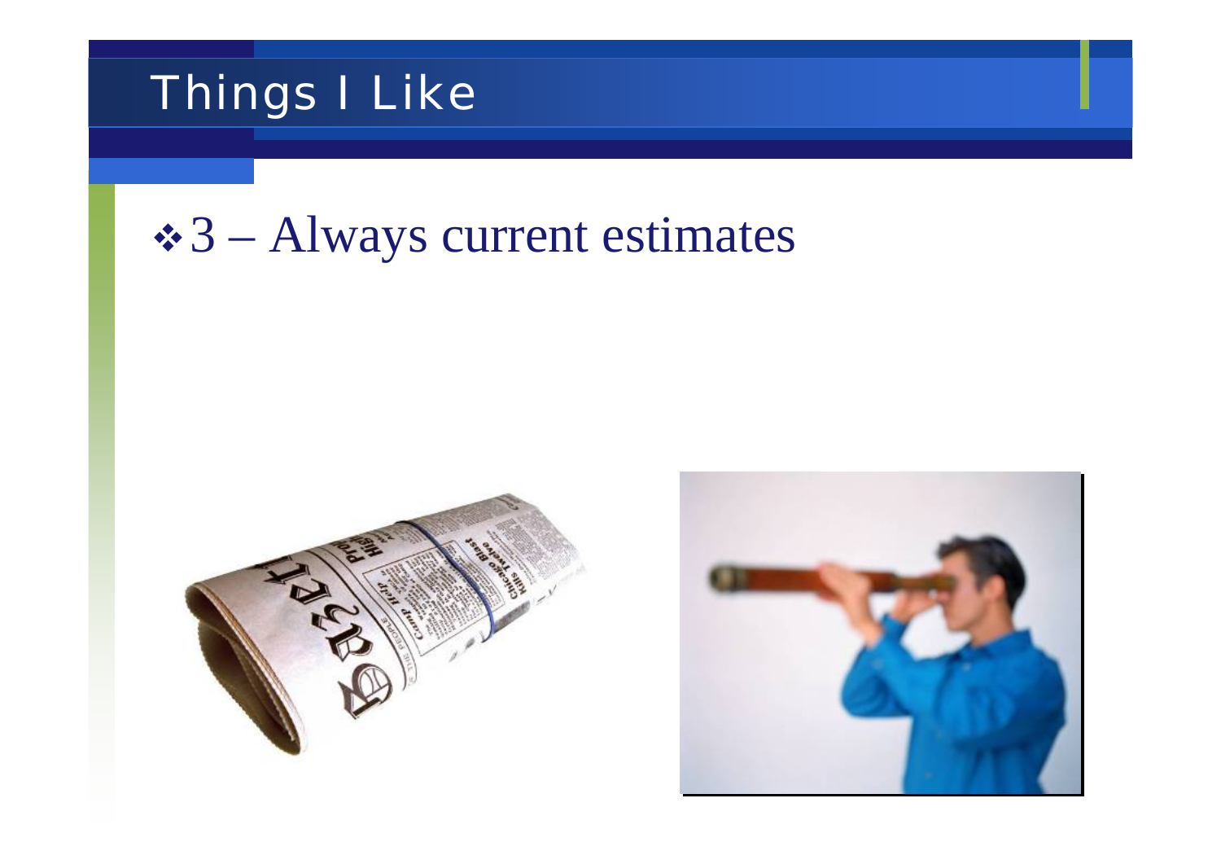# Things I Like

- 3 – Always current estimates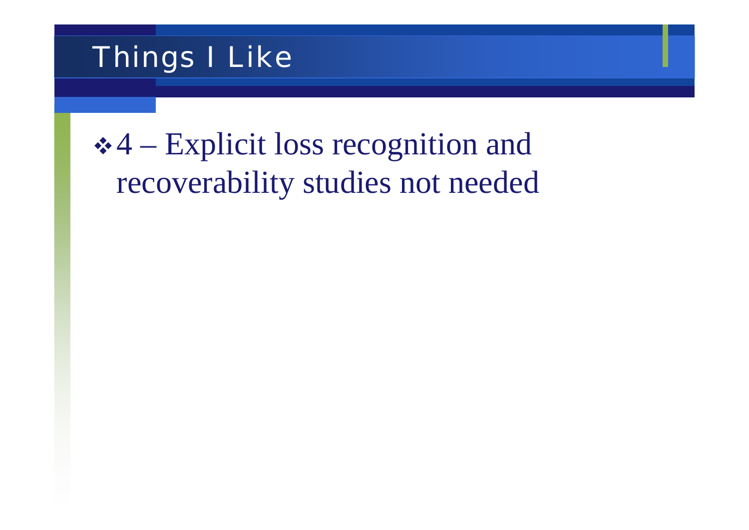# Things I Like

- 4 – Explicit loss recognition and recoverability studies not needed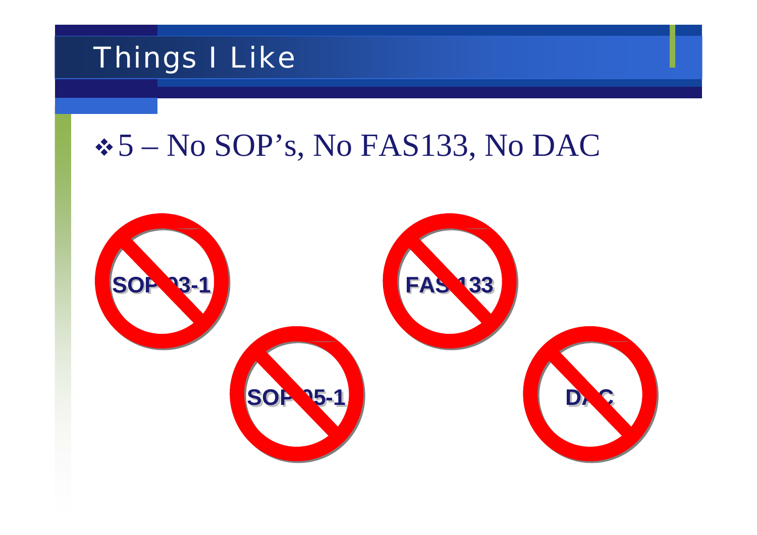# Things I Like

- 5 – No SOP's, No FAS133, No DAC

SOP 03-1

FAS 133

SOP 05-1

DAC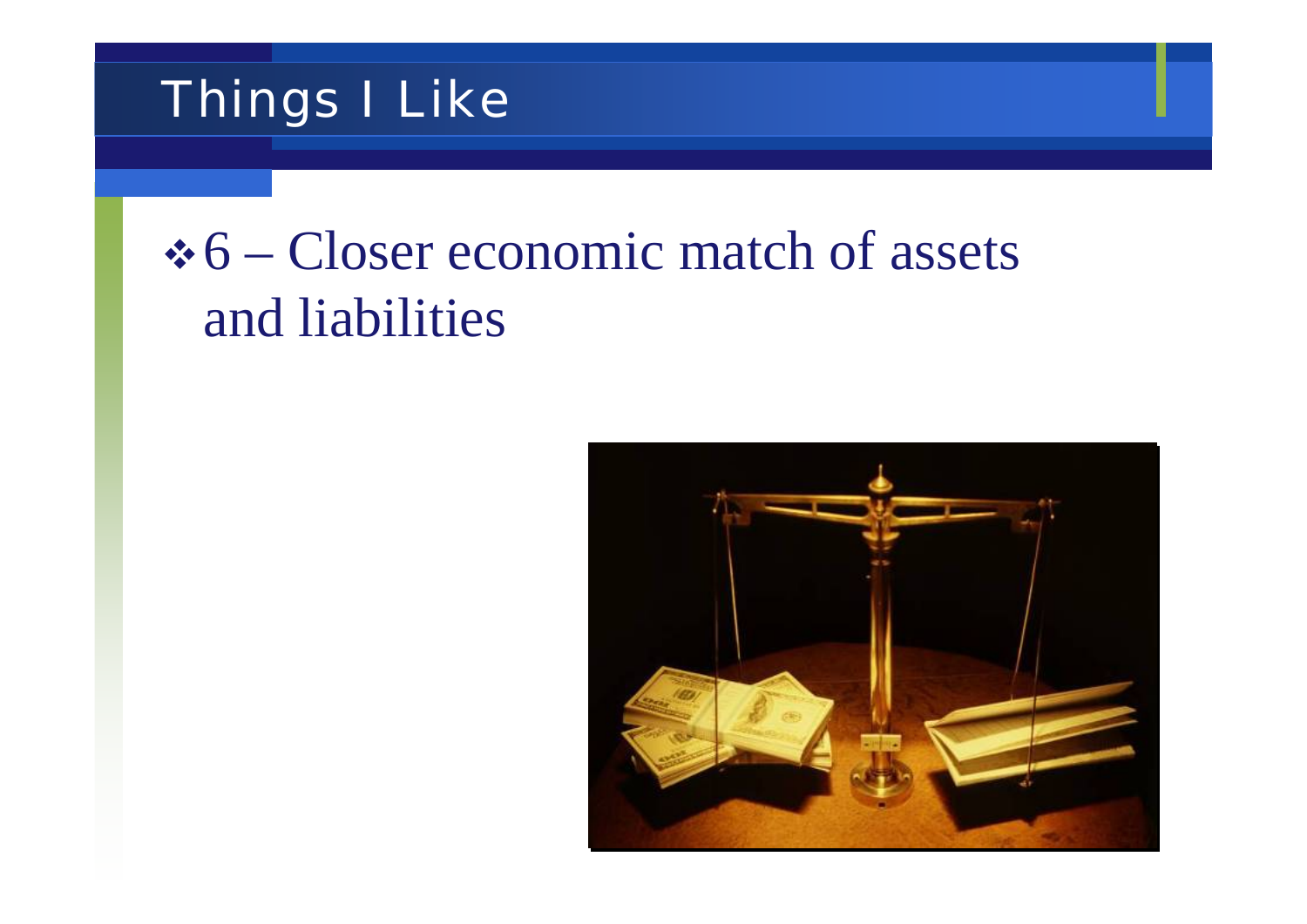# Things I Like

- 6 – Closer economic match of assets and liabilities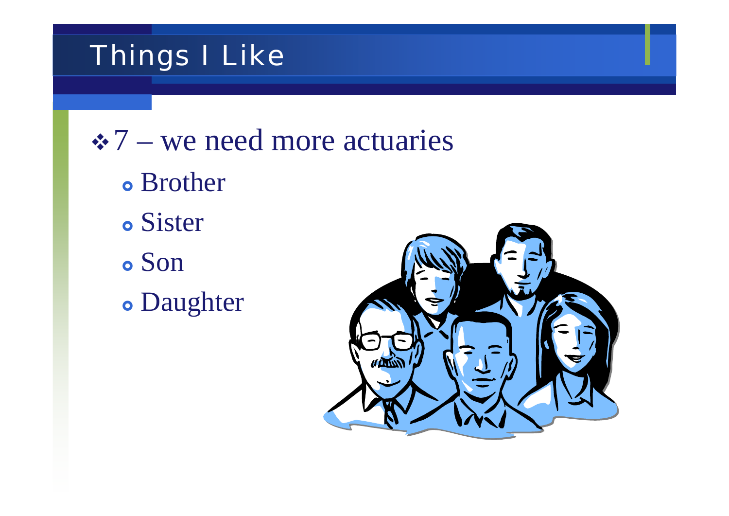# Things I Like

- 7 – we need more actuaries
  - Brother
  - Sister
  - Son
  - Daughter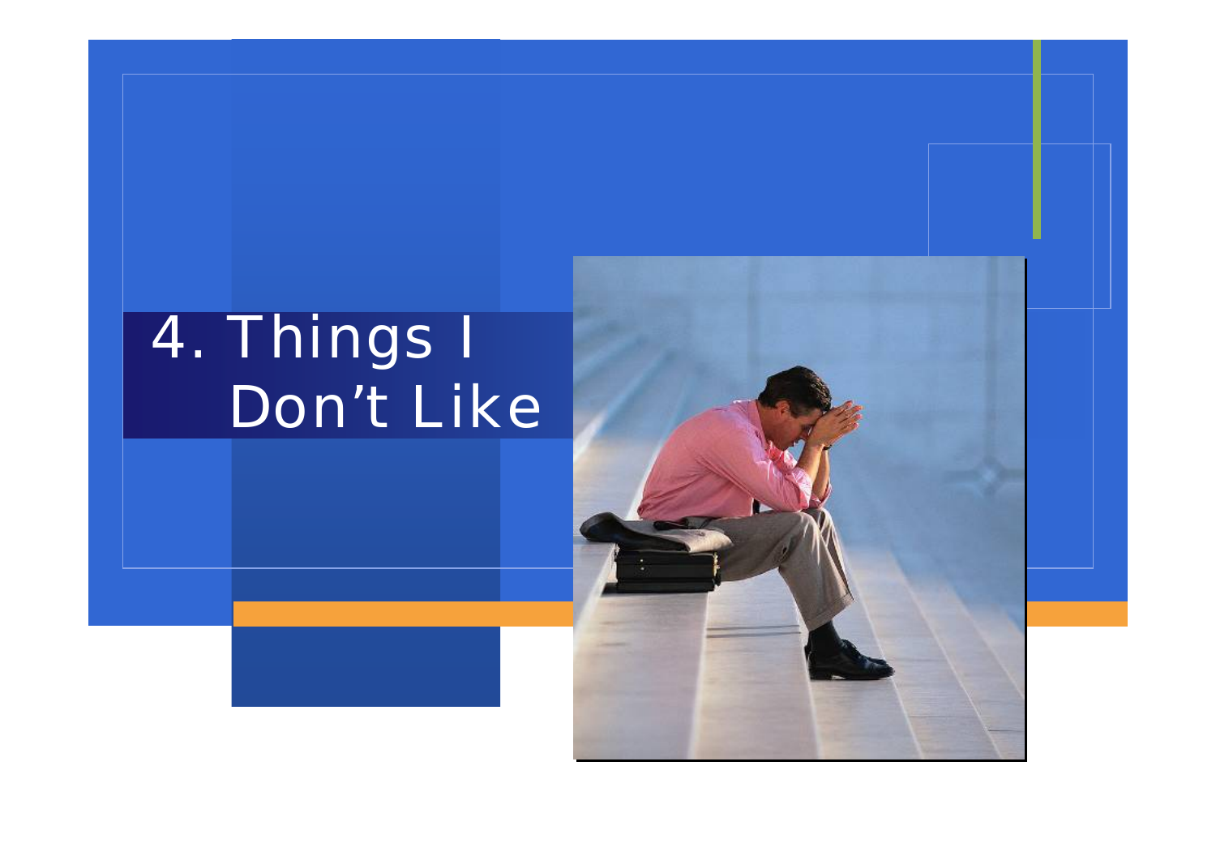# 4. Things I Don’t Like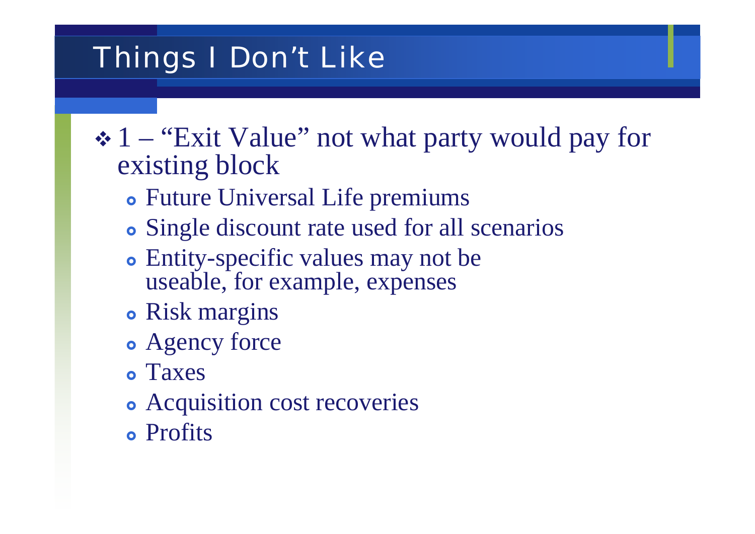# Things I Don't Like

- 1 – "Exit Value" not what party would pay for existing block
  - Future Universal Life premiums
  - Single discount rate used for all scenarios
  - Entity-specific values may not be useable, for example, expenses
  - Risk margins
  - Agency force
  - Taxes
  - Acquisition cost recoveries
  - Profits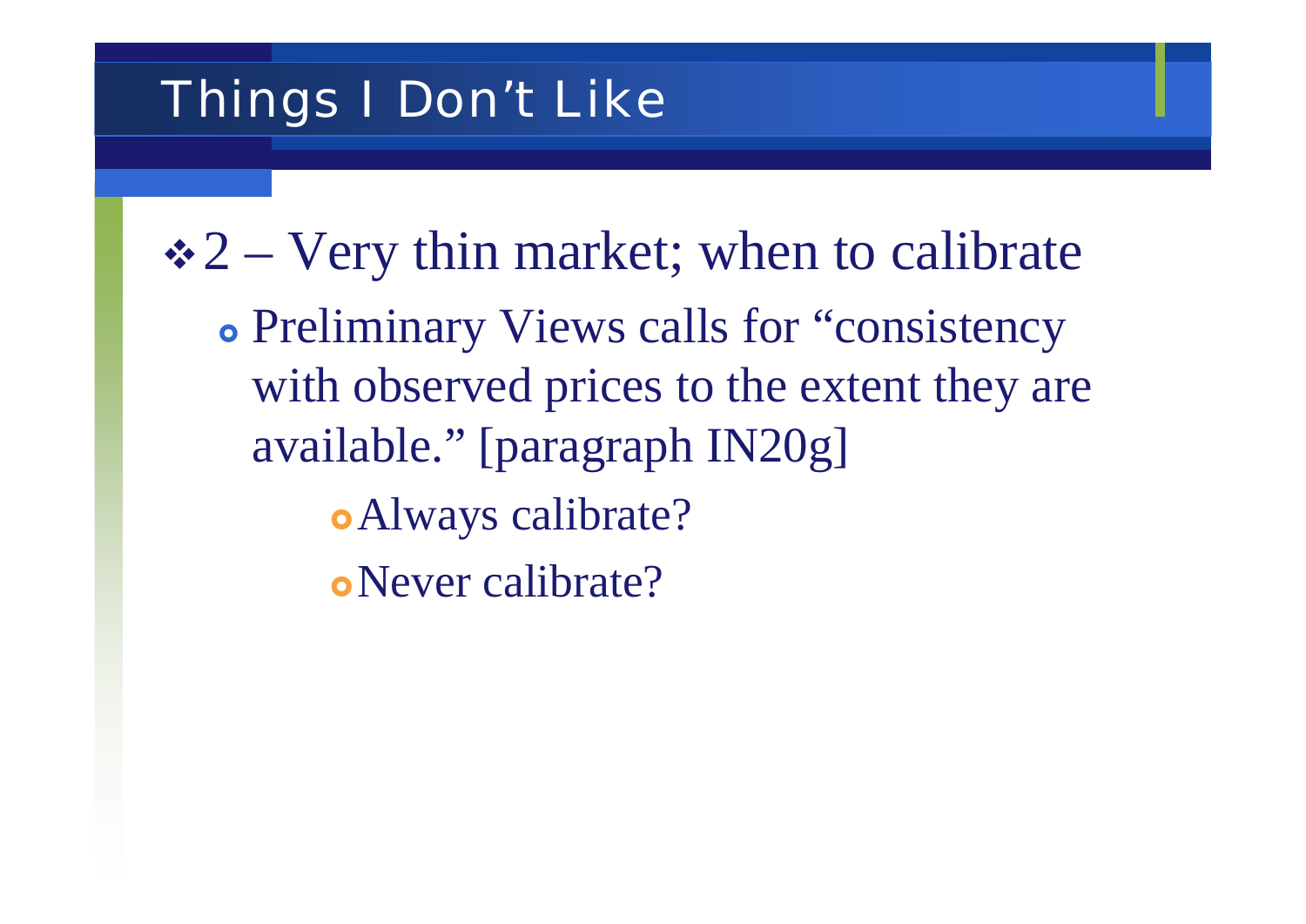# Things I Don’t Like

- 2 – Very thin market; when to calibrate
  - Preliminary Views calls for “consistency with observed prices to the extent they are available.” [paragraph IN20g]
    - Always calibrate?
    - Never calibrate?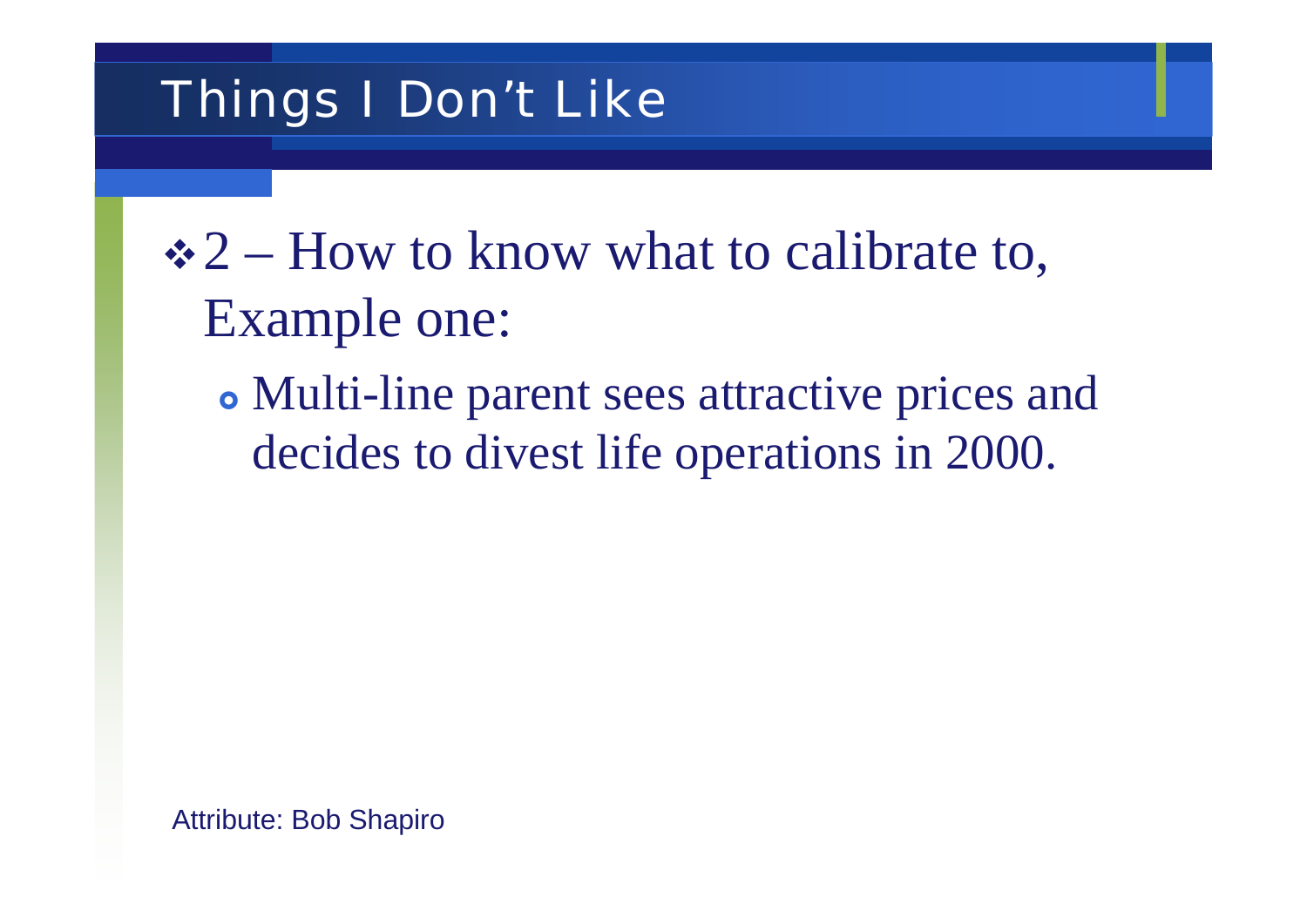# Things I Don't Like

- 2 – How to know what to calibrate to, Example one:
  - Multi-line parent sees attractive prices and decides to divest life operations in 2000.

Attribute: Bob Shapiro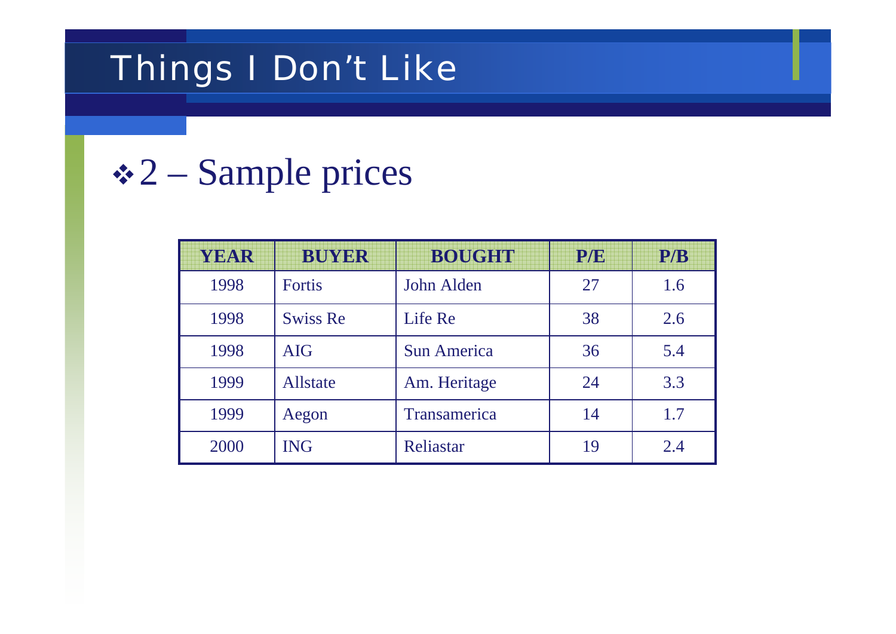# Things I Don't Like

- 2 – Sample prices

| YEAR | BUYER | BOUGHT | P/E | P/B |
|---|---|---|---|---|
| 1998 | Fortis | John Alden | 27 | 1.6 |
| 1998 | Swiss Re | Life Re | 38 | 2.6 |
| 1998 | AIG | Sun America | 36 | 5.4 |
| 1999 | Allstate | Am. Heritage | 24 | 3.3 |
| 1999 | Aegon | Transamerica | 14 | 1.7 |
| 2000 | ING | Reliastar | 19 | 2.4 |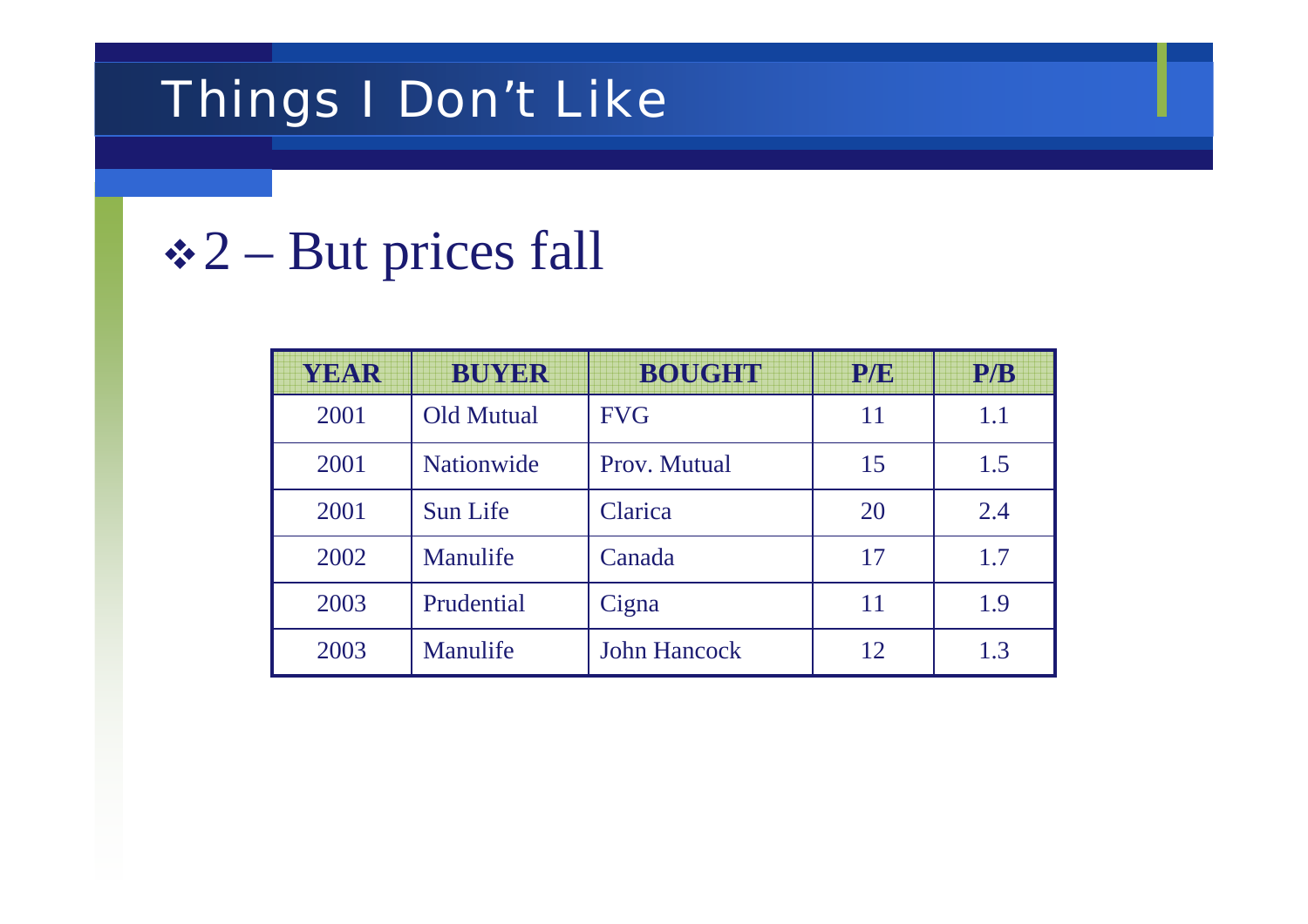# Things I Don't Like

- 2 – But prices fall

| YEAR | BUYER | BOUGHT | P/E | P/B |
|---|---|---|---|---|
| 2001 | Old Mutual | FVG | 11 | 1.1 |
| 2001 | Nationwide | Prov. Mutual | 15 | 1.5 |
| 2001 | Sun Life | Clarica | 20 | 2.4 |
| 2002 | Manulife | Canada | 17 | 1.7 |
| 2003 | Prudential | Cigna | 11 | 1.9 |
| 2003 | Manulife | John Hancock | 12 | 1.3 |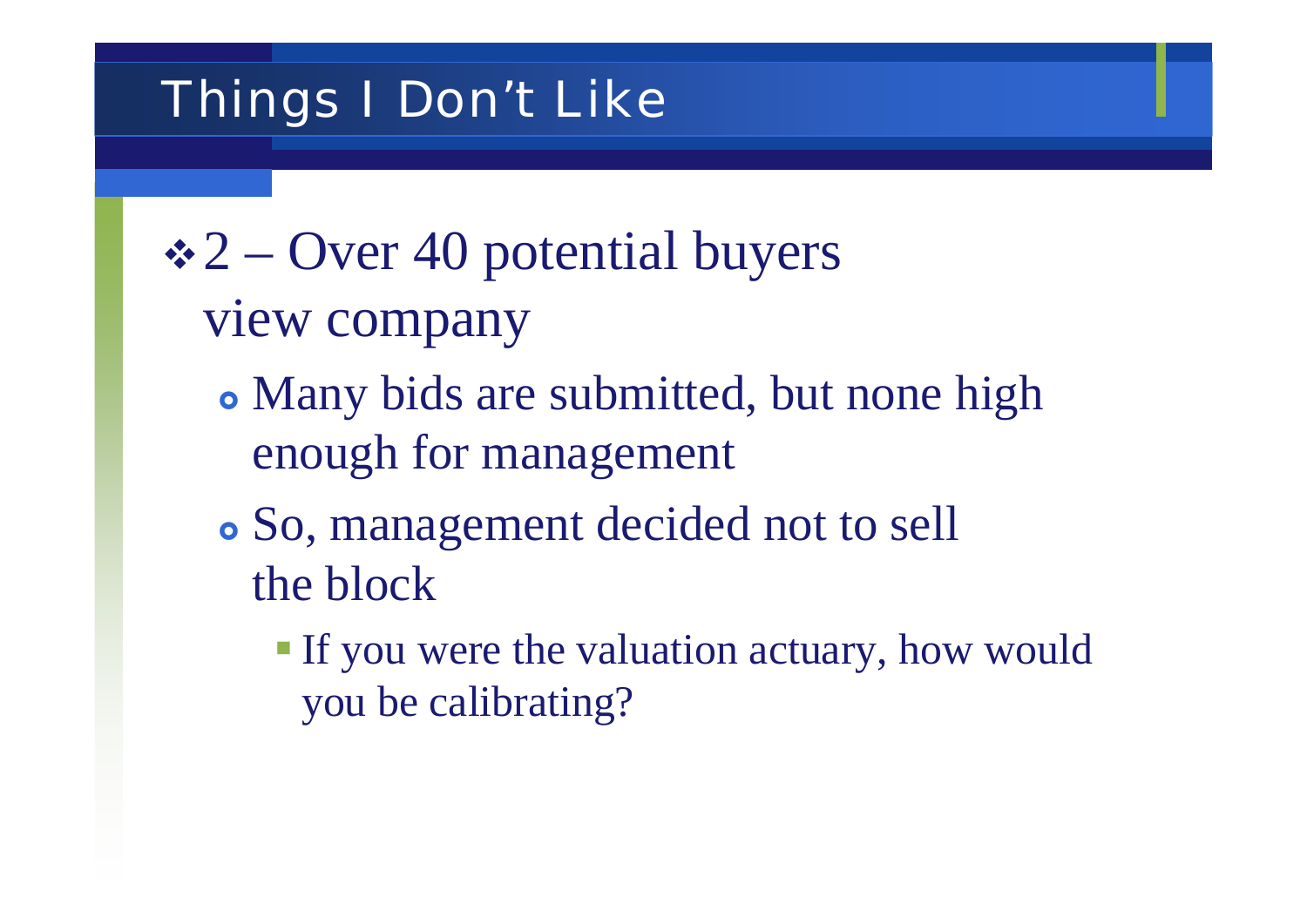# Things I Don't Like

- 2 – Over 40 potential buyers view company
  - Many bids are submitted, but none high enough for management
  - So, management decided not to sell the block
    - If you were the valuation actuary, how would you be calibrating?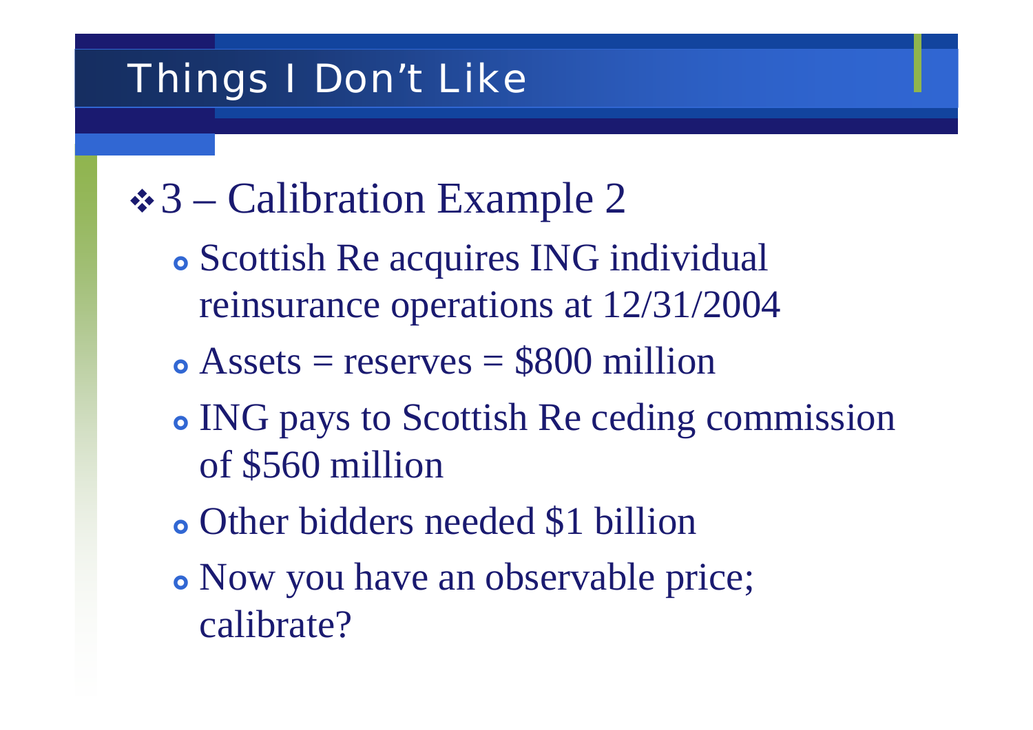# Things I Don't Like

- 3 – Calibration Example 2
  - Scottish Re acquires ING individual reinsurance operations at 12/31/2004
  - Assets = reserves = $800 million
  - ING pays to Scottish Re ceding commission of $560 million
  - Other bidders needed $1 billion
  - Now you have an observable price; calibrate?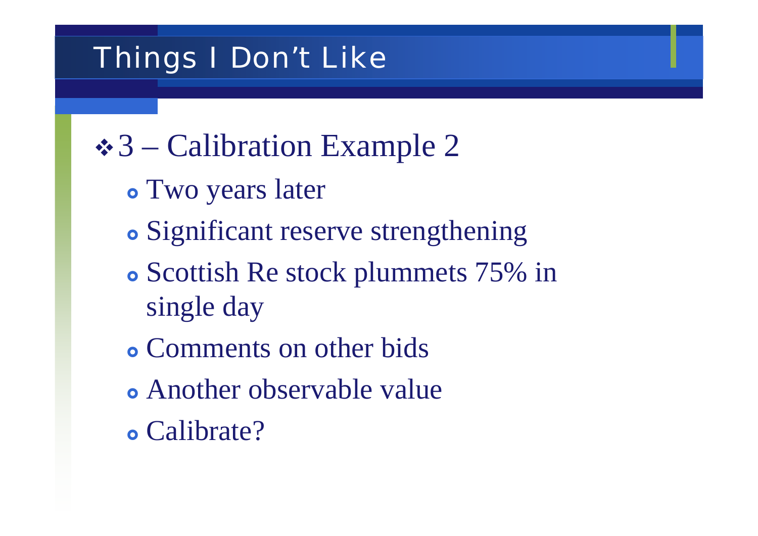## Things I Don't Like

- 3 – Calibration Example 2
  - Two years later
  - Significant reserve strengthening
  - Scottish Re stock plummets 75% in single day
  - Comments on other bids
  - Another observable value
  - Calibrate?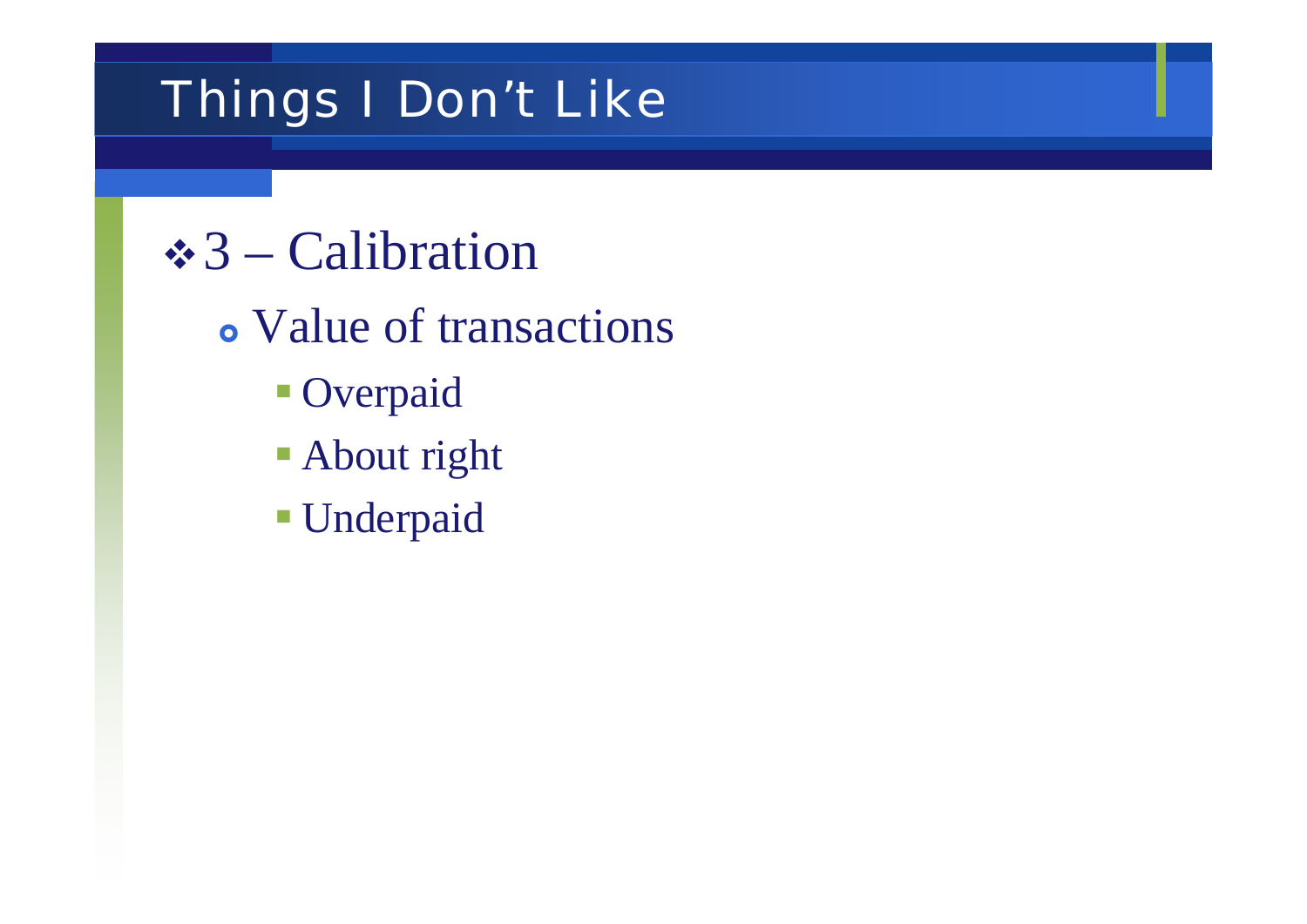# Things I Don't Like

- 3 – Calibration
  - Value of transactions
    - Overpaid
    - About right
    - Underpaid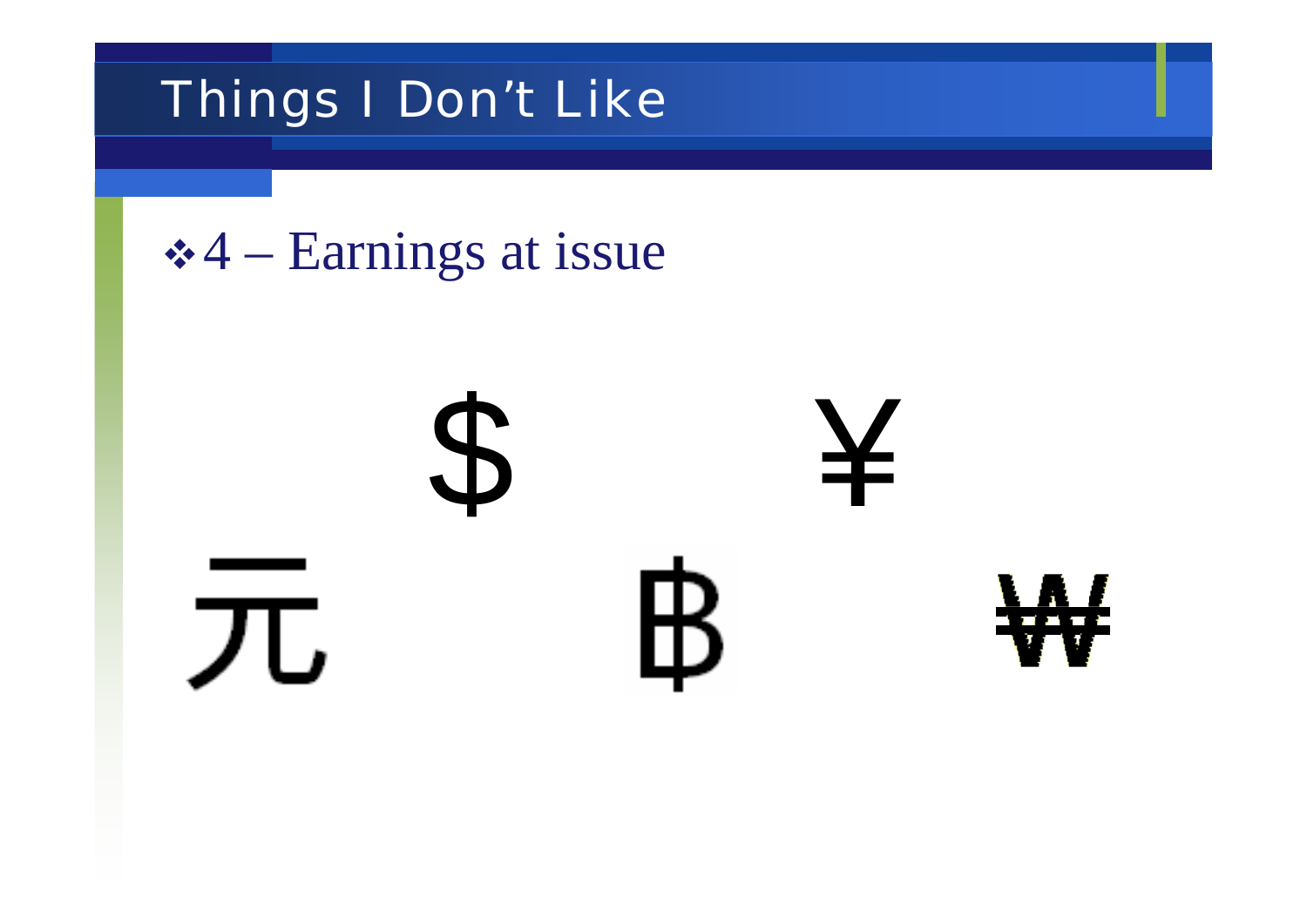# Things I Don't Like

- 4 – Earnings at issue

$ ¥

元 ฿ ₩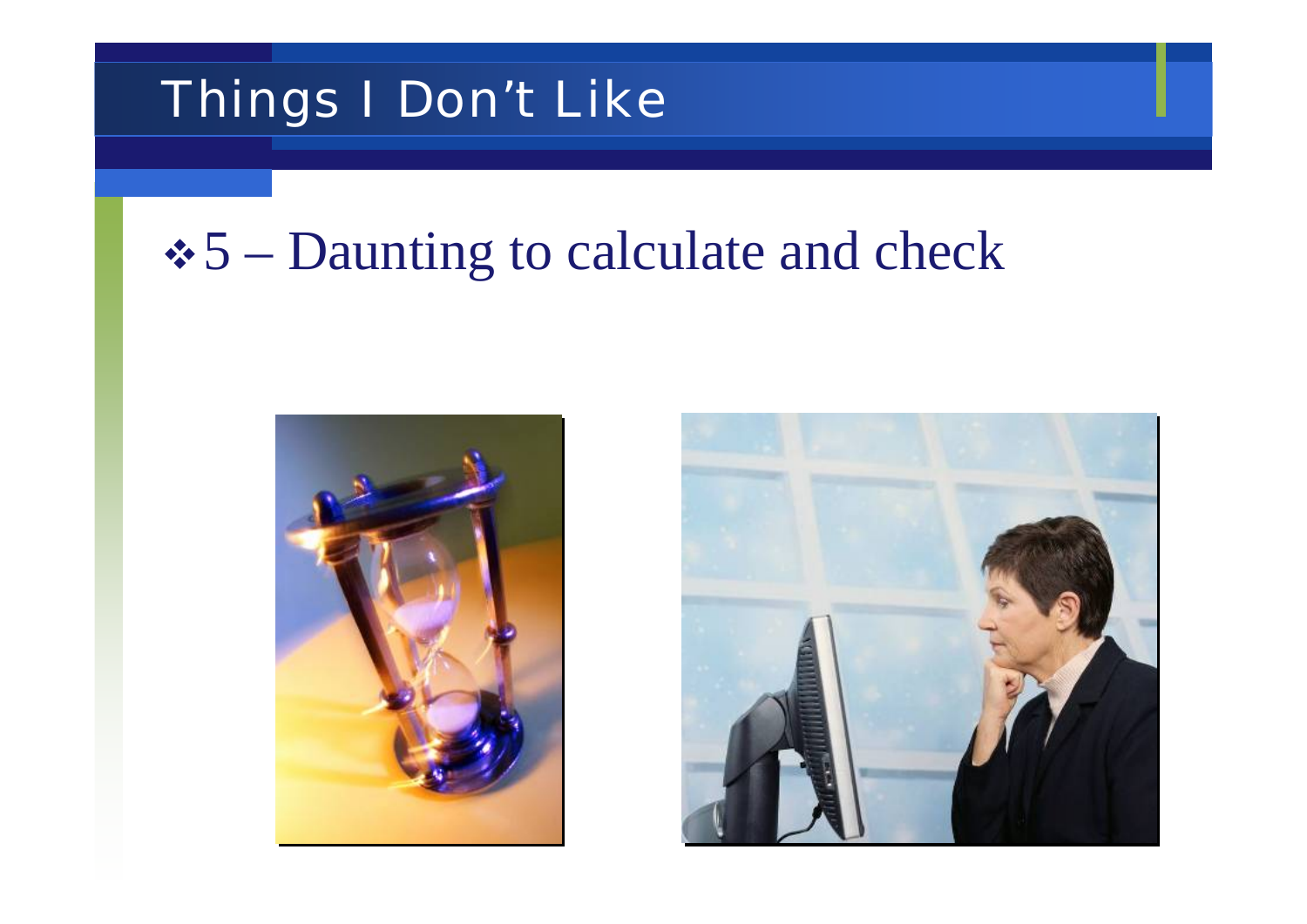# Things I Don't Like

- 5 – Daunting to calculate and check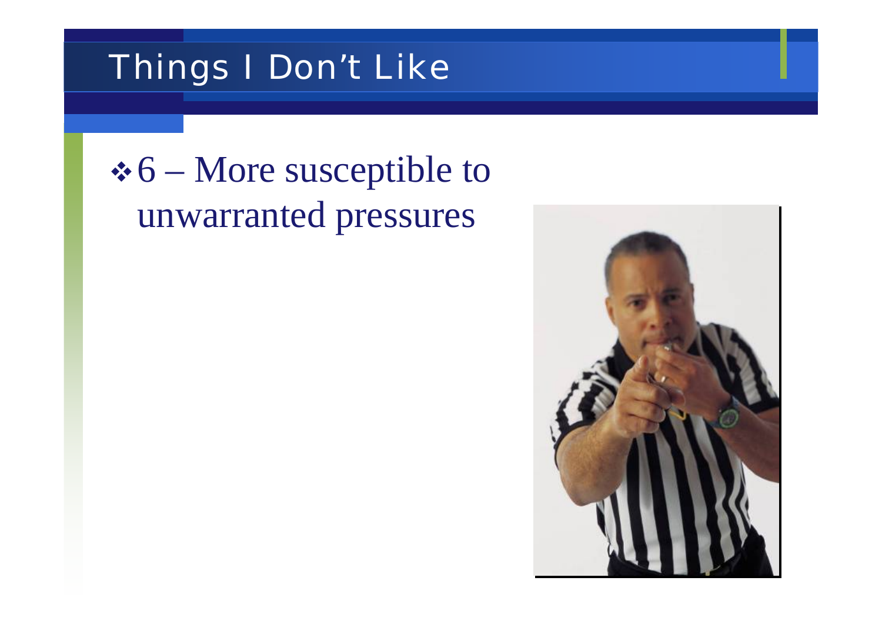# Things I Don't Like

- 6 – More susceptible to unwarranted pressures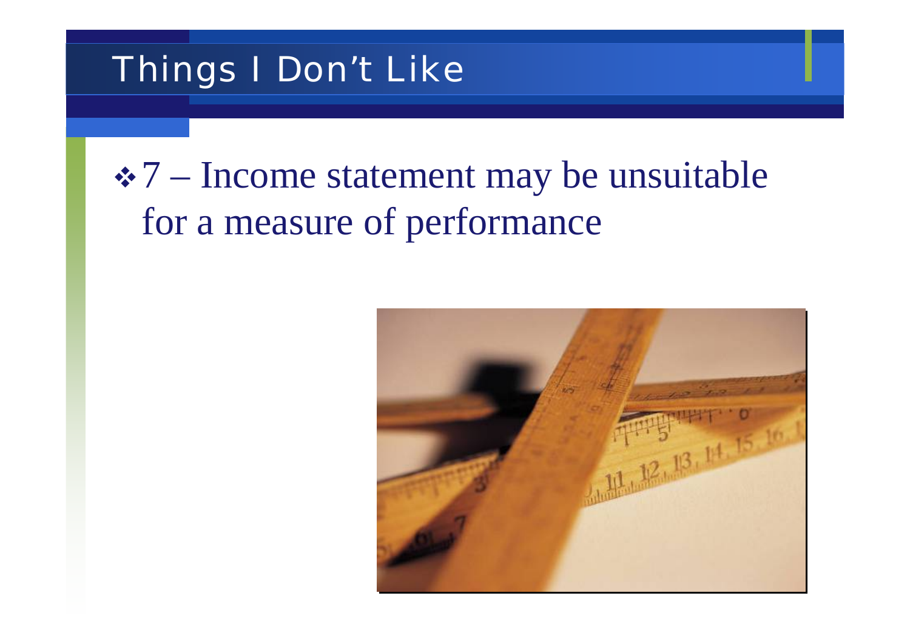# Things I Don't Like

- 7 – Income statement may be unsuitable for a measure of performance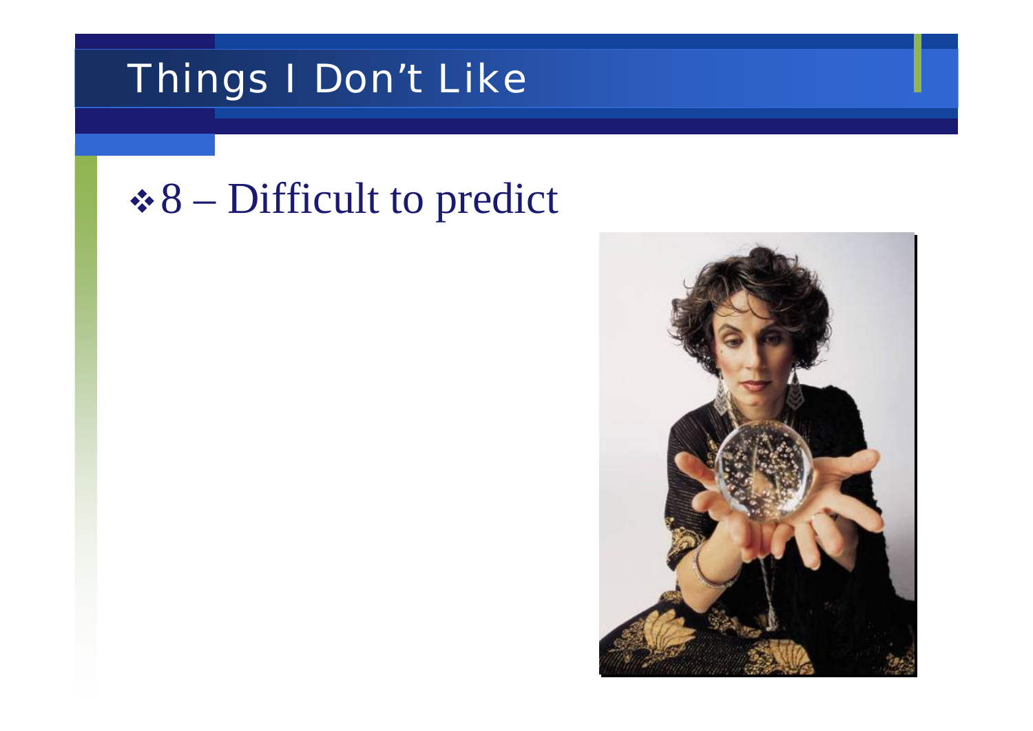# Things I Don't Like

- 8 – Difficult to predict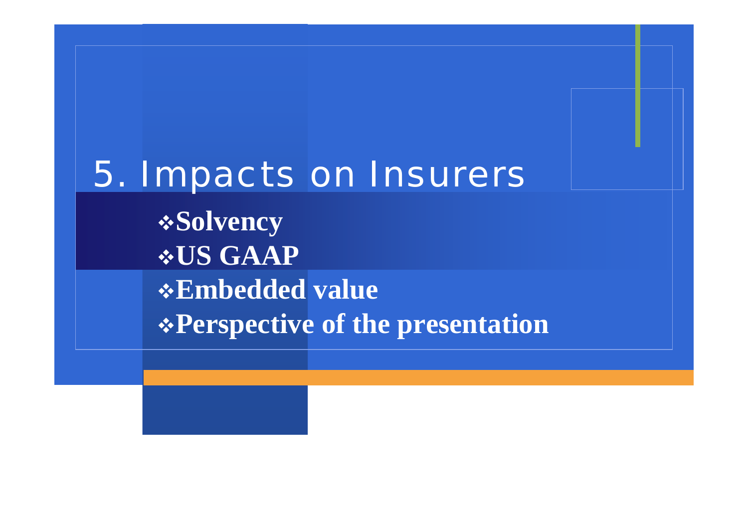# 5. Impacts on Insurers

- **Solvency**
- **US GAAP**
- **Embedded value**
- **Perspective of the presentation**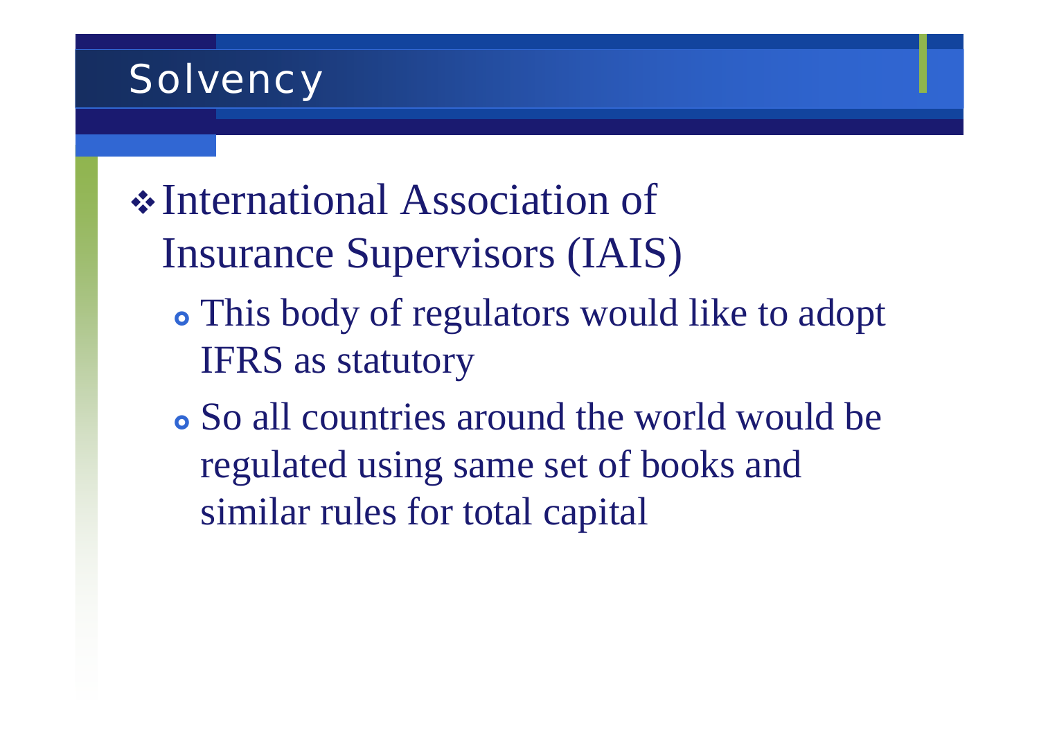# Solvency

- International Association of Insurance Supervisors (IAIS)
  - This body of regulators would like to adopt IFRS as statutory
  - So all countries around the world would be regulated using same set of books and similar rules for total capital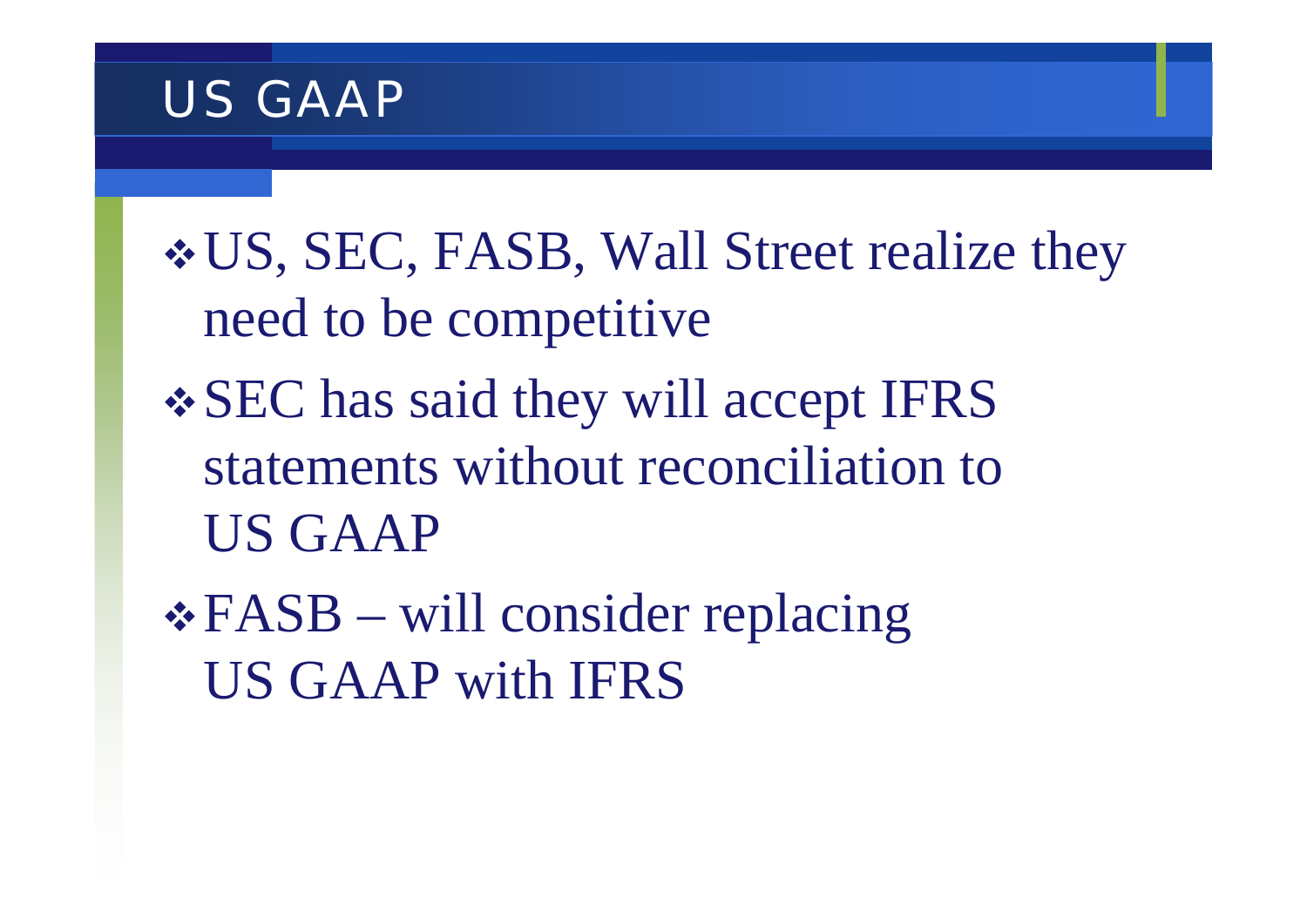# US GAAP

- US, SEC, FASB, Wall Street realize they need to be competitive
- SEC has said they will accept IFRS statements without reconciliation to US GAAP
- FASB – will consider replacing US GAAP with IFRS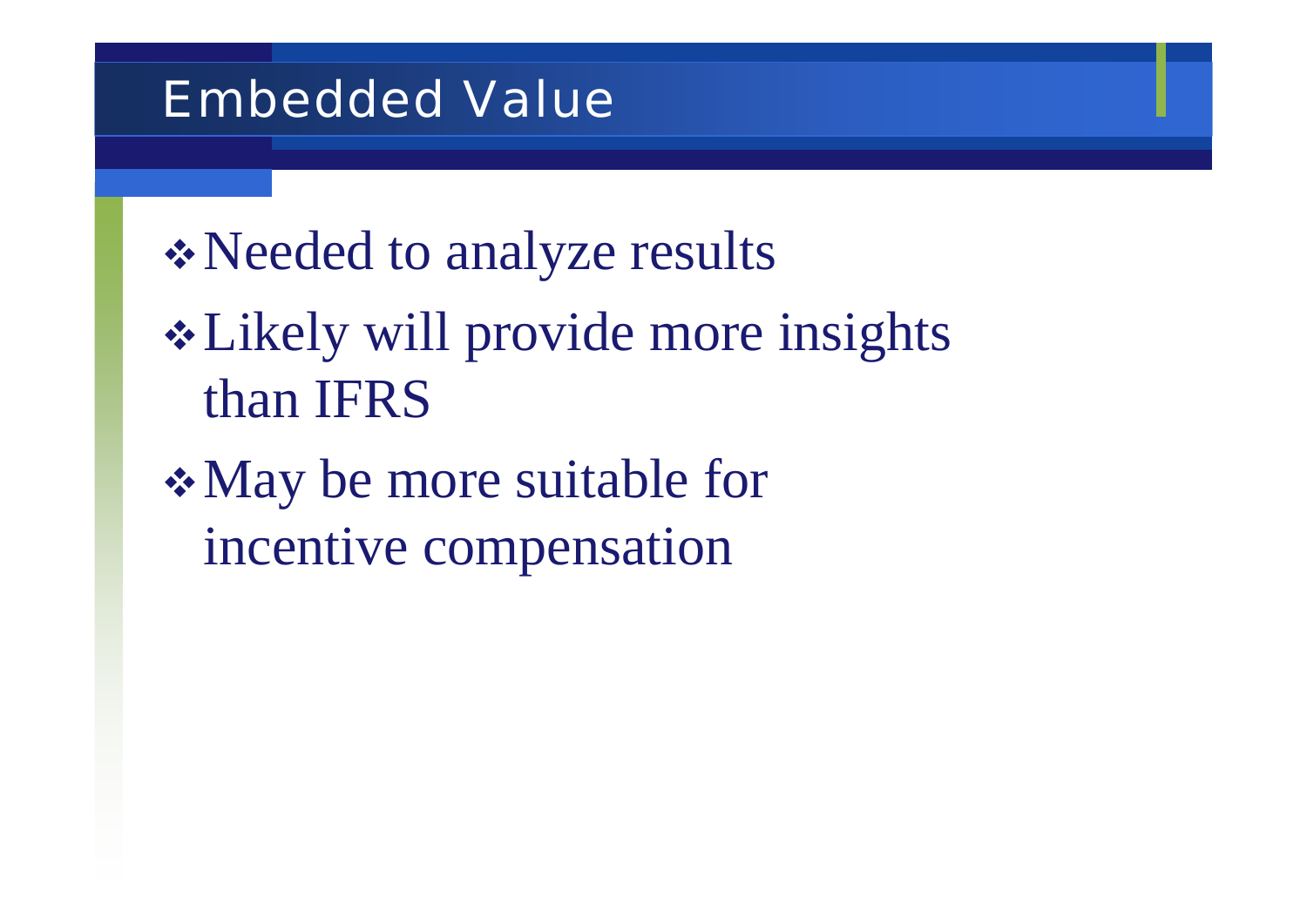# Embedded Value

- Needed to analyze results
- Likely will provide more insights than IFRS
- May be more suitable for incentive compensation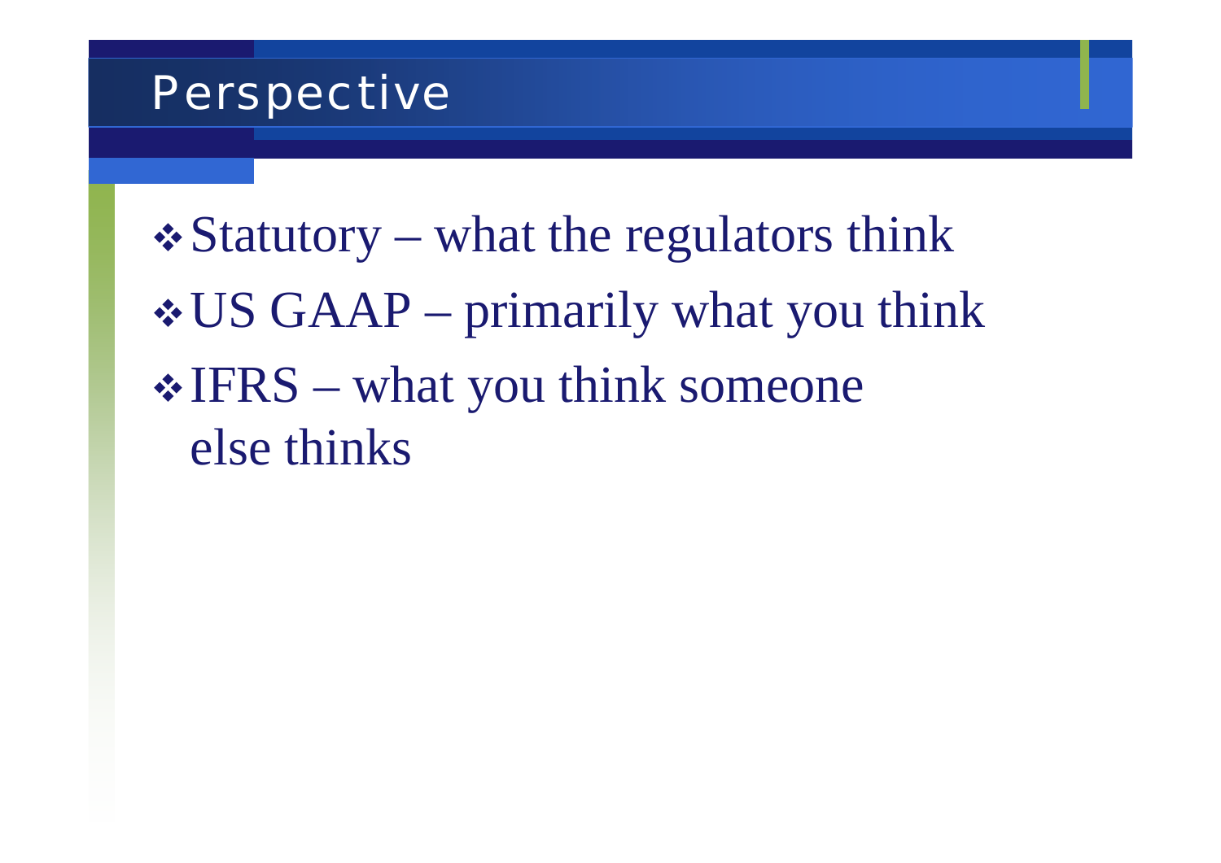# Perspective

- Statutory – what the regulators think
- US GAAP – primarily what you think
- IFRS – what you think someone else thinks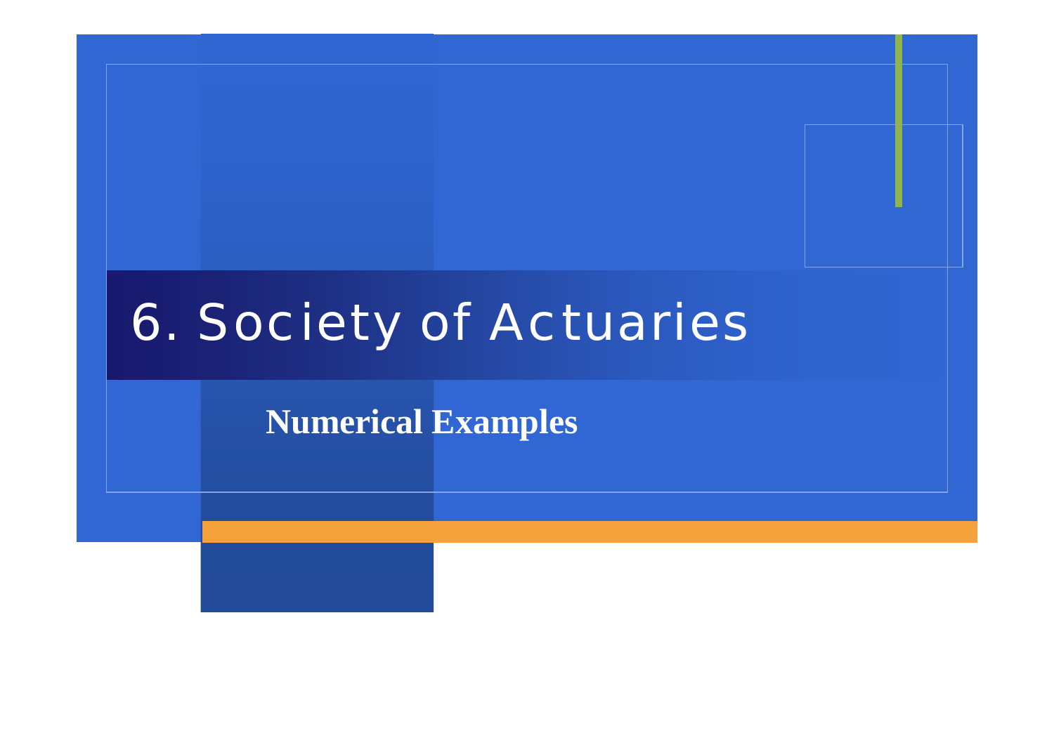# 6. Society of Actuaries

## Numerical Examples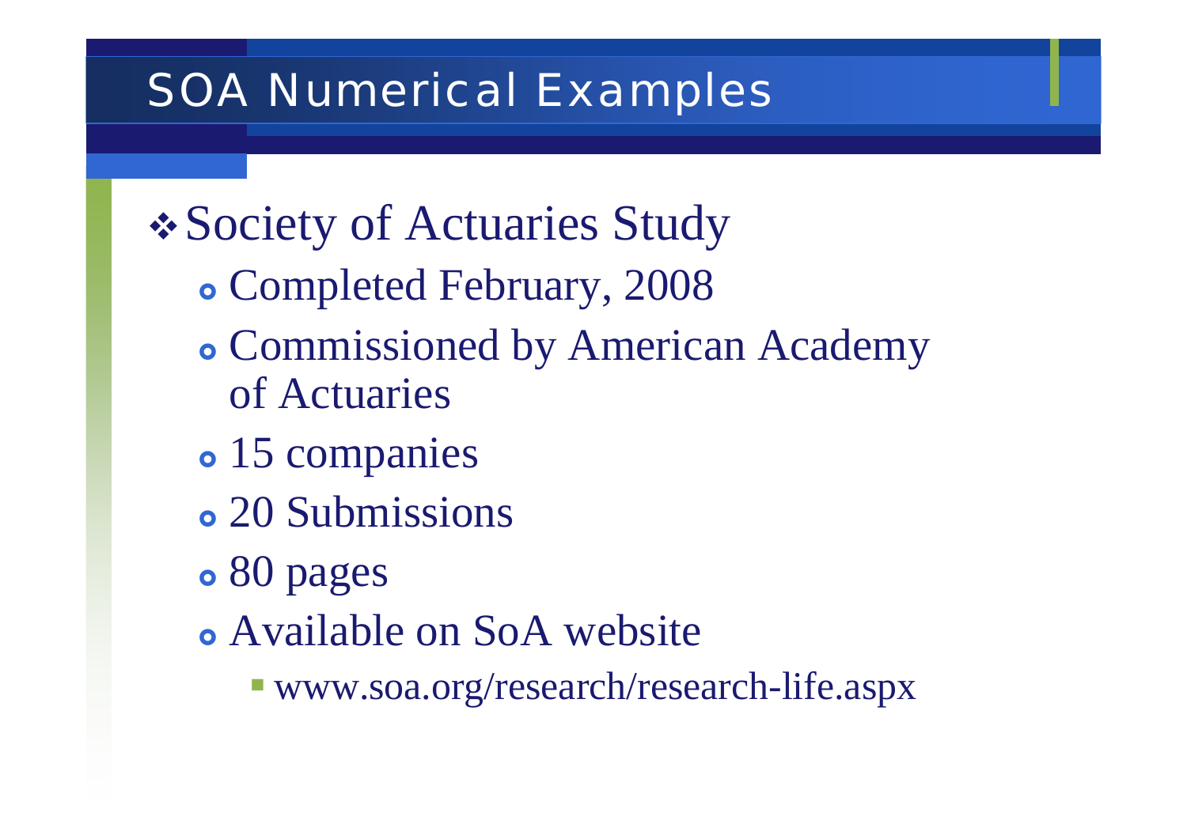# SOA Numerical Examples

- Society of Actuaries Study
  - Completed February, 2008
  - Commissioned by American Academy of Actuaries
  - 15 companies
  - 20 Submissions
  - 80 pages
  - Available on SoA website
    - www.soa.org/research/research-life.aspx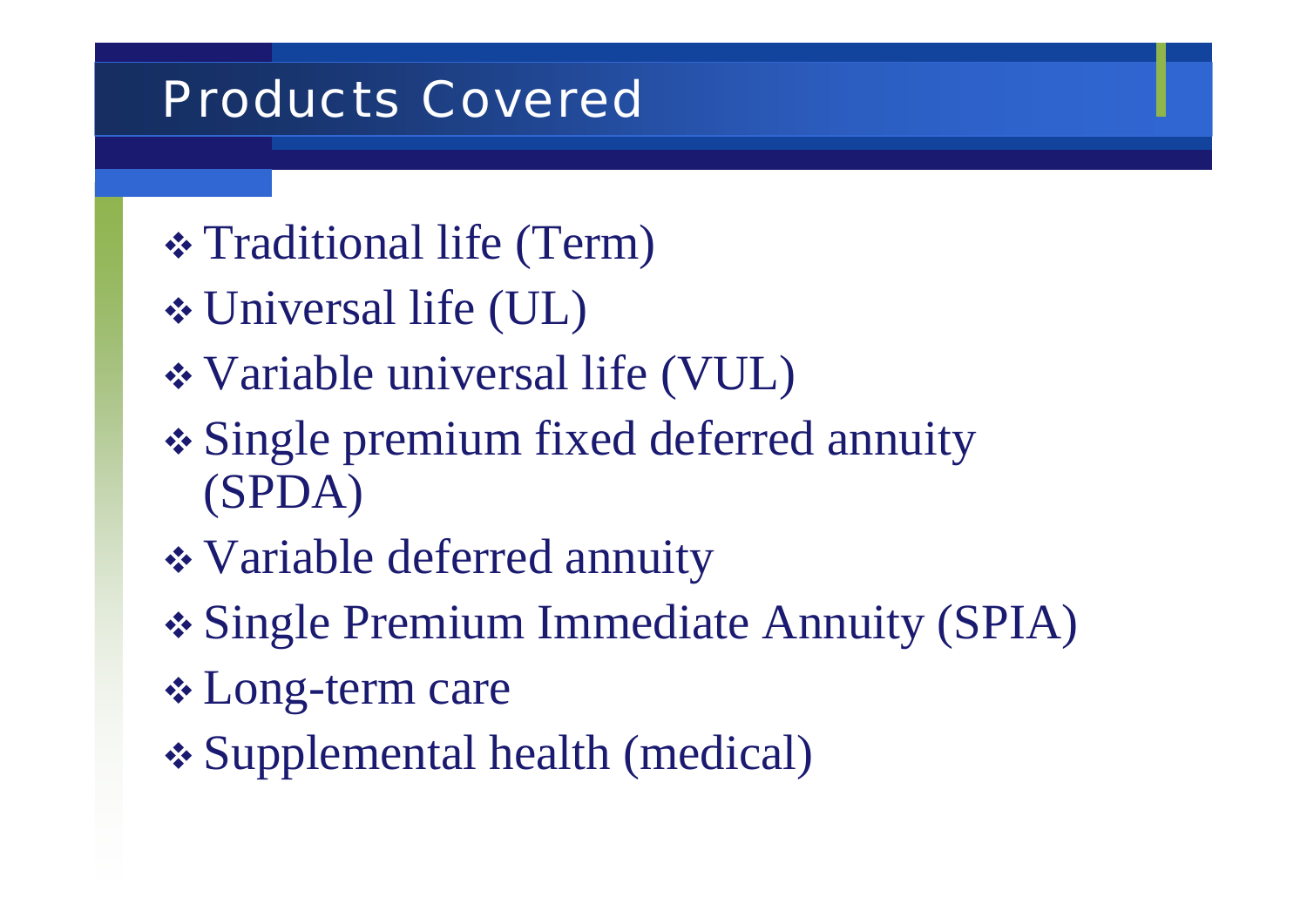# Products Covered

- Traditional life (Term)
- Universal life (UL)
- Variable universal life (VUL)
- Single premium fixed deferred annuity (SPDA)
- Variable deferred annuity
- Single Premium Immediate Annuity (SPIA)
- Long-term care
- Supplemental health (medical)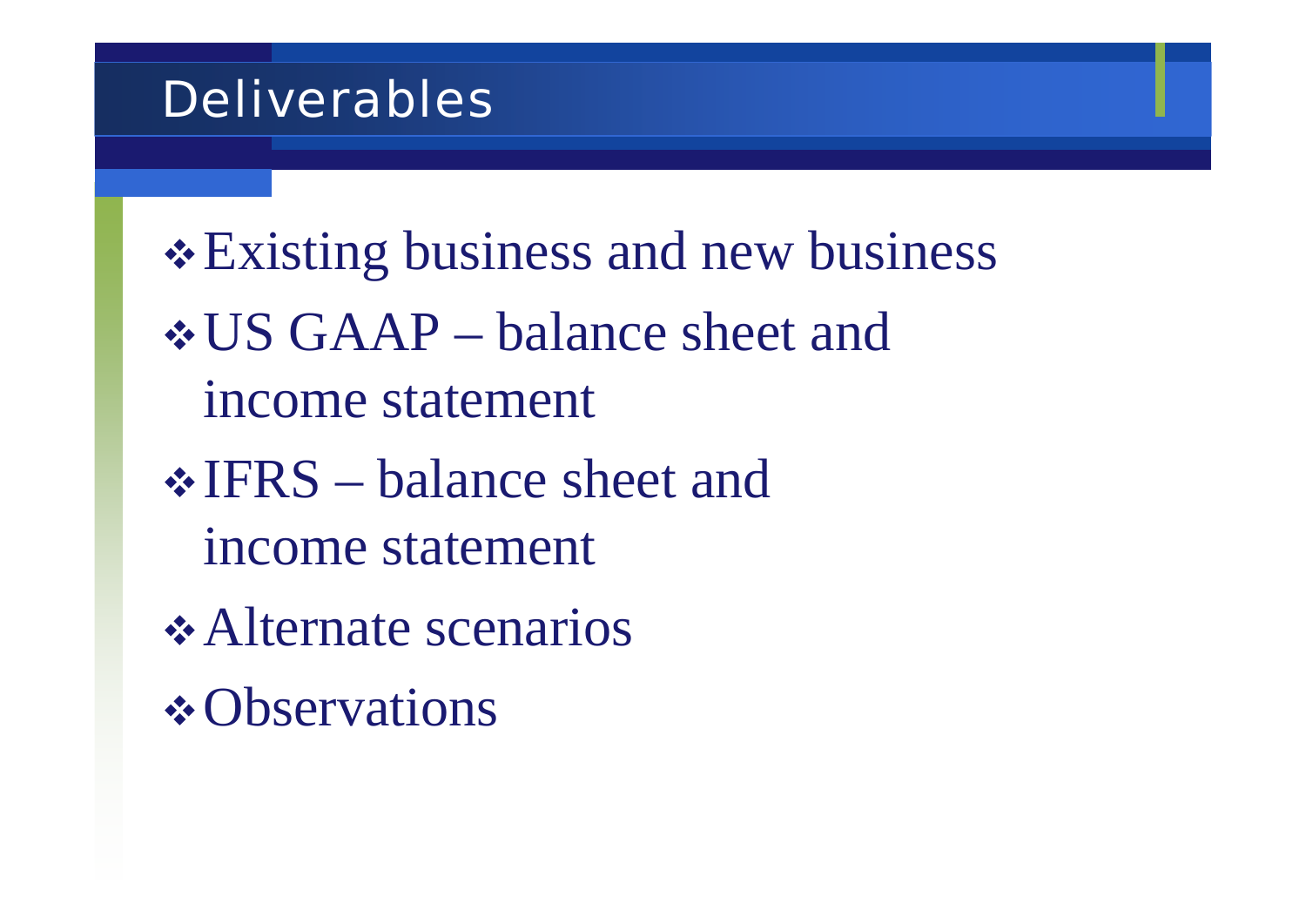# Deliverables

- Existing business and new business
- US GAAP – balance sheet and income statement
- IFRS – balance sheet and income statement
- Alternate scenarios
- Observations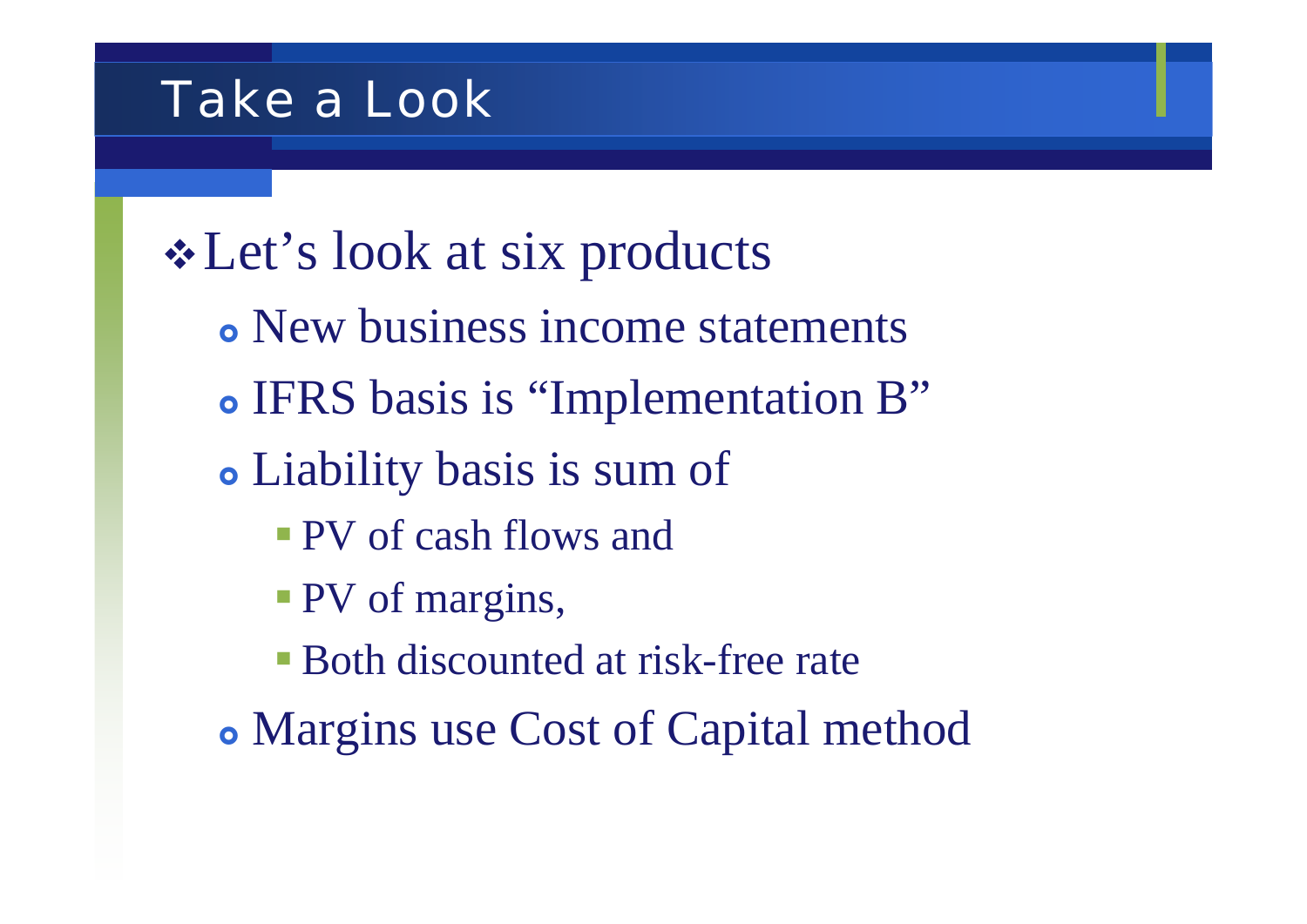# Take a Look

- Let’s look at six products
  - New business income statements
  - IFRS basis is “Implementation B”
  - Liability basis is sum of
    - PV of cash flows and
    - PV of margins,
    - Both discounted at risk-free rate
  - Margins use Cost of Capital method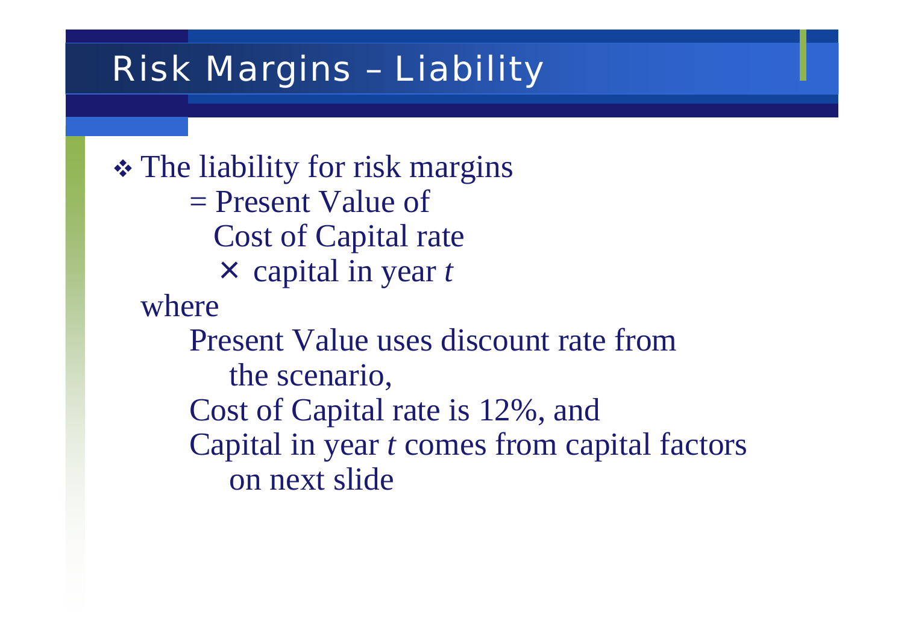# Risk Margins – Liability

- The liability for risk margins
  - = Present Value of
    - Cost of Capital rate
    - × capital in year $t$

  where

  - Present Value uses discount rate from the scenario,
  - Cost of Capital rate is 12%, and
  - Capital in year $t$ comes from capital factors on next slide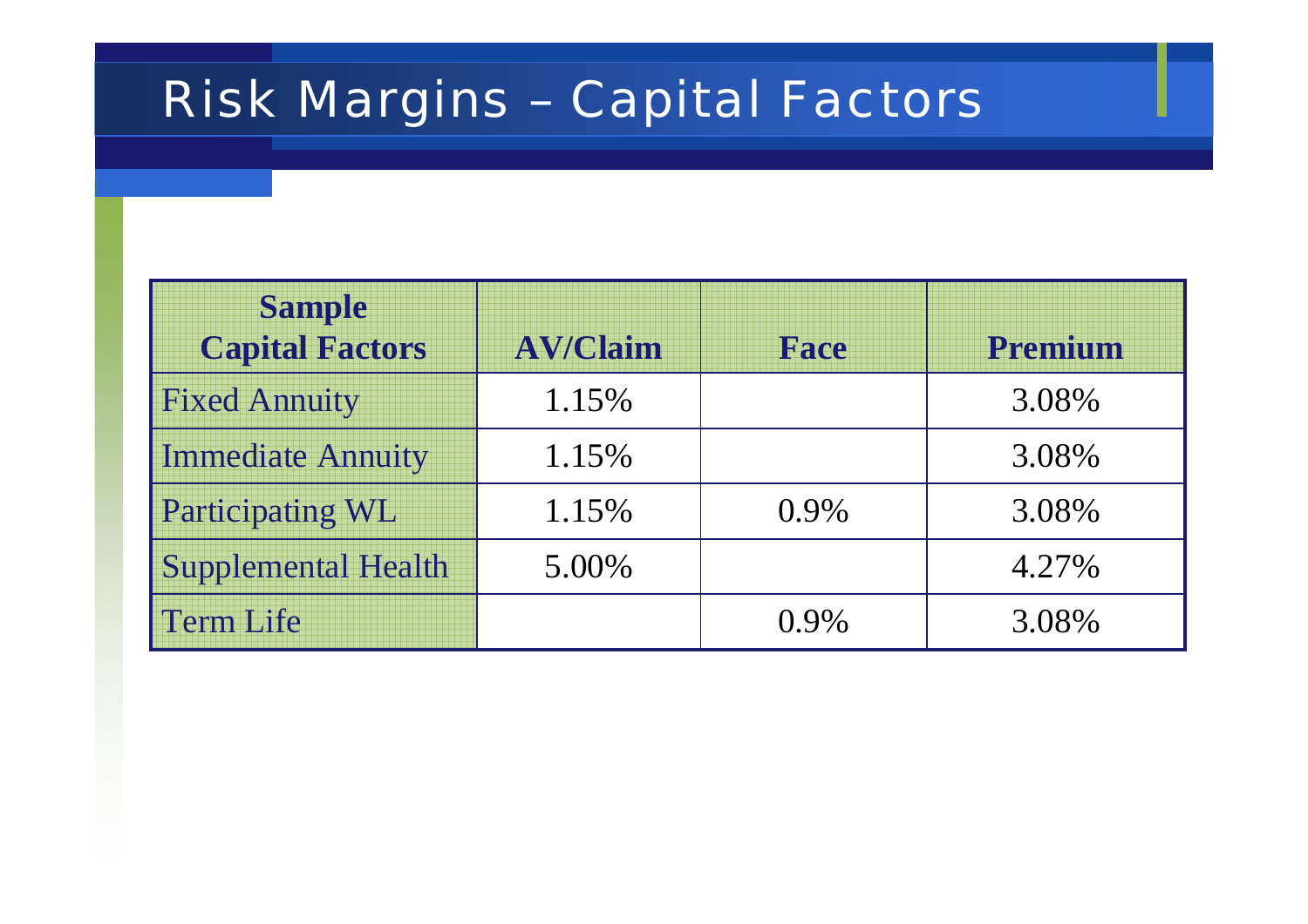# Risk Margins – Capital Factors

| Sample Capital Factors | AV/Claim | Face | Premium |
|---|---|---|---|
| Fixed Annuity | 1.15% | | 3.08% |
| Immediate Annuity | 1.15% | | 3.08% |
| Participating WL | 1.15% | 0.9% | 3.08% |
| Supplemental Health | 5.00% | | 4.27% |
| Term Life | | 0.9% | 3.08% |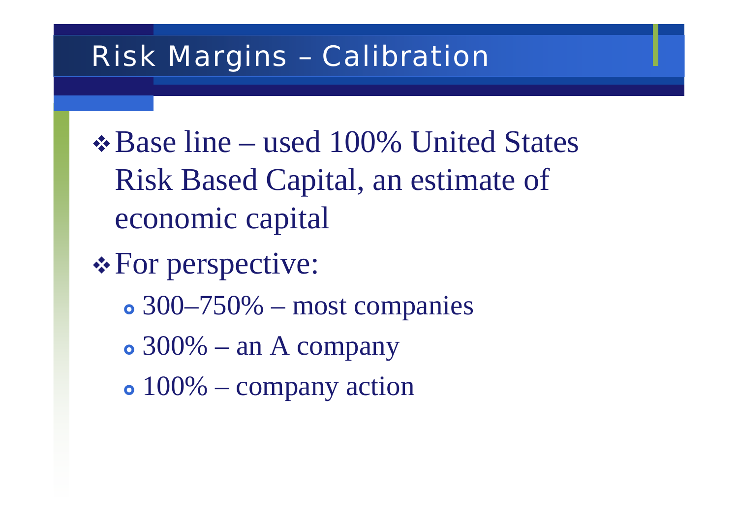# Risk Margins – Calibration

- Base line – used 100% United States Risk Based Capital, an estimate of economic capital
- For perspective:
  - 300–750% – most companies
  - 300% – an A company
  - 100% – company action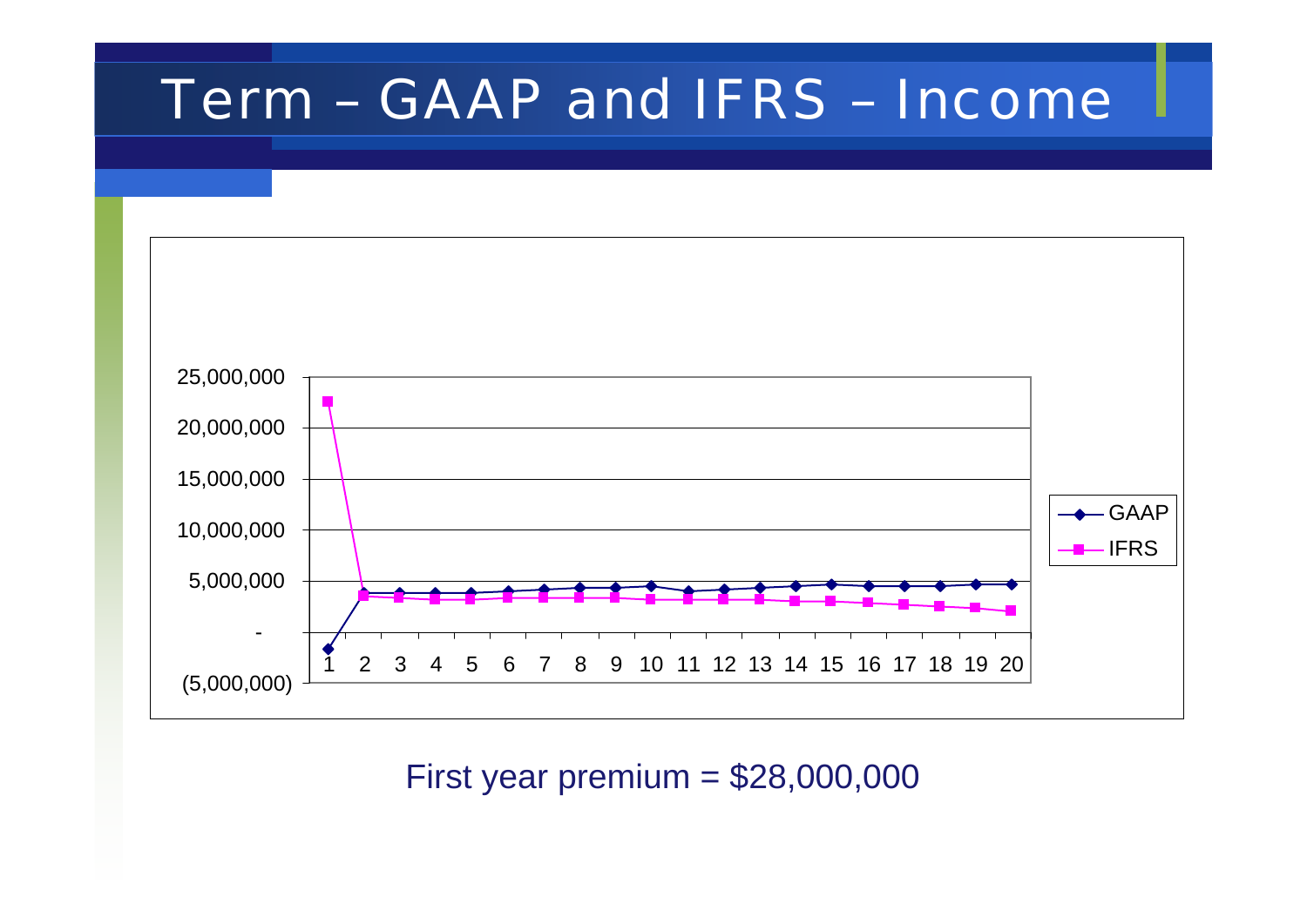# Term – GAAP and IFRS – Income

First year premium = $28,000,000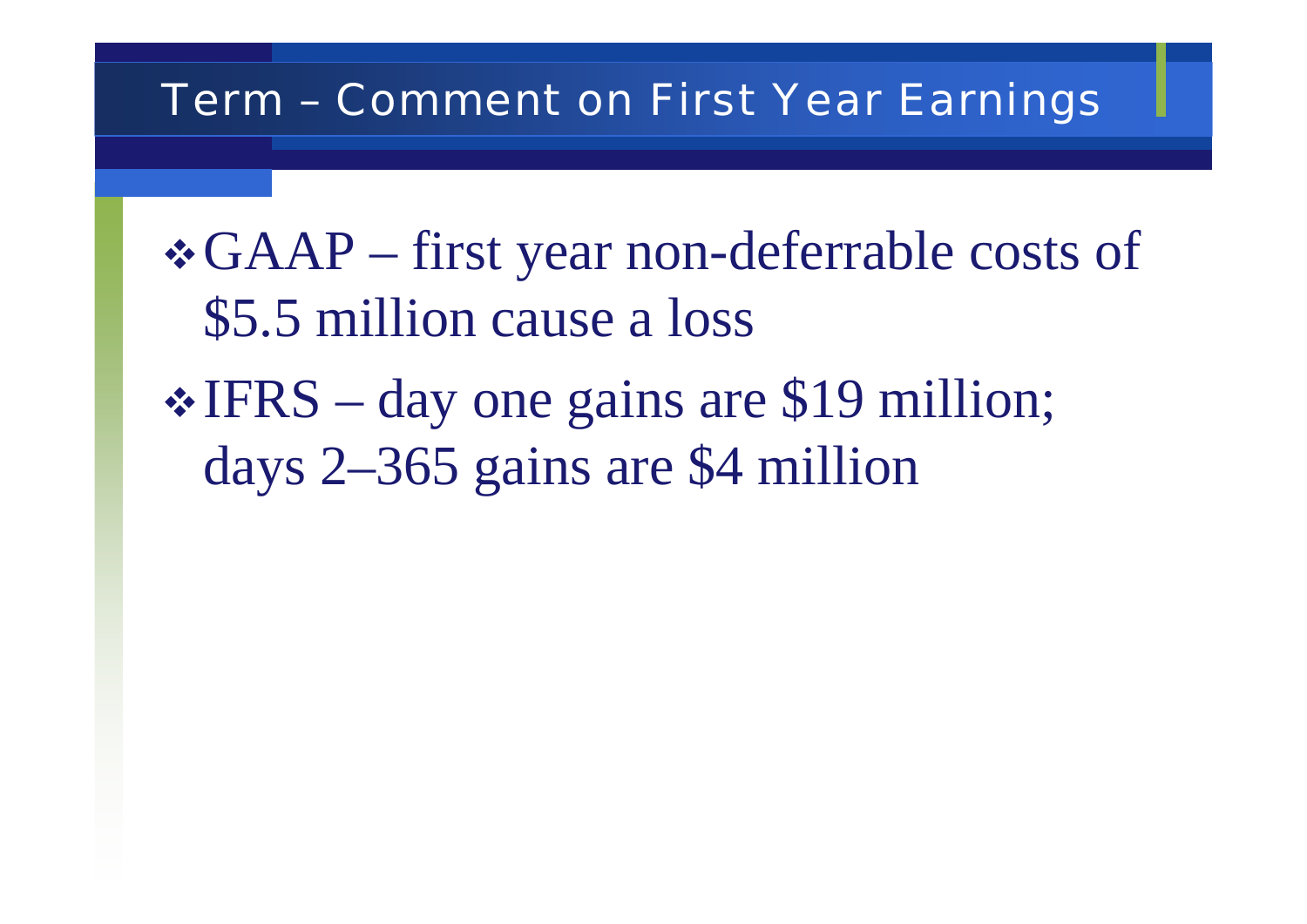# Term – Comment on First Year Earnings

- GAAP – first year non-deferrable costs of $5.5 million cause a loss
- IFRS – day one gains are $19 million; days 2–365 gains are $4 million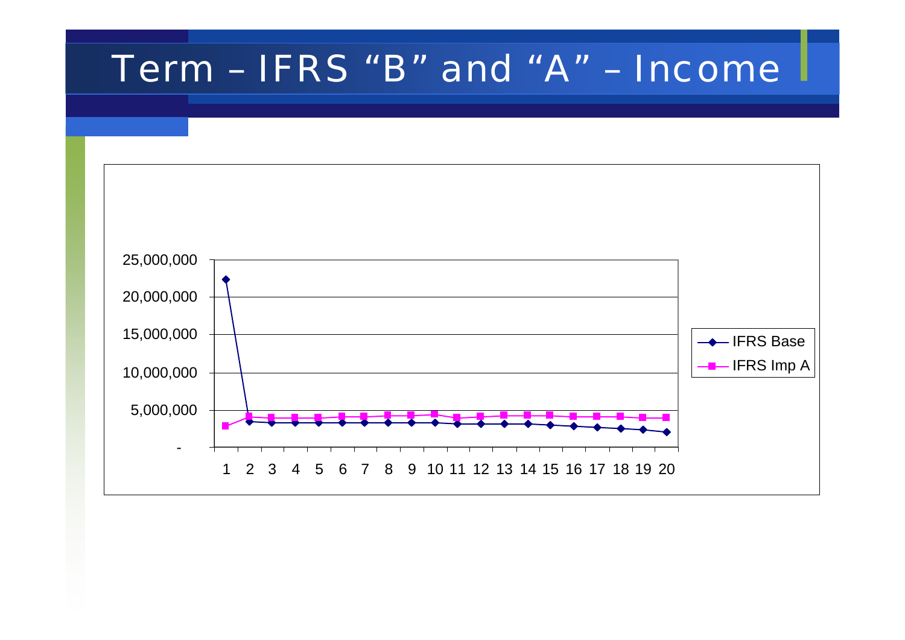# Term – IFRS "B" and "A" – Income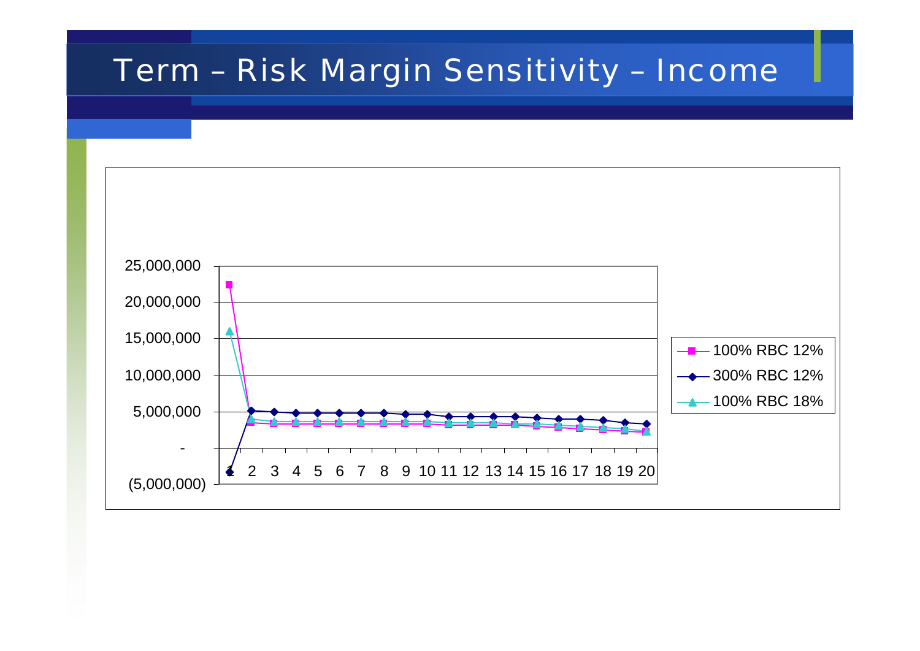# Term – Risk Margin Sensitivity – Income

| | 1 | 2 | 3 | 4 | 5 | 6 | 7 | 8 | 9 | 10 | 11 | 12 | 13 | 14 | 15 | 16 | 17 | 18 | 19 | 20 |
|---|---|---|---|---|---|---|---|---|---|---|---|---|---|---|---|---|---|---|---|---|

Legend: 100% RBC 12%; 300% RBC 12%; 100% RBC 18%

Y-axis: (5,000,000); -; 5,000,000; 10,000,000; 15,000,000; 20,000,000; 25,000,000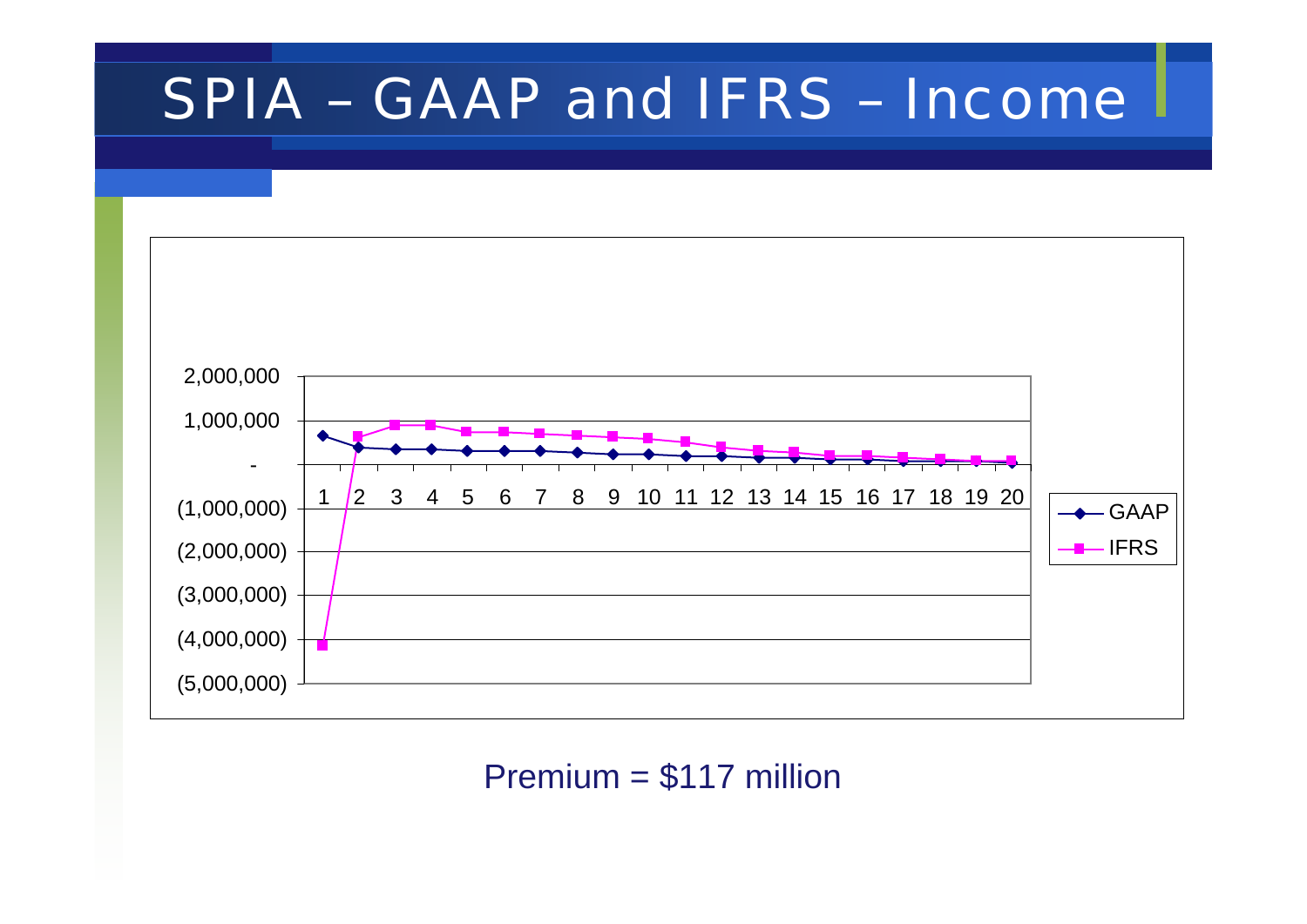# SPIA – GAAP and IFRS – Income

2,000,000

1,000,000

-

(1,000,000)

(2,000,000)

(3,000,000)

(4,000,000)

(5,000,000)

1 2 3 4 5 6 7 8 9 10 11 12 13 14 15 16 17 18 19 20

GAAP

IFRS

Premium = $117 million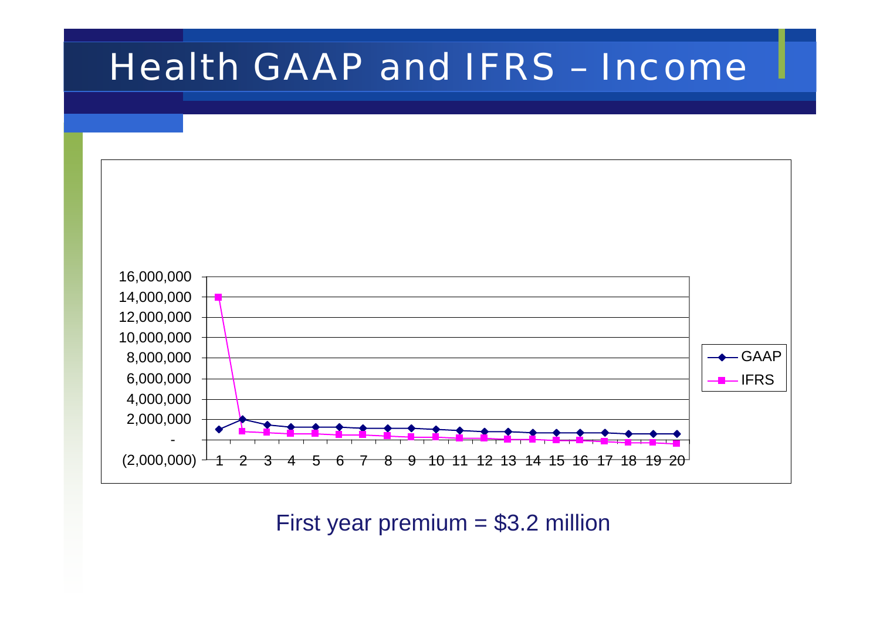# Health GAAP and IFRS – Income

First year premium = \$3.2 million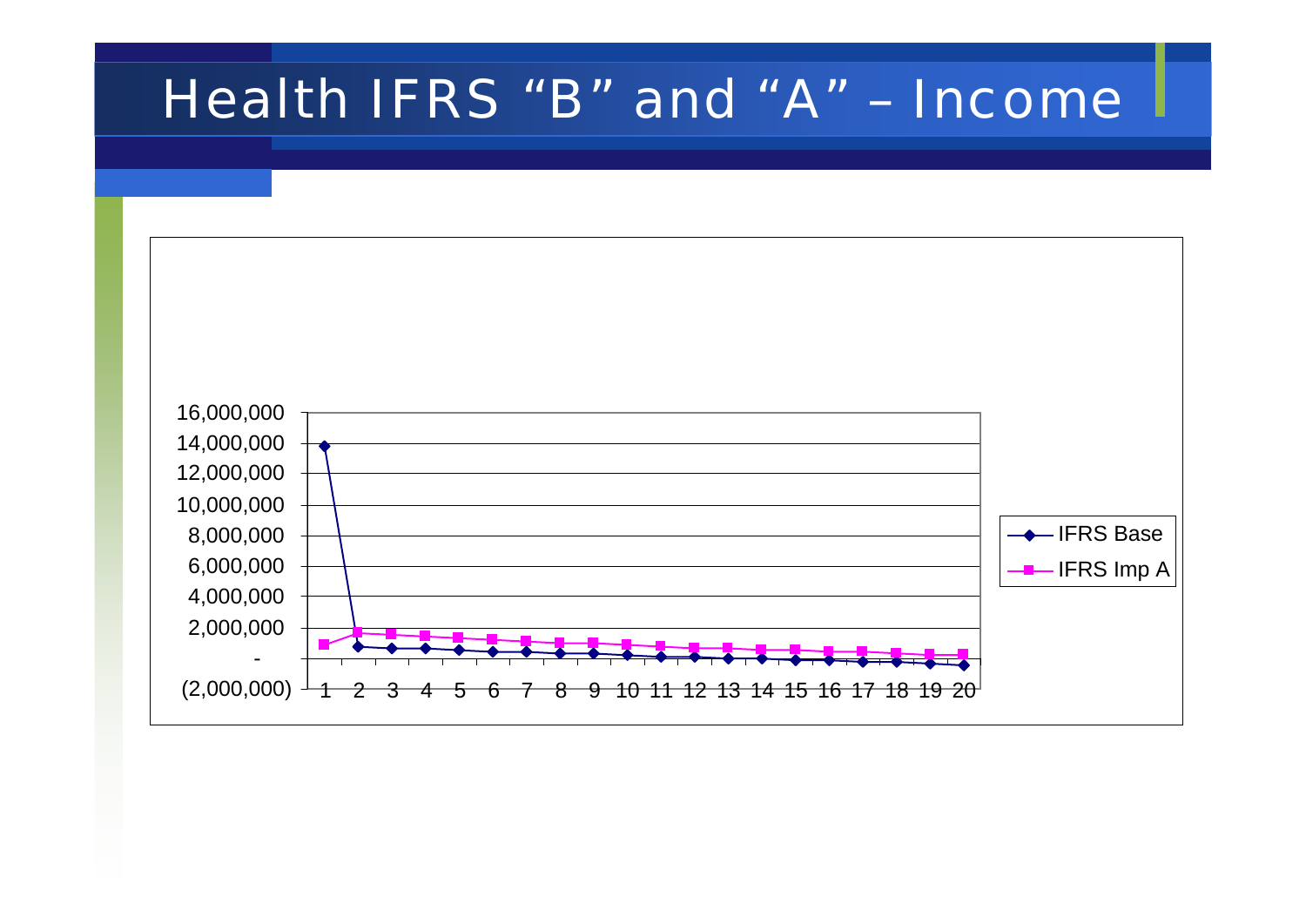# Health IFRS "B" and "A" – Income

16,000,000
14,000,000
12,000,000
10,000,000
8,000,000
6,000,000
4,000,000
2,000,000
-
(2,000,000)

1 2 3 4 5 6 7 8 9 10 11 12 13 14 15 16 17 18 19 20

IFRS Base

IFRS Imp A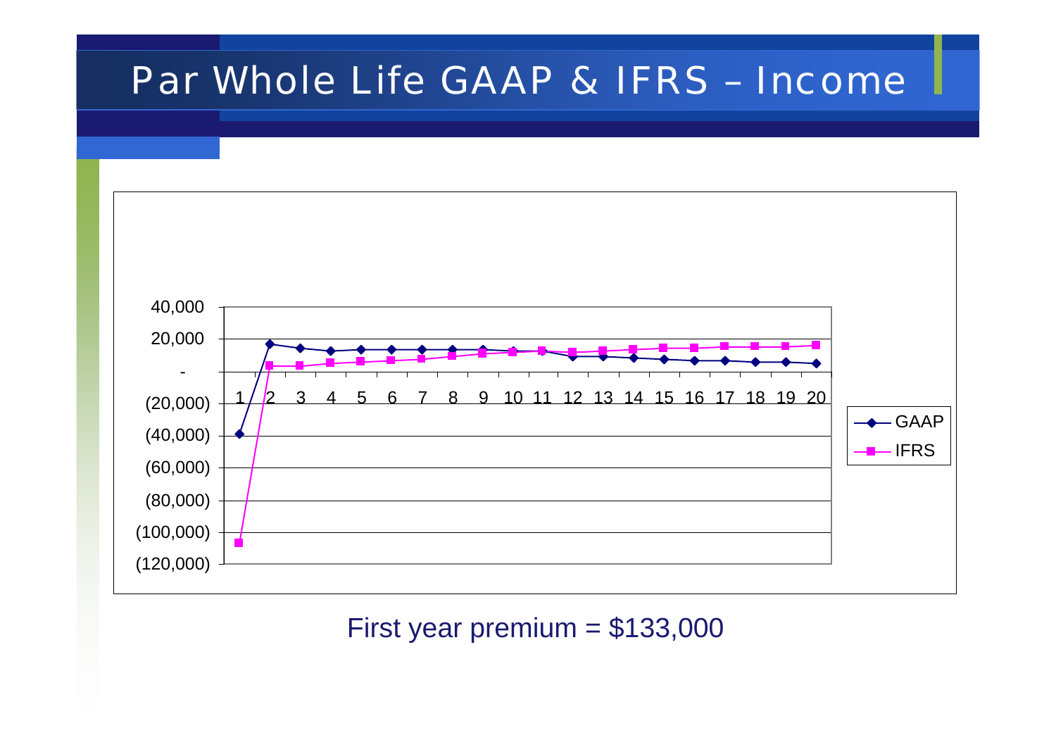# Par Whole Life GAAP & IFRS – Income

First year premium = $133,000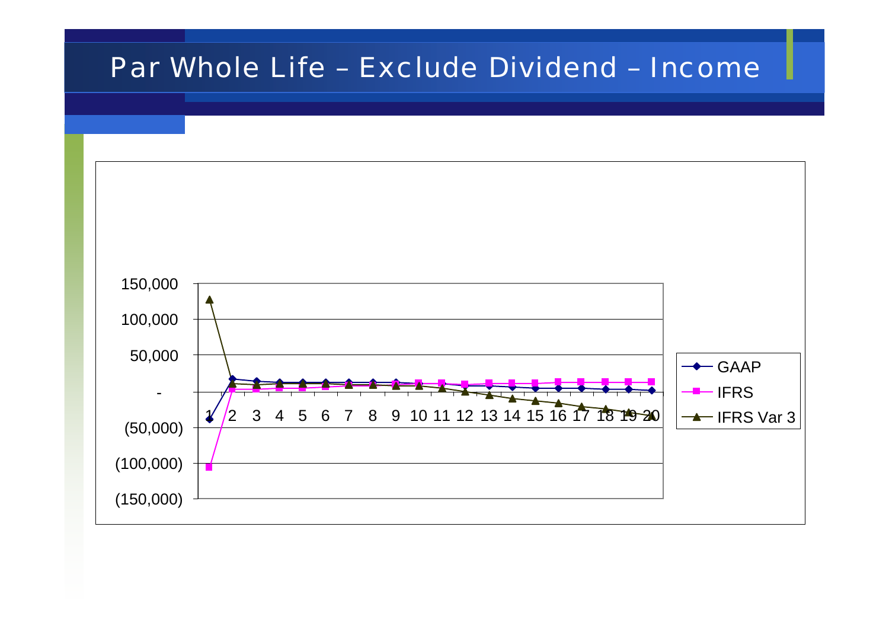# Par Whole Life – Exclude Dividend – Income

150,000
100,000
50,000
-
(50,000)
(100,000)
(150,000)

1 2 3 4 5 6 7 8 9 10 11 12 13 14 15 16 17 18 19 20

GAAP
IFRS
IFRS Var 3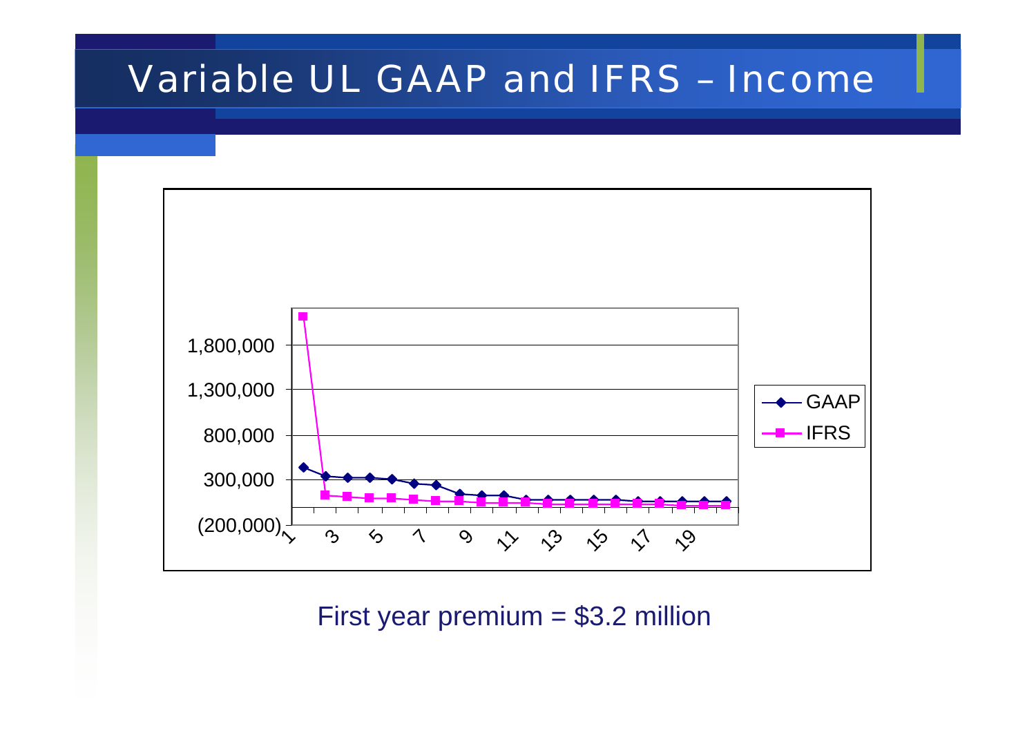# Variable UL GAAP and IFRS – Income

First year premium = $3.2 million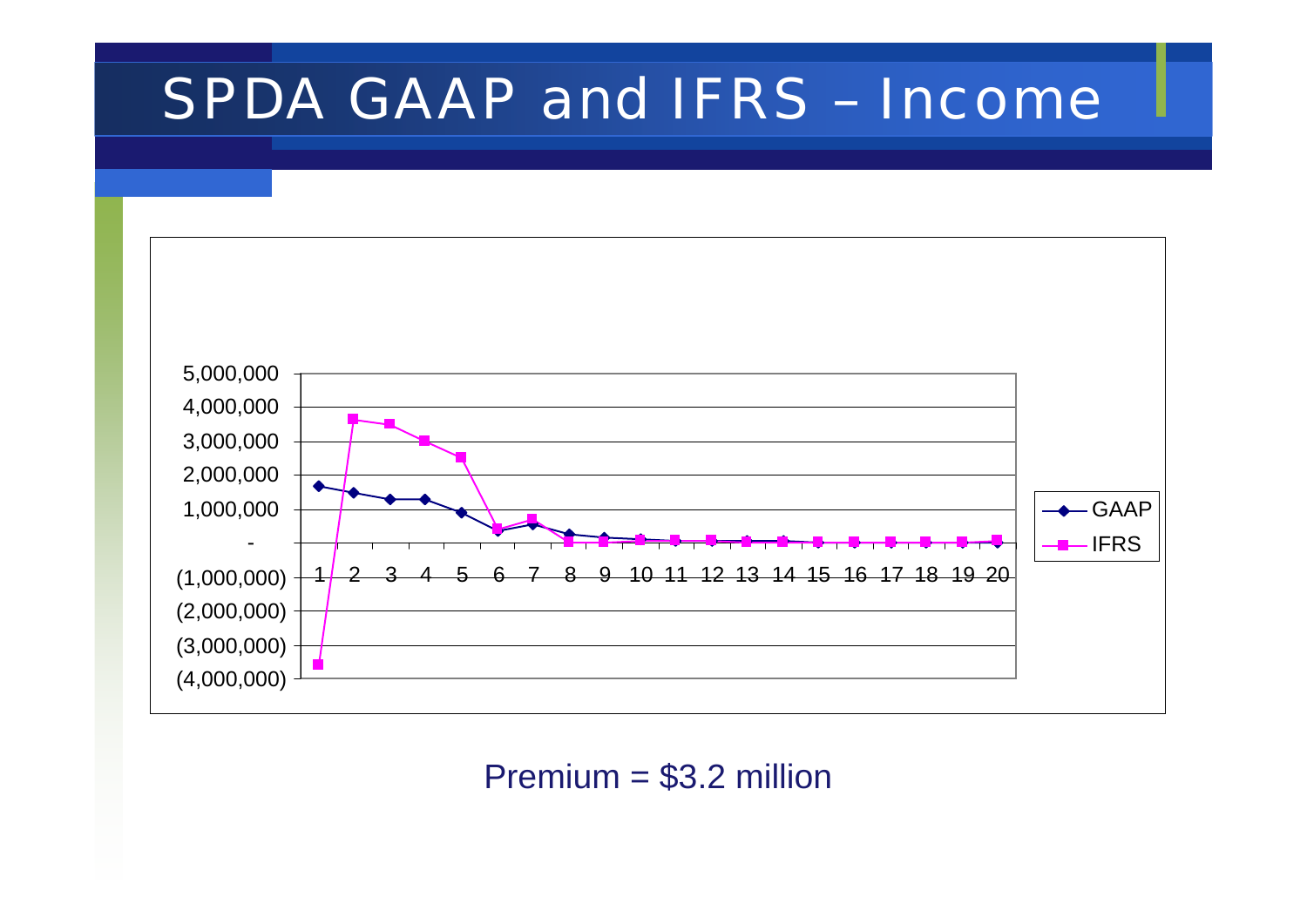# SPDA GAAP and IFRS – Income

Premium = $3.2 million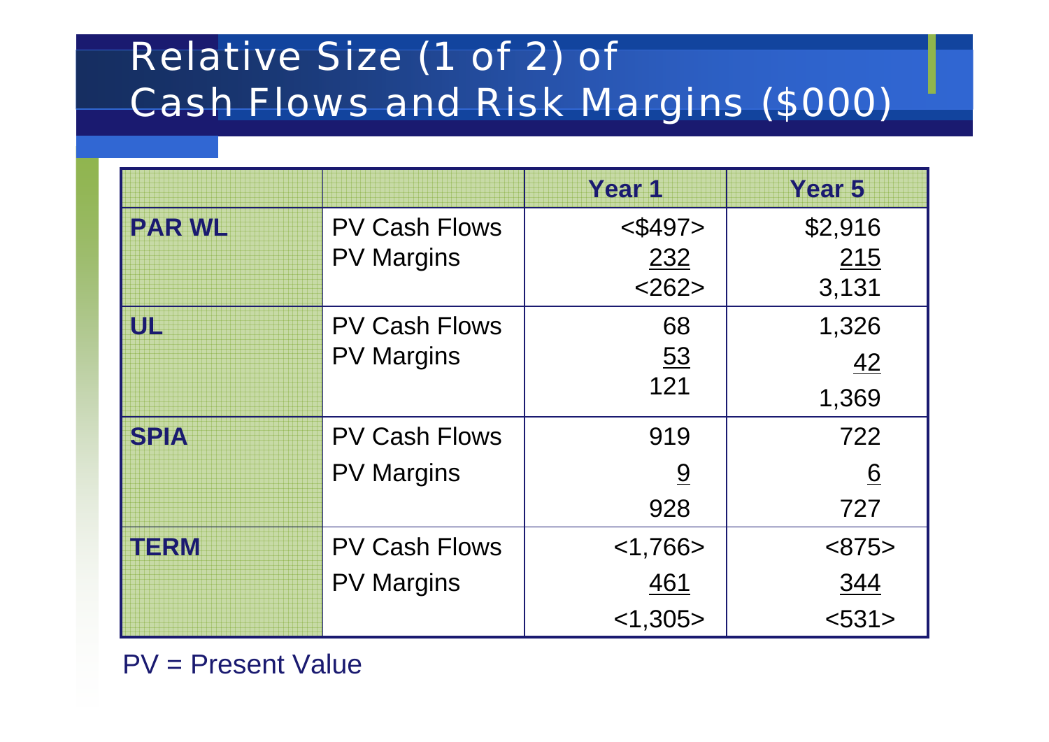# Relative Size (1 of 2) of Cash Flows and Risk Margins ($000)

| | | Year 1 | Year 5 |
|---|---|---|---|
| **PAR WL** | PV Cash Flows | <$497> | $2,916 |
| | PV Margins | 232 | 215 |
| | | <262> | 3,131 |
| **UL** | PV Cash Flows | 68 | 1,326 |
| | PV Margins | 53 | 42 |
| | | 121 | 1,369 |
| **SPIA** | PV Cash Flows | 919 | 722 |
| | PV Margins | 9 | 6 |
| | | 928 | 727 |
| **TERM** | PV Cash Flows | <1,766> | <875> |
| | PV Margins | 461 | 344 |
| | | <1,305> | <531> |

PV = Present Value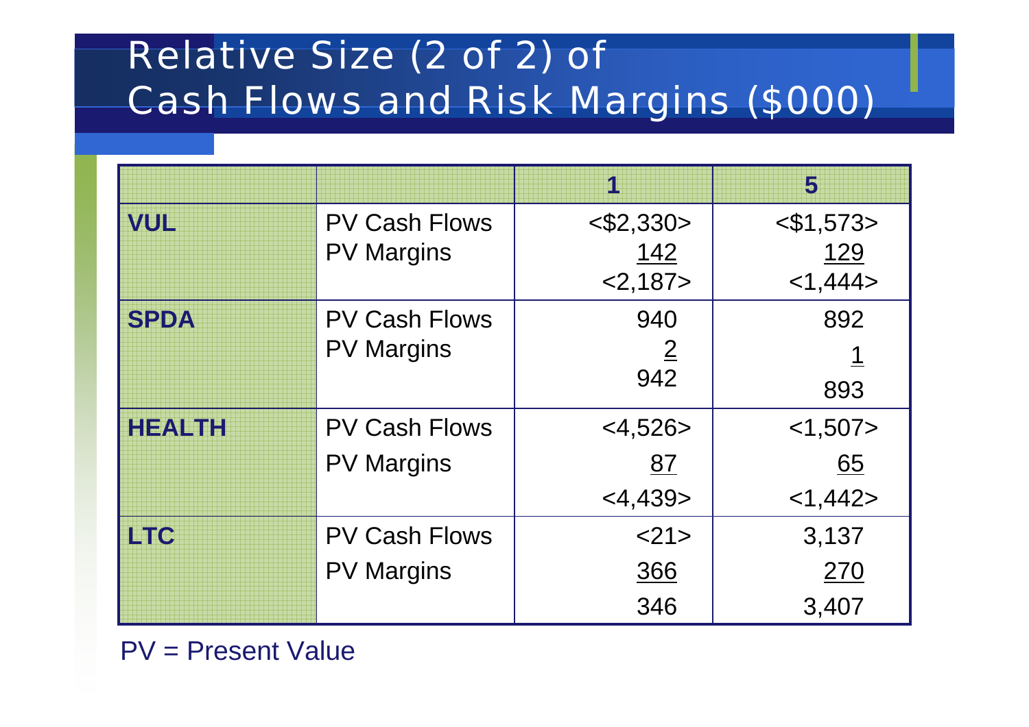# Relative Size (2 of 2) of Cash Flows and Risk Margins ($000)

| | | 1 | 5 |
|---|---|---|---|
| **VUL** | PV Cash Flows | <$2,330> | <$1,573> |
| | PV Margins | 142 | 129 |
| | | <2,187> | <1,444> |
| **SPDA** | PV Cash Flows | 940 | 892 |
| | PV Margins | 2 | 1 |
| | | 942 | 893 |
| **HEALTH** | PV Cash Flows | <4,526> | <1,507> |
| | PV Margins | 87 | 65 |
| | | <4,439> | <1,442> |
| **LTC** | PV Cash Flows | <21> | 3,137 |
| | PV Margins | 366 | 270 |
| | | 346 | 3,407 |

PV = Present Value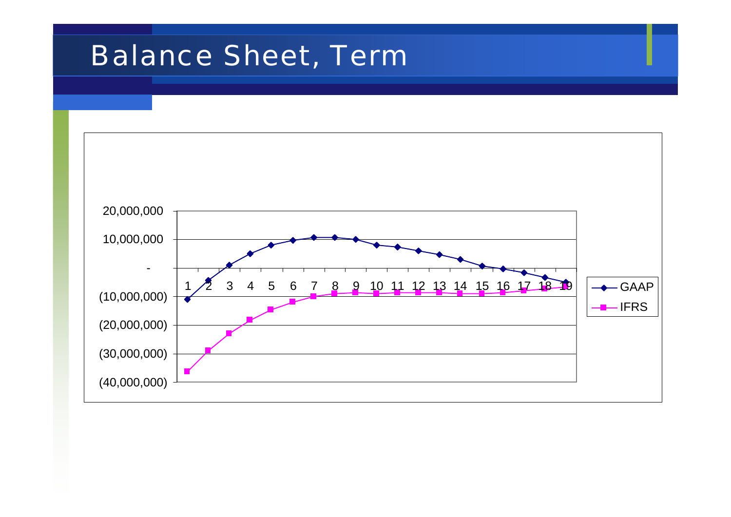# Balance Sheet, Term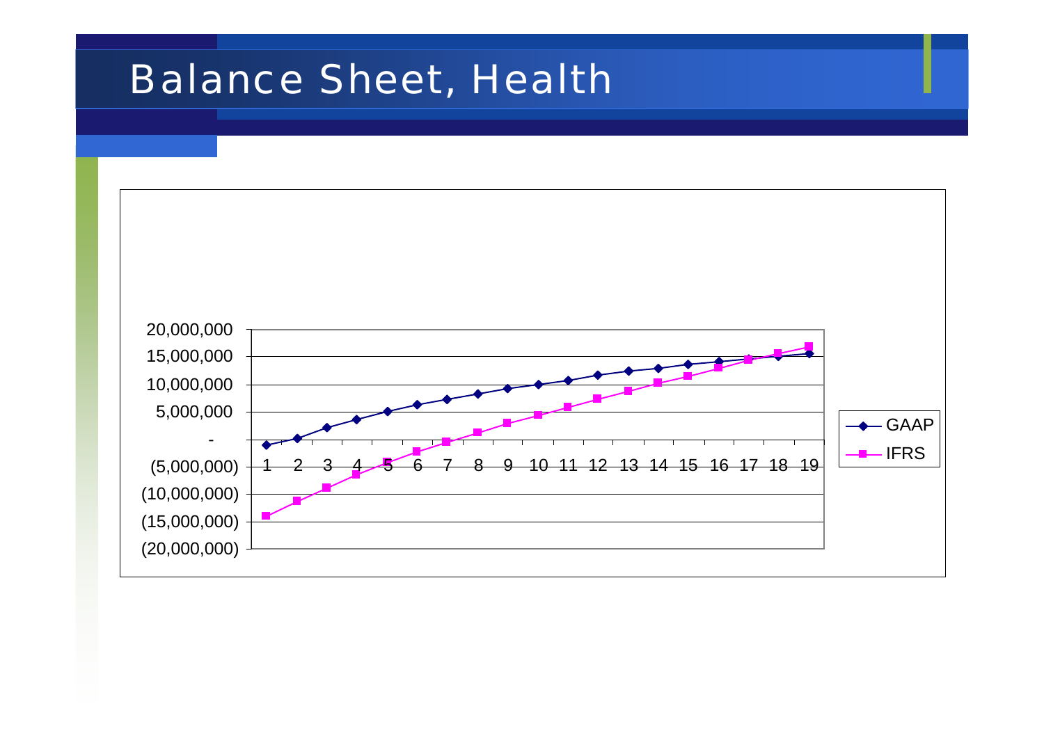# Balance Sheet, Health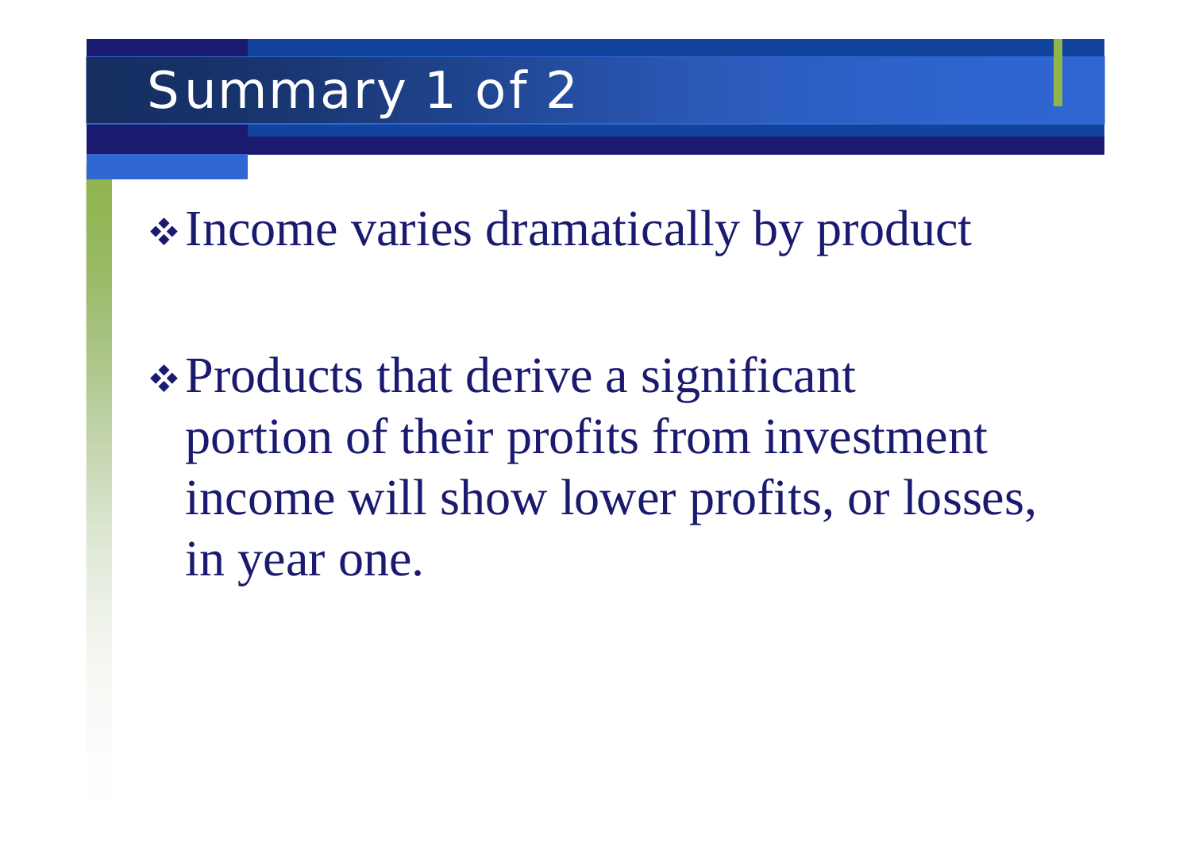# Summary 1 of 2

- Income varies dramatically by product

- Products that derive a significant portion of their profits from investment income will show lower profits, or losses, in year one.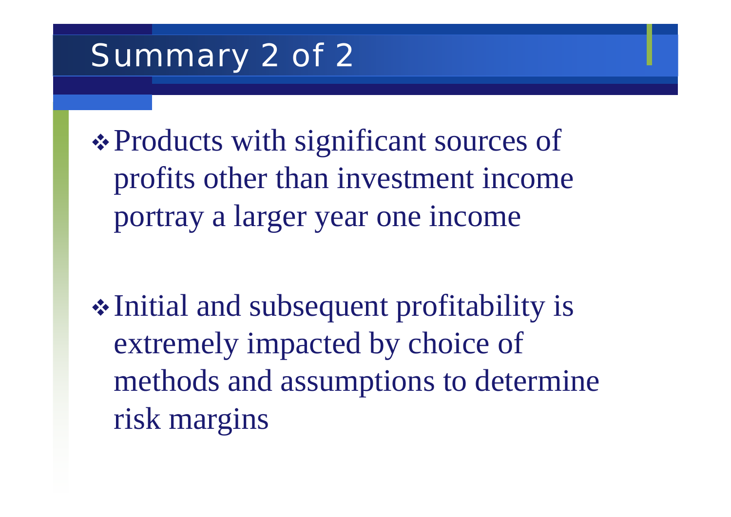# Summary 2 of 2

- Products with significant sources of profits other than investment income portray a larger year one income

- Initial and subsequent profitability is extremely impacted by choice of methods and assumptions to determine risk margins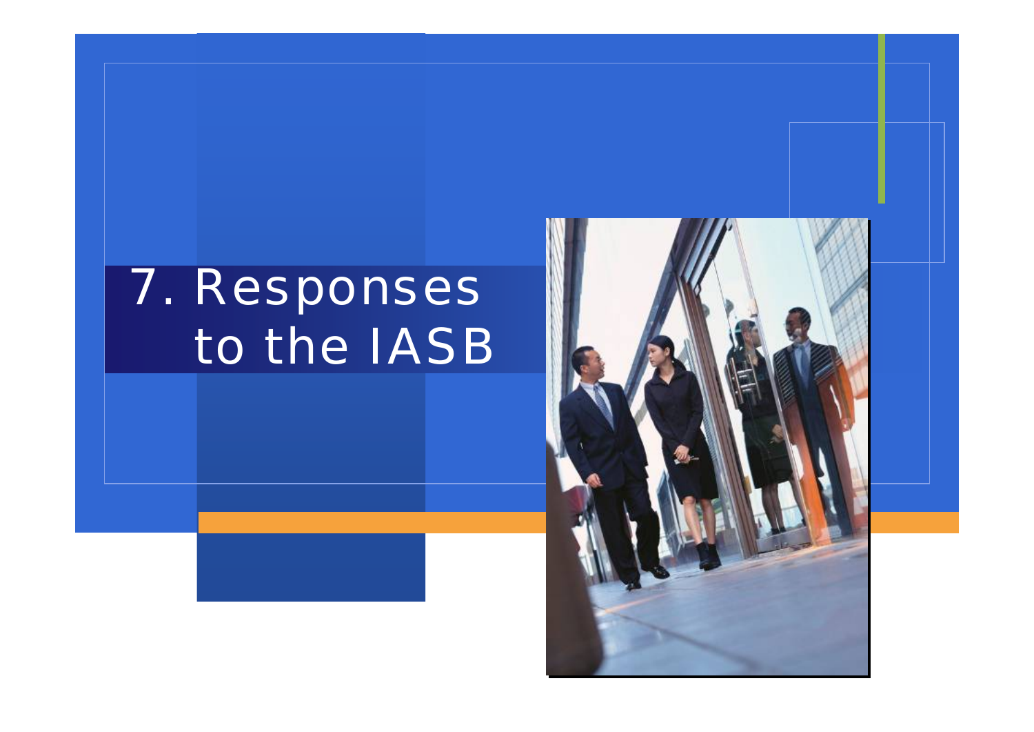# 7. Responses to the IASB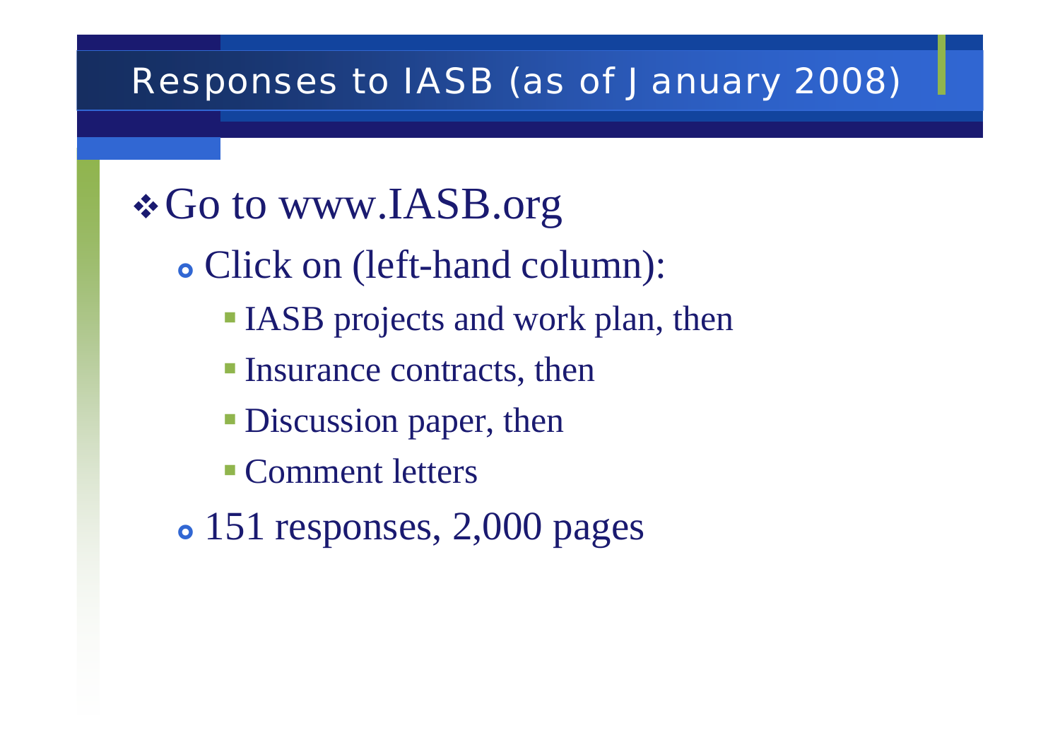# Responses to IASB (as of January 2008)

- Go to www.IASB.org
  - Click on (left-hand column):
    - IASB projects and work plan, then
    - Insurance contracts, then
    - Discussion paper, then
    - Comment letters
  - 151 responses, 2,000 pages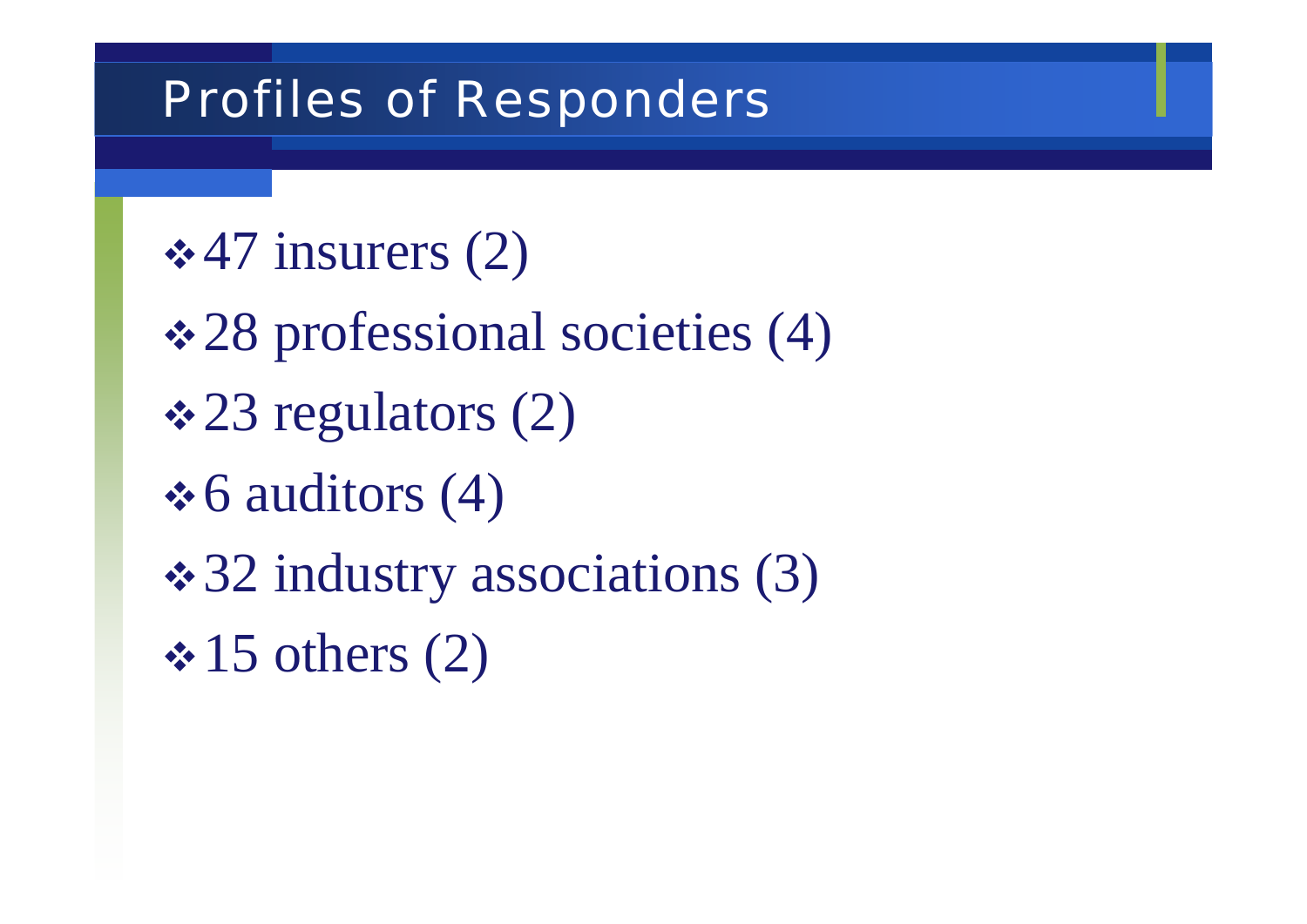# Profiles of Responders

- 47 insurers (2)
- 28 professional societies (4)
- 23 regulators (2)
- 6 auditors (4)
- 32 industry associations (3)
- 15 others (2)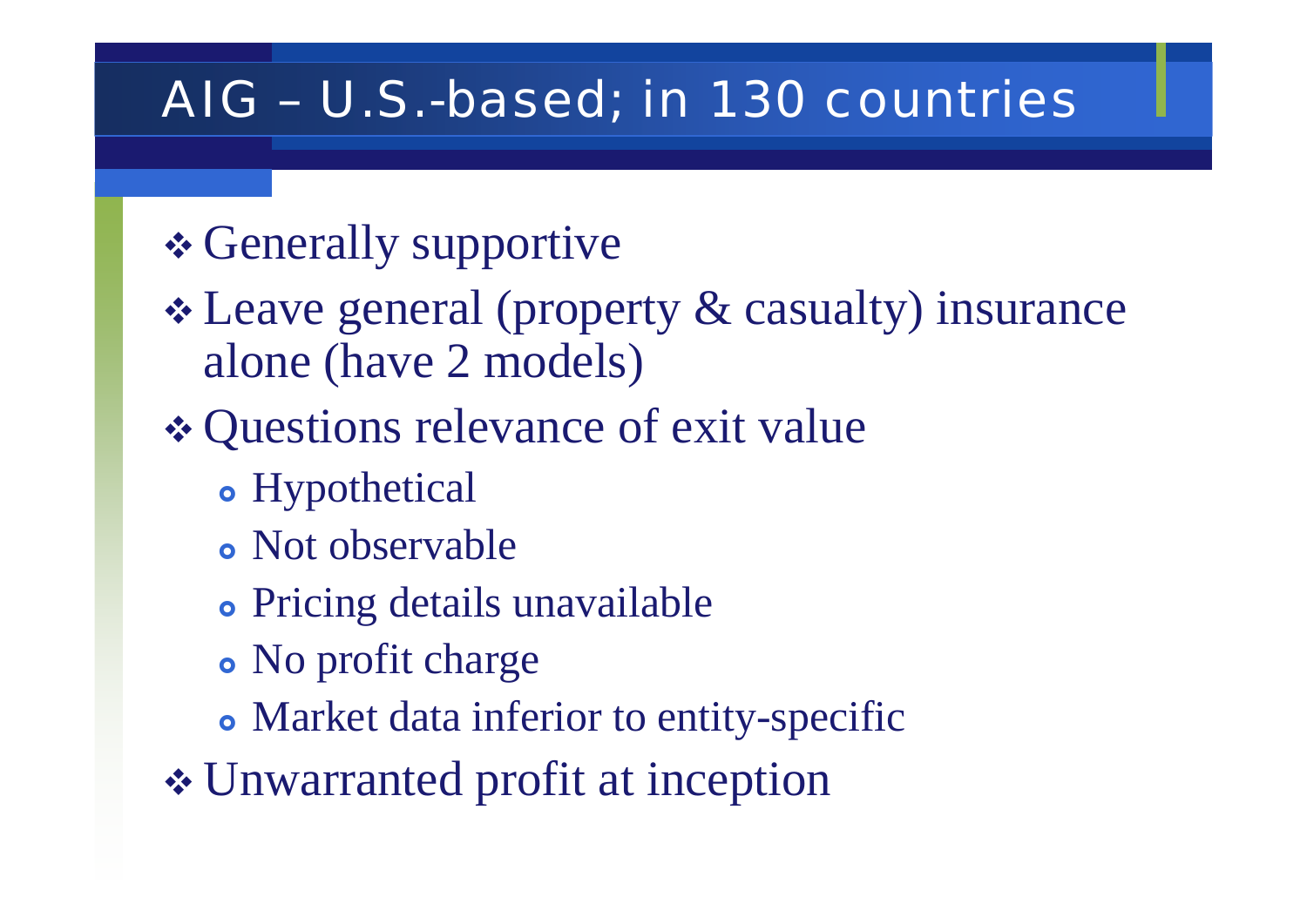# AIG – U.S.-based; in 130 countries

- Generally supportive
- Leave general (property & casualty) insurance alone (have 2 models)
- Questions relevance of exit value
  - Hypothetical
  - Not observable
  - Pricing details unavailable
  - No profit charge
  - Market data inferior to entity-specific
- Unwarranted profit at inception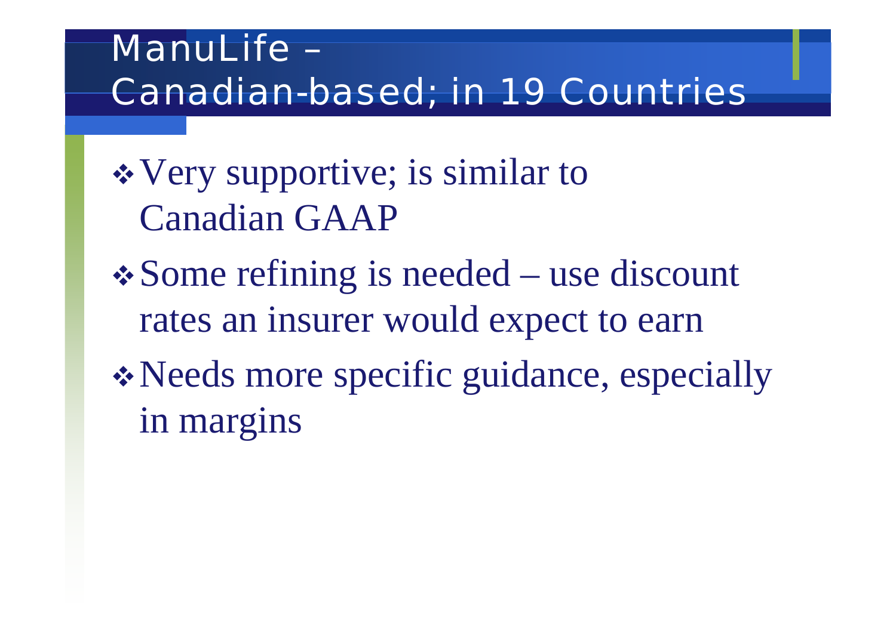# ManuLife – Canadian-based; in 19 Countries

- Very supportive; is similar to Canadian GAAP
- Some refining is needed – use discount rates an insurer would expect to earn
- Needs more specific guidance, especially in margins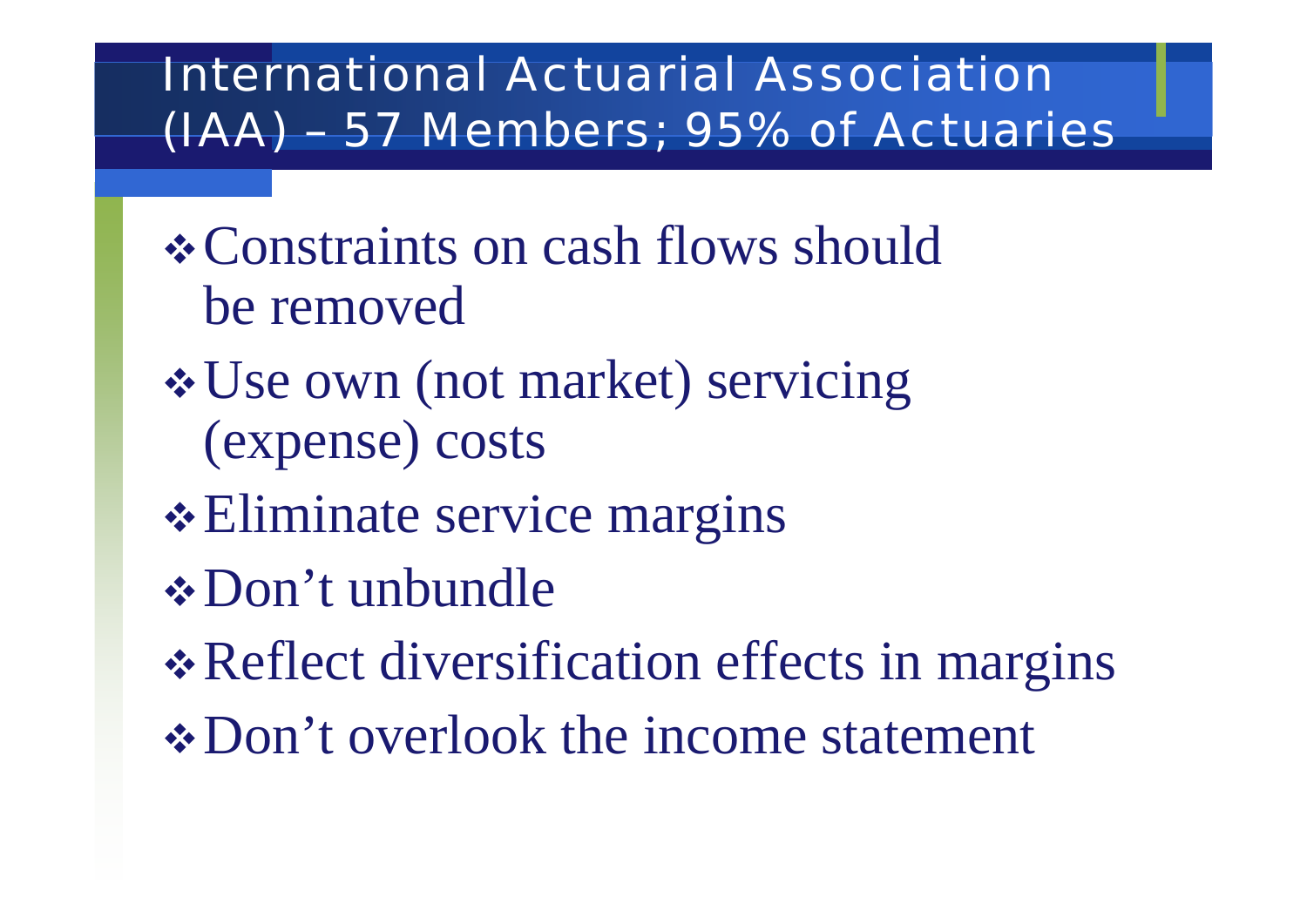# International Actuarial Association (IAA) – 57 Members; 95% of Actuaries

- Constraints on cash flows should be removed
- Use own (not market) servicing (expense) costs
- Eliminate service margins
- Don't unbundle
- Reflect diversification effects in margins
- Don't overlook the income statement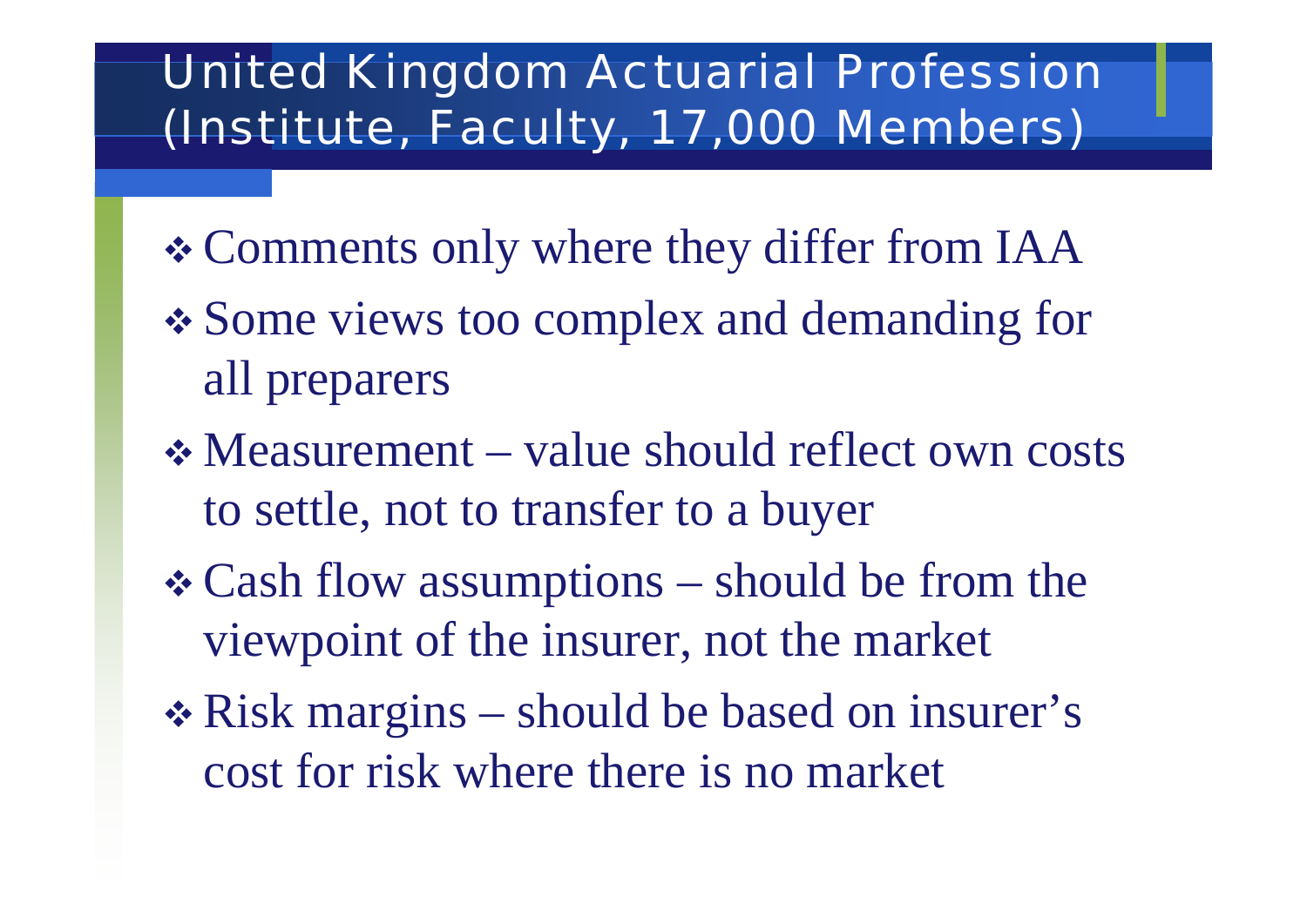# United Kingdom Actuarial Profession (Institute, Faculty, 17,000 Members)

- Comments only where they differ from IAA
- Some views too complex and demanding for all preparers
- Measurement – value should reflect own costs to settle, not to transfer to a buyer
- Cash flow assumptions – should be from the viewpoint of the insurer, not the market
- Risk margins – should be based on insurer's cost for risk where there is no market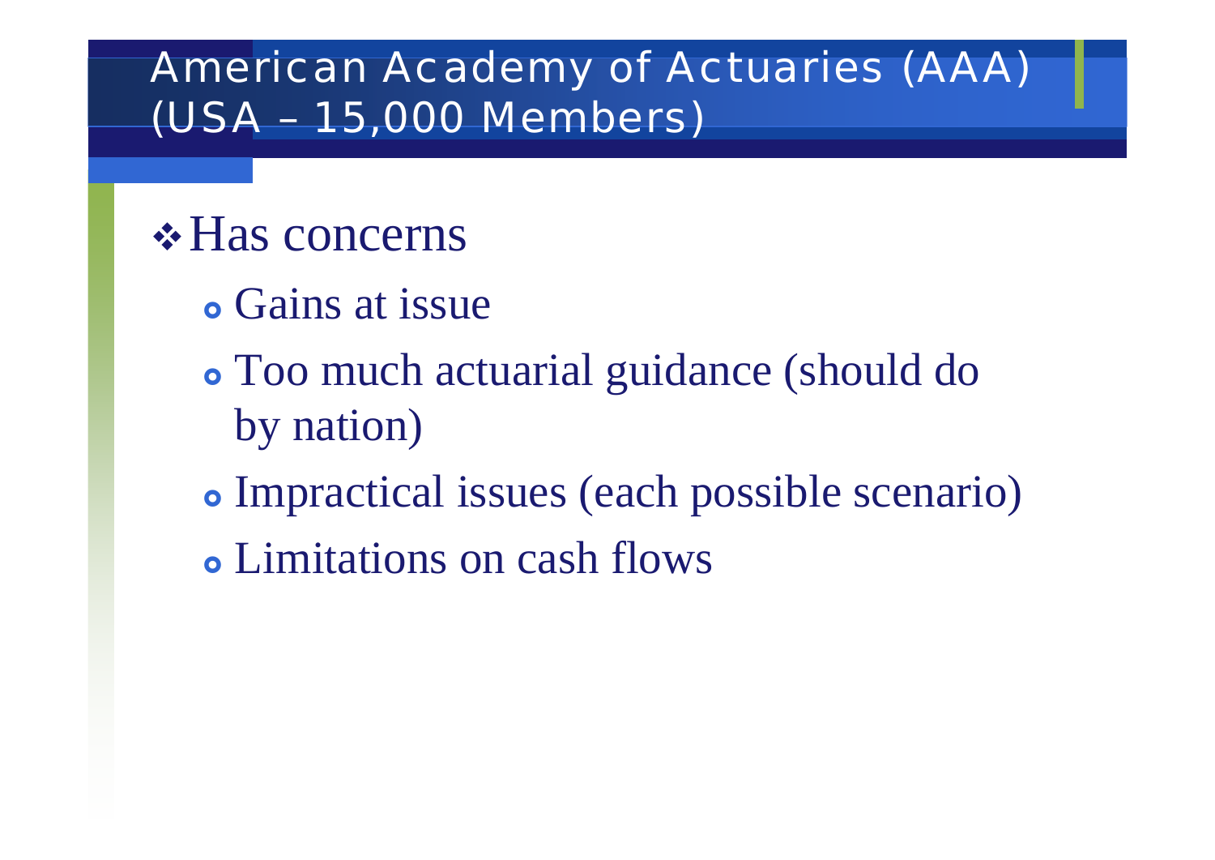# American Academy of Actuaries (AAA) (USA – 15,000 Members)

- Has concerns
  - Gains at issue
  - Too much actuarial guidance (should do by nation)
  - Impractical issues (each possible scenario)
  - Limitations on cash flows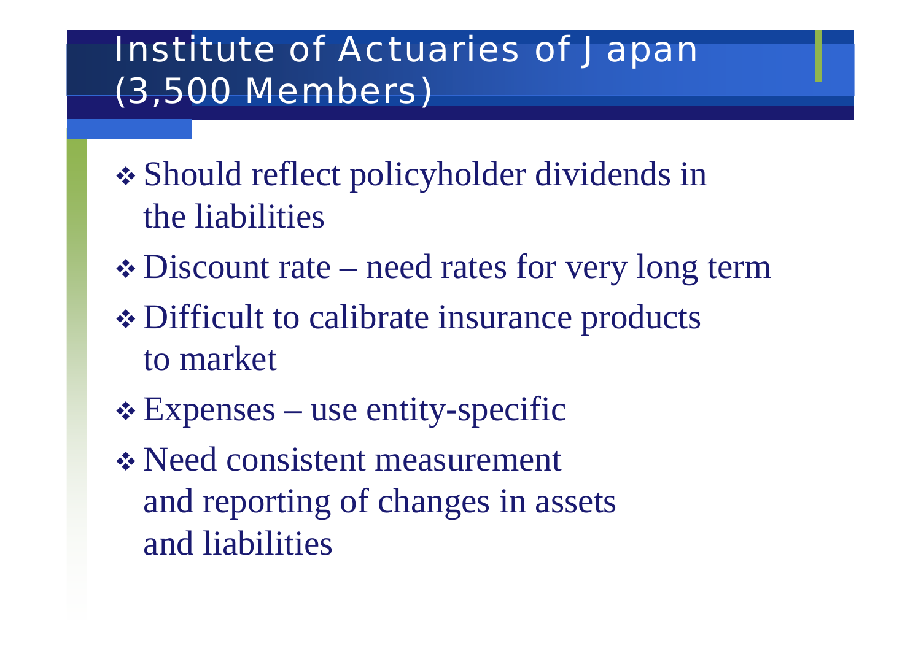# Institute of Actuaries of Japan (3,500 Members)

- Should reflect policyholder dividends in the liabilities
- Discount rate – need rates for very long term
- Difficult to calibrate insurance products to market
- Expenses – use entity-specific
- Need consistent measurement and reporting of changes in assets and liabilities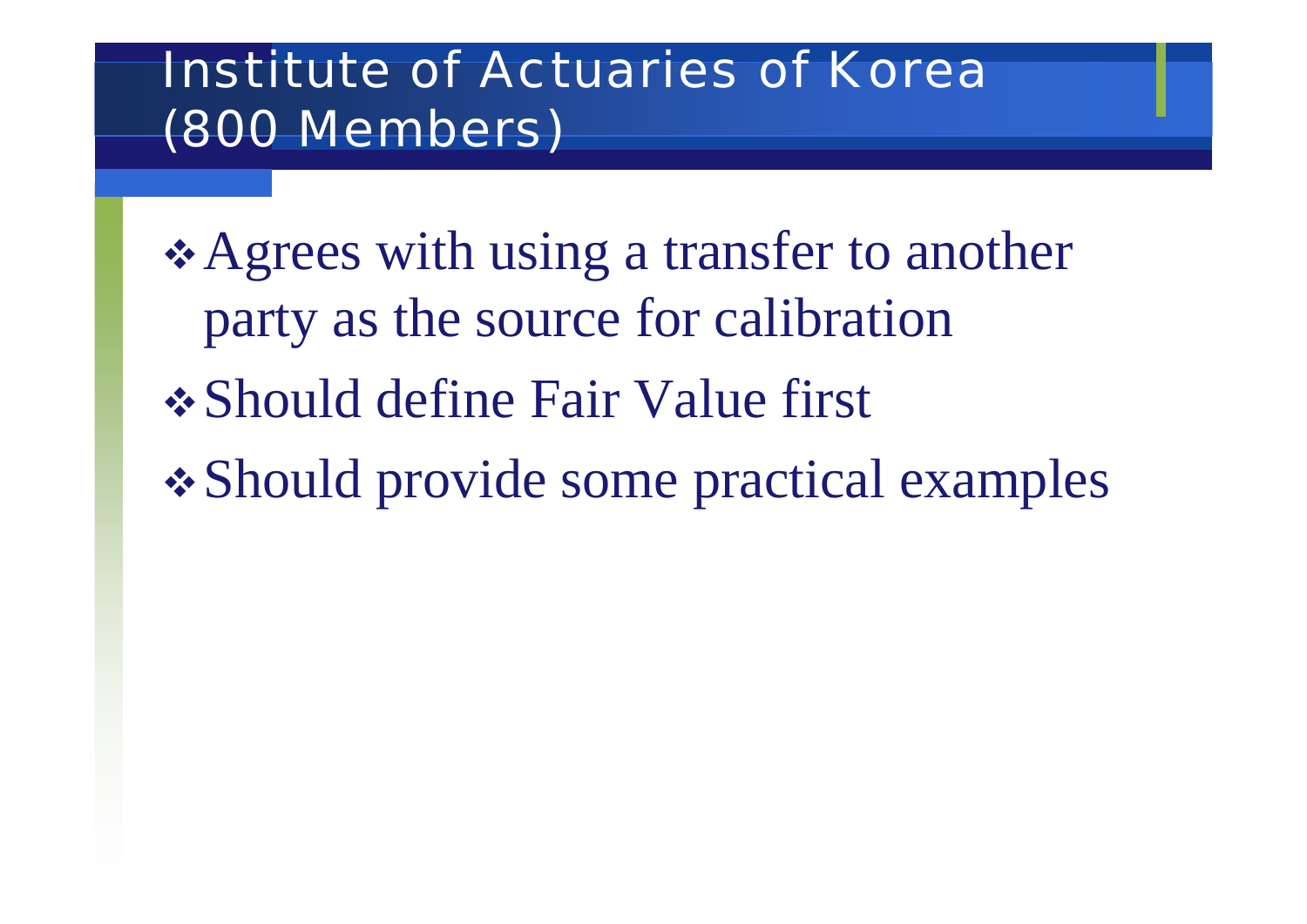# Institute of Actuaries of Korea (800 Members)

- Agrees with using a transfer to another party as the source for calibration
- Should define Fair Value first
- Should provide some practical examples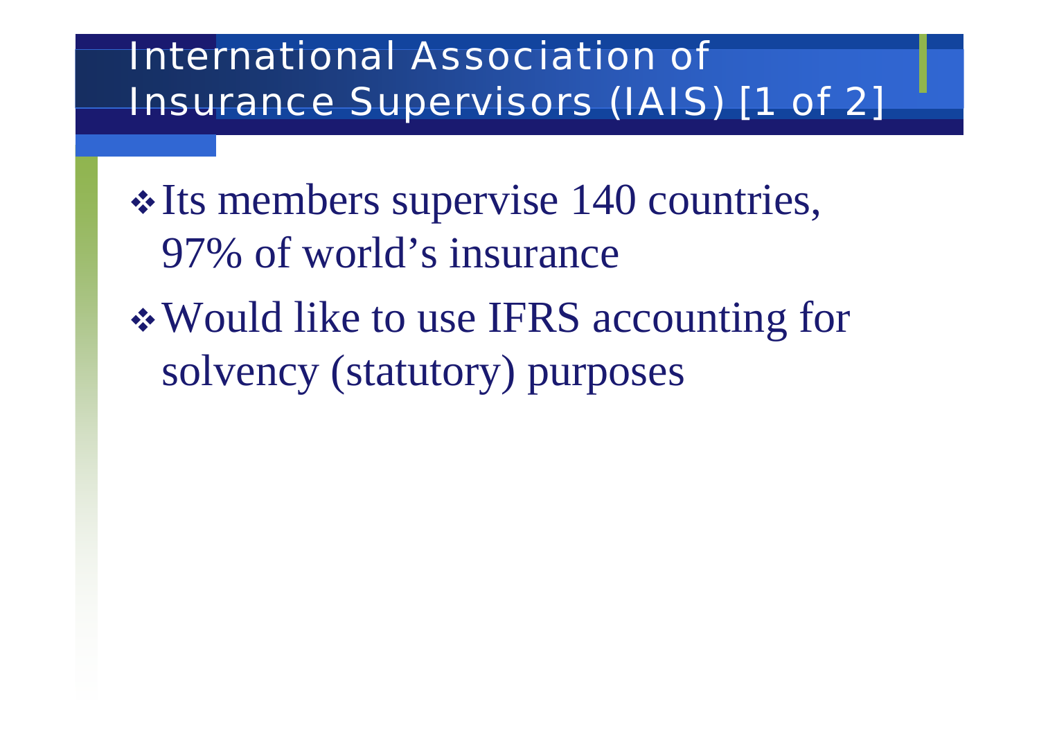# International Association of Insurance Supervisors (IAIS) [1 of 2]

- Its members supervise 140 countries, 97% of world's insurance
- Would like to use IFRS accounting for solvency (statutory) purposes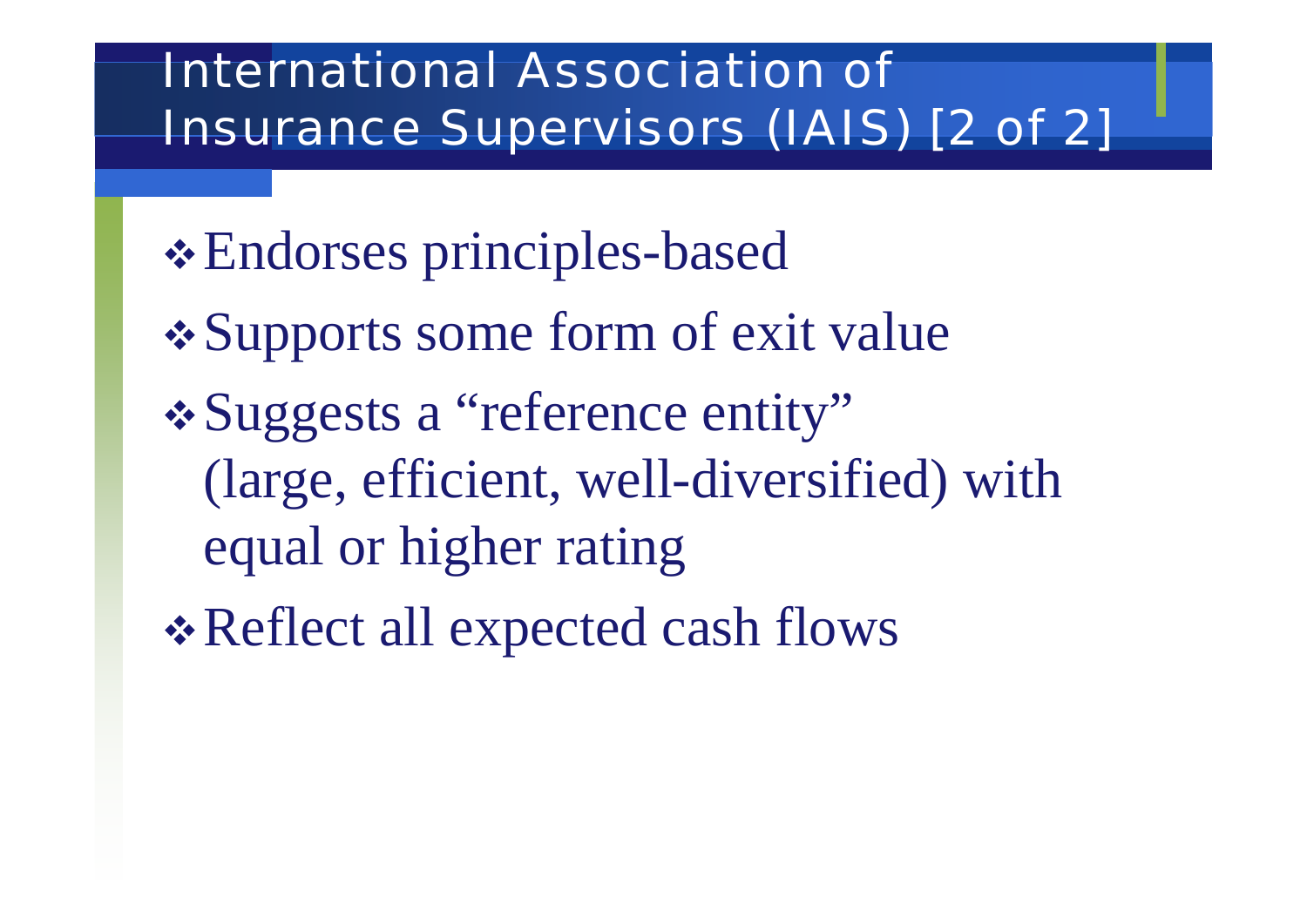# International Association of Insurance Supervisors (IAIS) [2 of 2]

- Endorses principles-based
- Supports some form of exit value
- Suggests a "reference entity" (large, efficient, well-diversified) with equal or higher rating
- Reflect all expected cash flows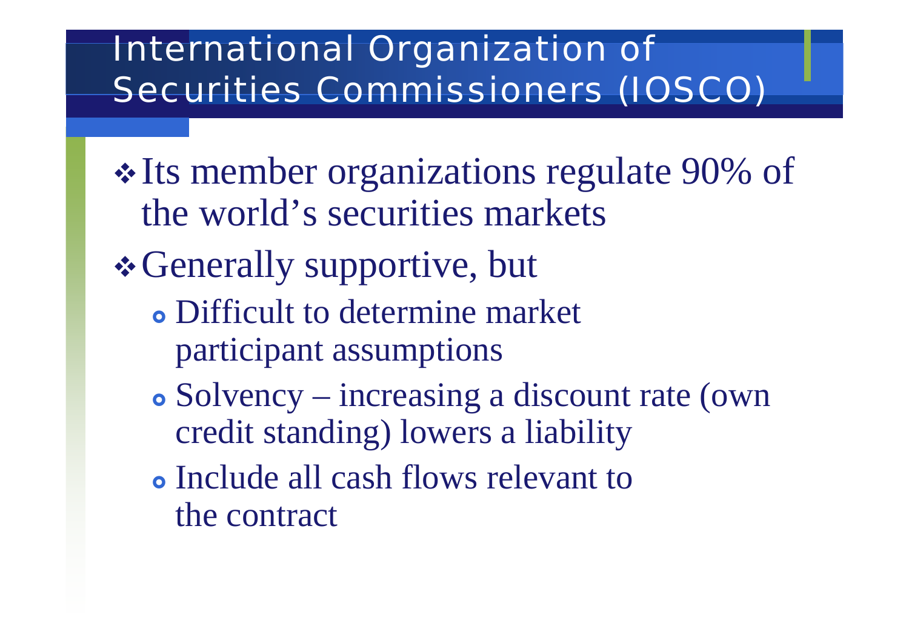# International Organization of Securities Commissioners (IOSCO)

- Its member organizations regulate 90% of the world's securities markets
- Generally supportive, but
  - Difficult to determine market participant assumptions
  - Solvency – increasing a discount rate (own credit standing) lowers a liability
  - Include all cash flows relevant to the contract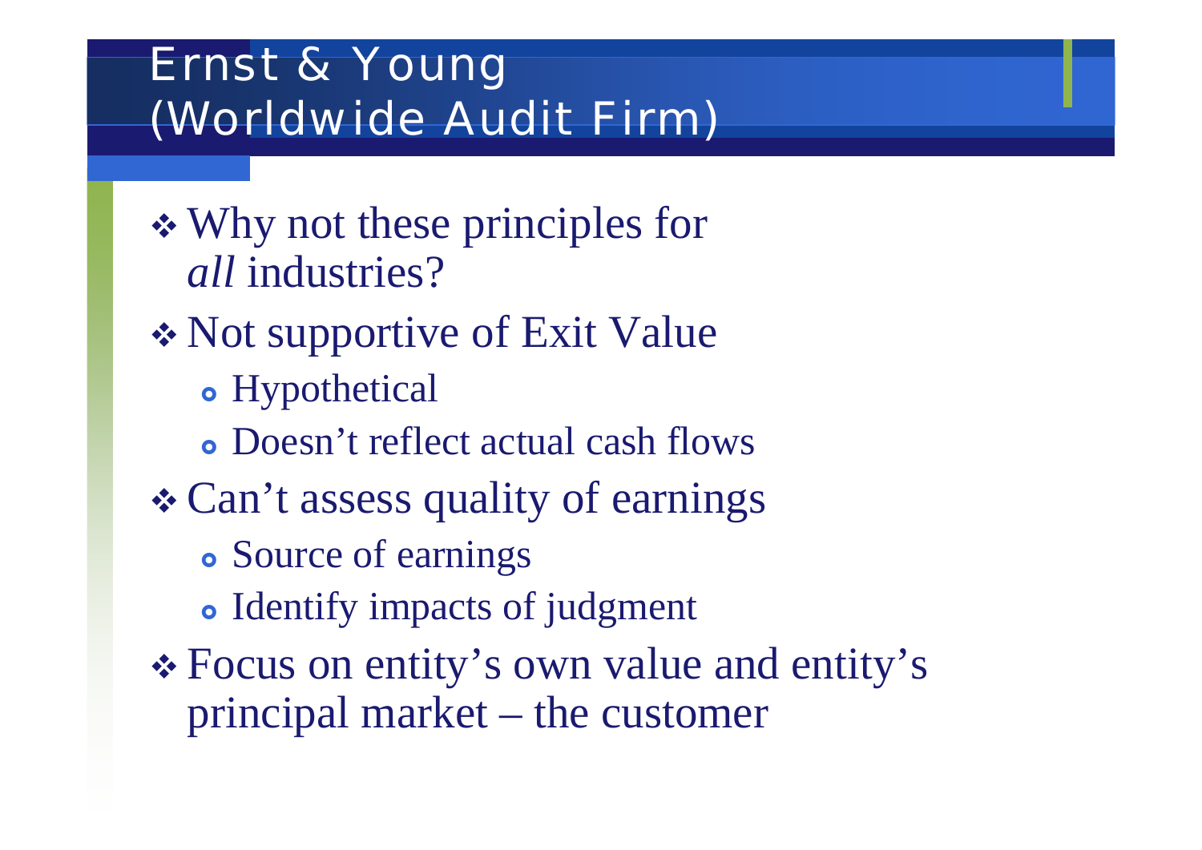# Ernst & Young (Worldwide Audit Firm)

- Why not these principles for *all* industries?
- Not supportive of Exit Value
  - Hypothetical
  - Doesn't reflect actual cash flows
- Can't assess quality of earnings
  - Source of earnings
  - Identify impacts of judgment
- Focus on entity's own value and entity's principal market – the customer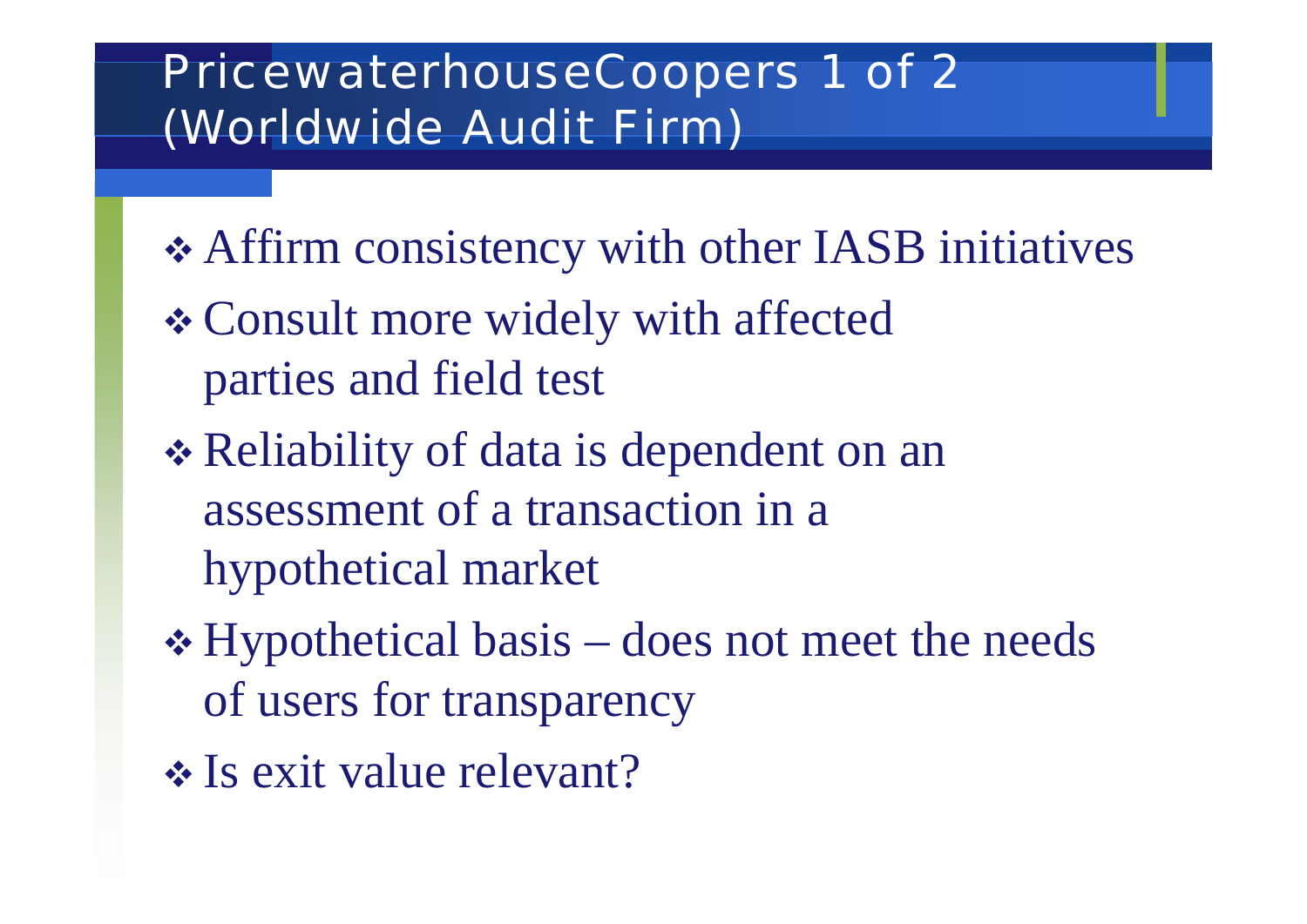# PricewaterhouseCoopers 1 of 2 (Worldwide Audit Firm)

- Affirm consistency with other IASB initiatives
- Consult more widely with affected parties and field test
- Reliability of data is dependent on an assessment of a transaction in a hypothetical market
- Hypothetical basis – does not meet the needs of users for transparency
- Is exit value relevant?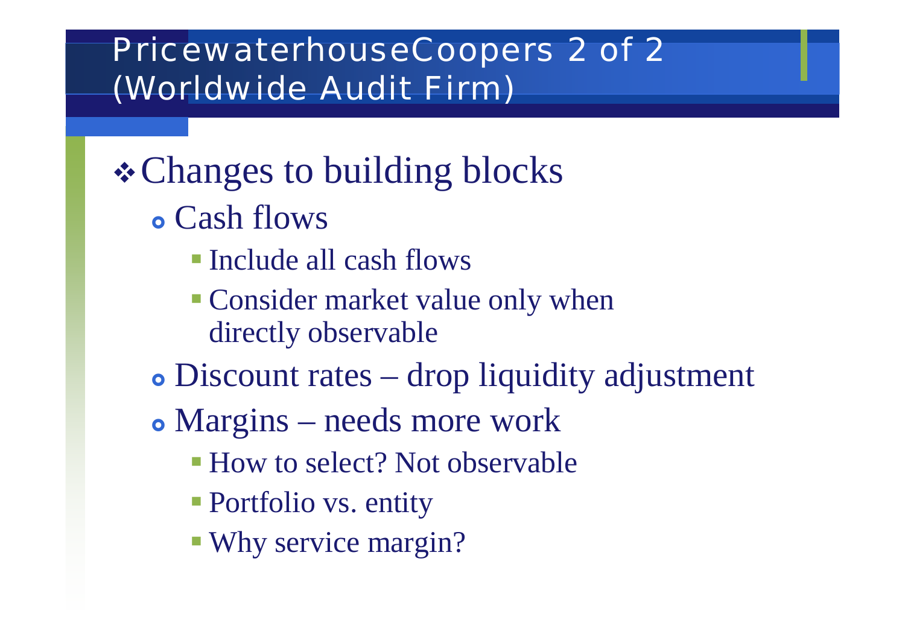# PricewaterhouseCoopers 2 of 2 (Worldwide Audit Firm)

- Changes to building blocks
  - Cash flows
    - Include all cash flows
    - Consider market value only when directly observable
  - Discount rates – drop liquidity adjustment
  - Margins – needs more work
    - How to select? Not observable
    - Portfolio vs. entity
    - Why service margin?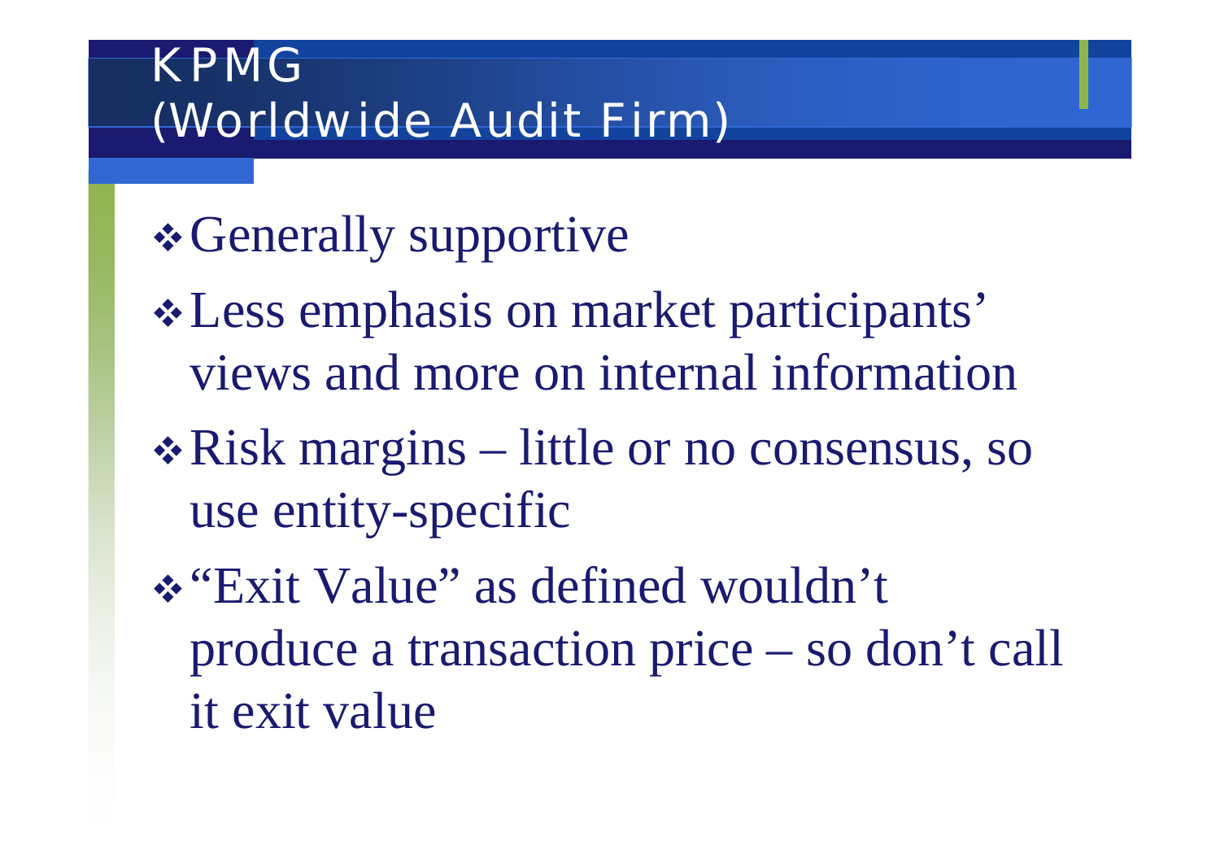# KPMG (Worldwide Audit Firm)

- Generally supportive
- Less emphasis on market participants' views and more on internal information
- Risk margins – little or no consensus, so use entity-specific
- "Exit Value" as defined wouldn't produce a transaction price – so don't call it exit value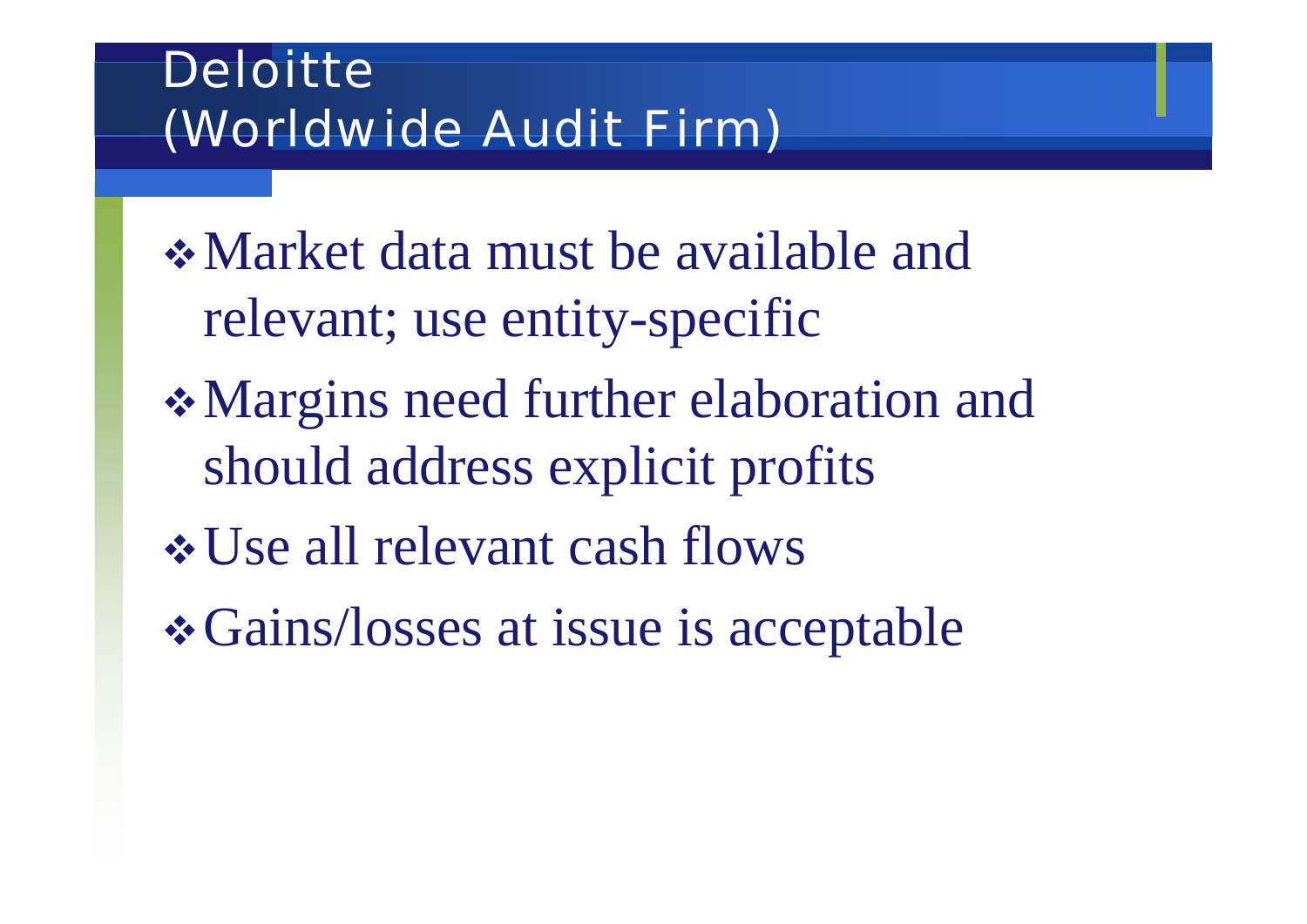# Deloitte (Worldwide Audit Firm)

- Market data must be available and relevant; use entity-specific
- Margins need further elaboration and should address explicit profits
- Use all relevant cash flows
- Gains/losses at issue is acceptable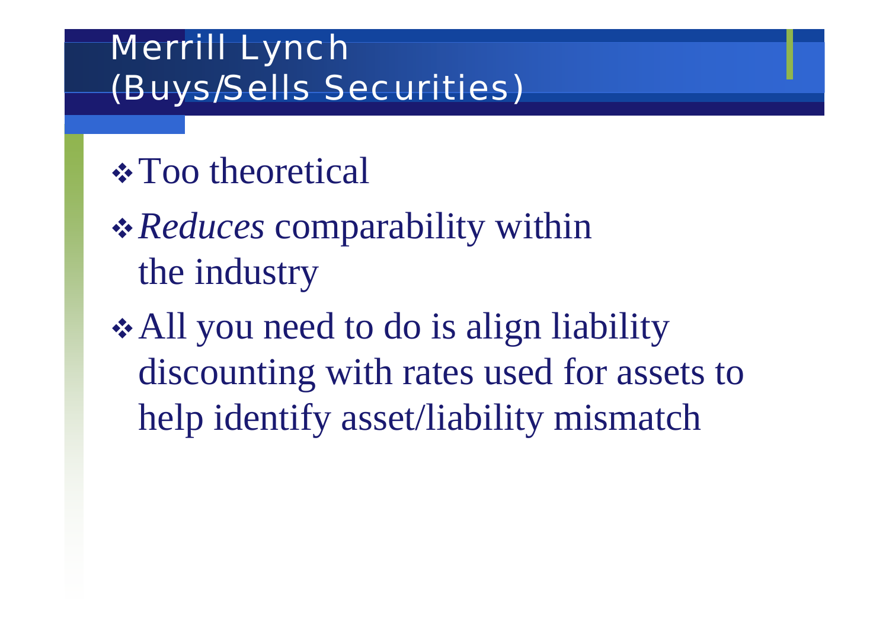# Merrill Lynch (Buys/Sells Securities)

- Too theoretical
- *Reduces* comparability within the industry
- All you need to do is align liability discounting with rates used for assets to help identify asset/liability mismatch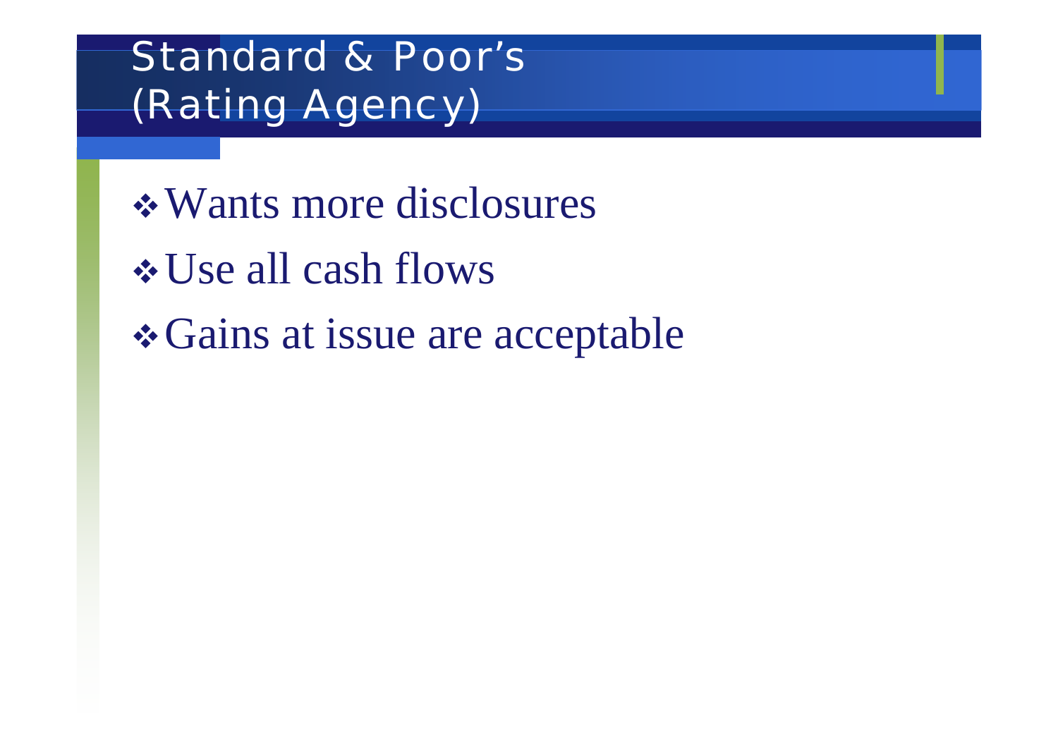# Standard & Poor's (Rating Agency)

- Wants more disclosures
- Use all cash flows
- Gains at issue are acceptable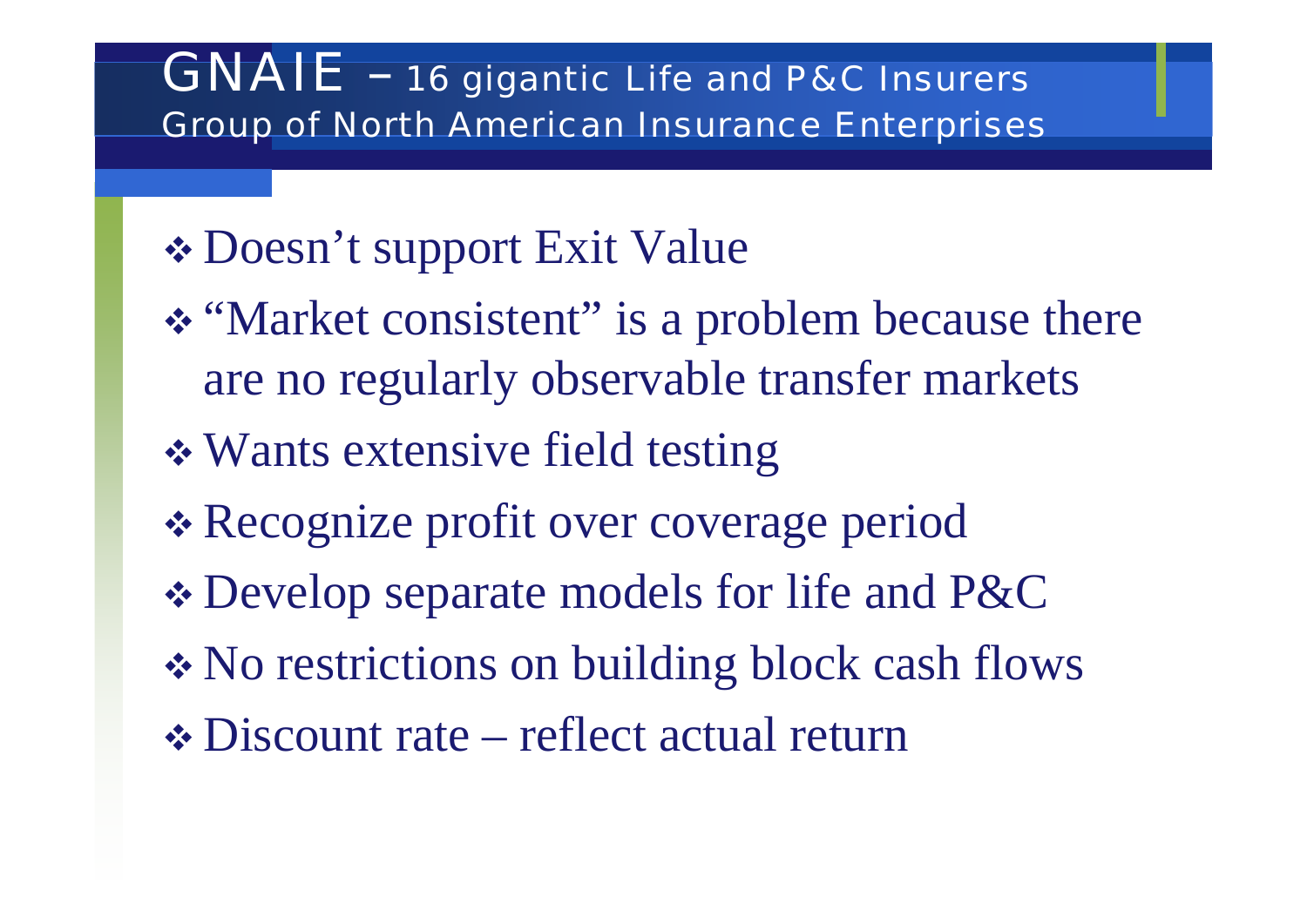# GNAIE – 16 gigantic Life and P&C Insurers

Group of North American Insurance Enterprises

- Doesn't support Exit Value
- "Market consistent" is a problem because there are no regularly observable transfer markets
- Wants extensive field testing
- Recognize profit over coverage period
- Develop separate models for life and P&C
- No restrictions on building block cash flows
- Discount rate – reflect actual return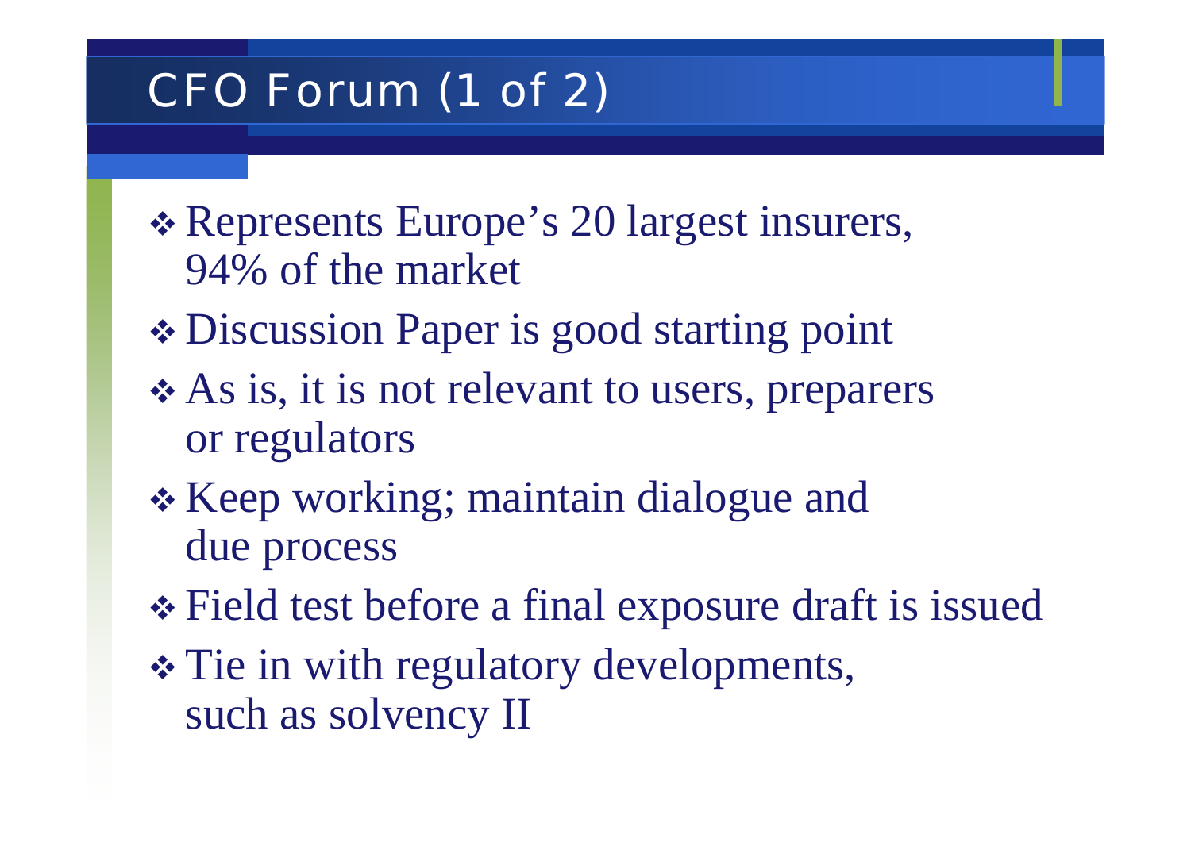# CFO Forum (1 of 2)

- Represents Europe’s 20 largest insurers, 94% of the market
- Discussion Paper is good starting point
- As is, it is not relevant to users, preparers or regulators
- Keep working; maintain dialogue and due process
- Field test before a final exposure draft is issued
- Tie in with regulatory developments, such as solvency II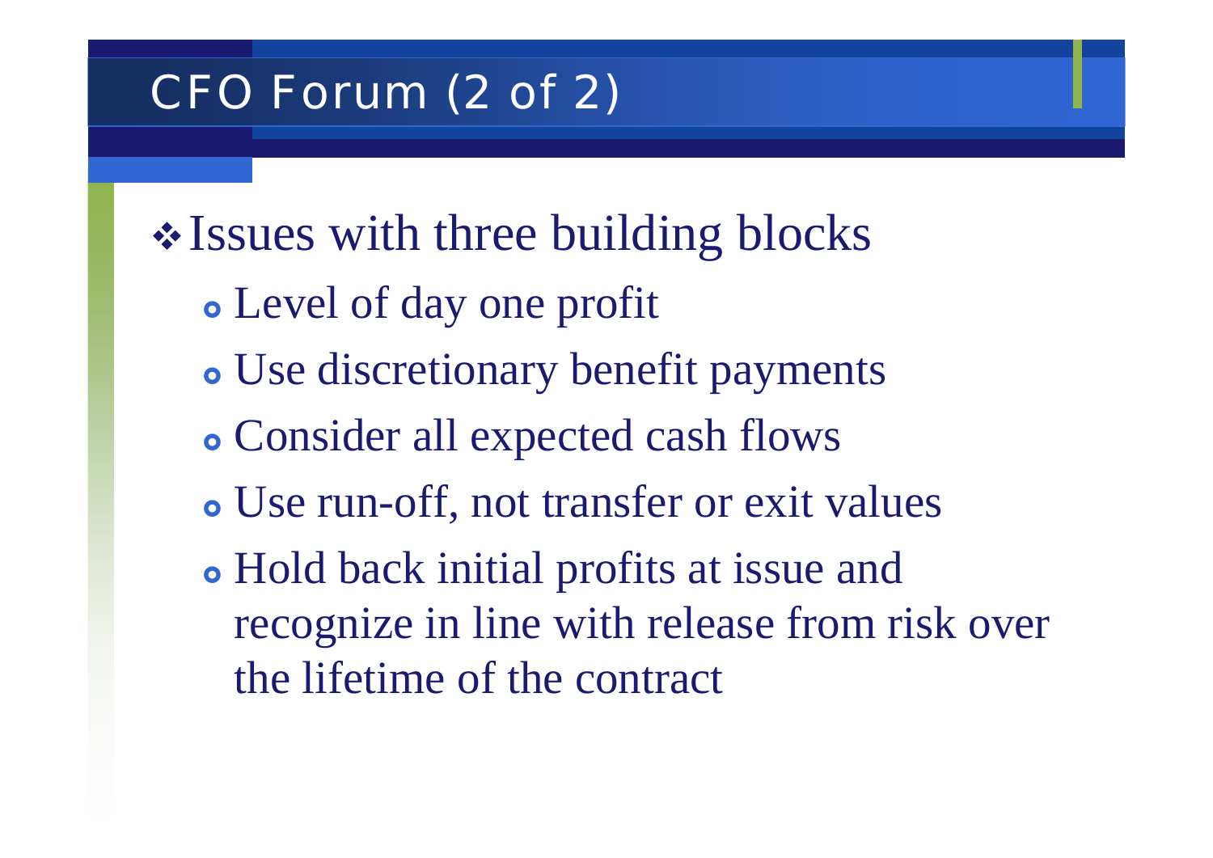# CFO Forum (2 of 2)

- Issues with three building blocks
  - Level of day one profit
  - Use discretionary benefit payments
  - Consider all expected cash flows
  - Use run-off, not transfer or exit values
  - Hold back initial profits at issue and recognize in line with release from risk over the lifetime of the contract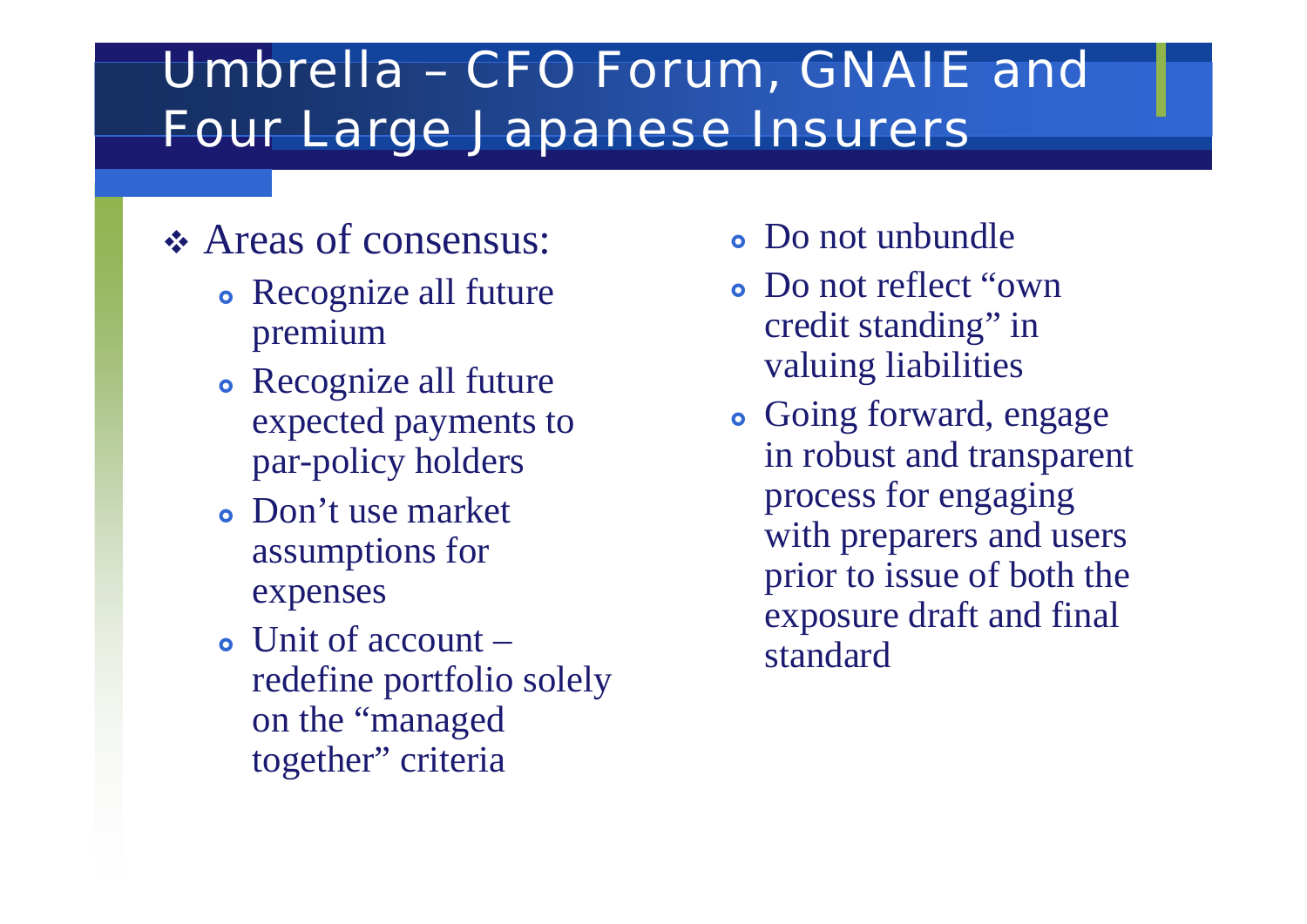# Umbrella – CFO Forum, GNAIE and Four Large Japanese Insurers

- Areas of consensus:
  - Recognize all future premium
  - Recognize all future expected payments to par-policy holders
  - Don't use market assumptions for expenses
  - Unit of account – redefine portfolio solely on the "managed together" criteria
  - Do not unbundle
  - Do not reflect "own credit standing" in valuing liabilities
  - Going forward, engage in robust and transparent process for engaging with preparers and users prior to issue of both the exposure draft and final standard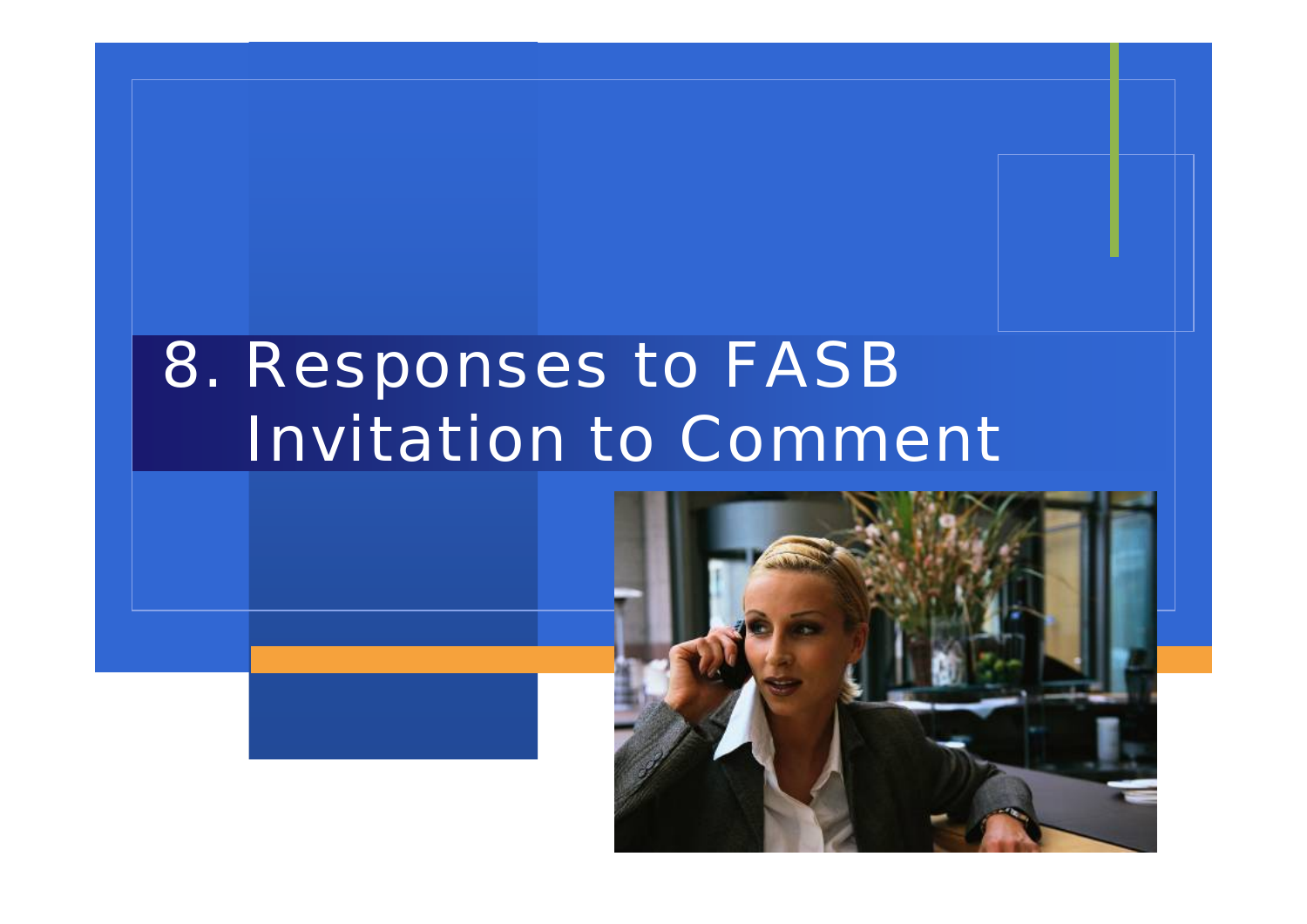# 8. Responses to FASB Invitation to Comment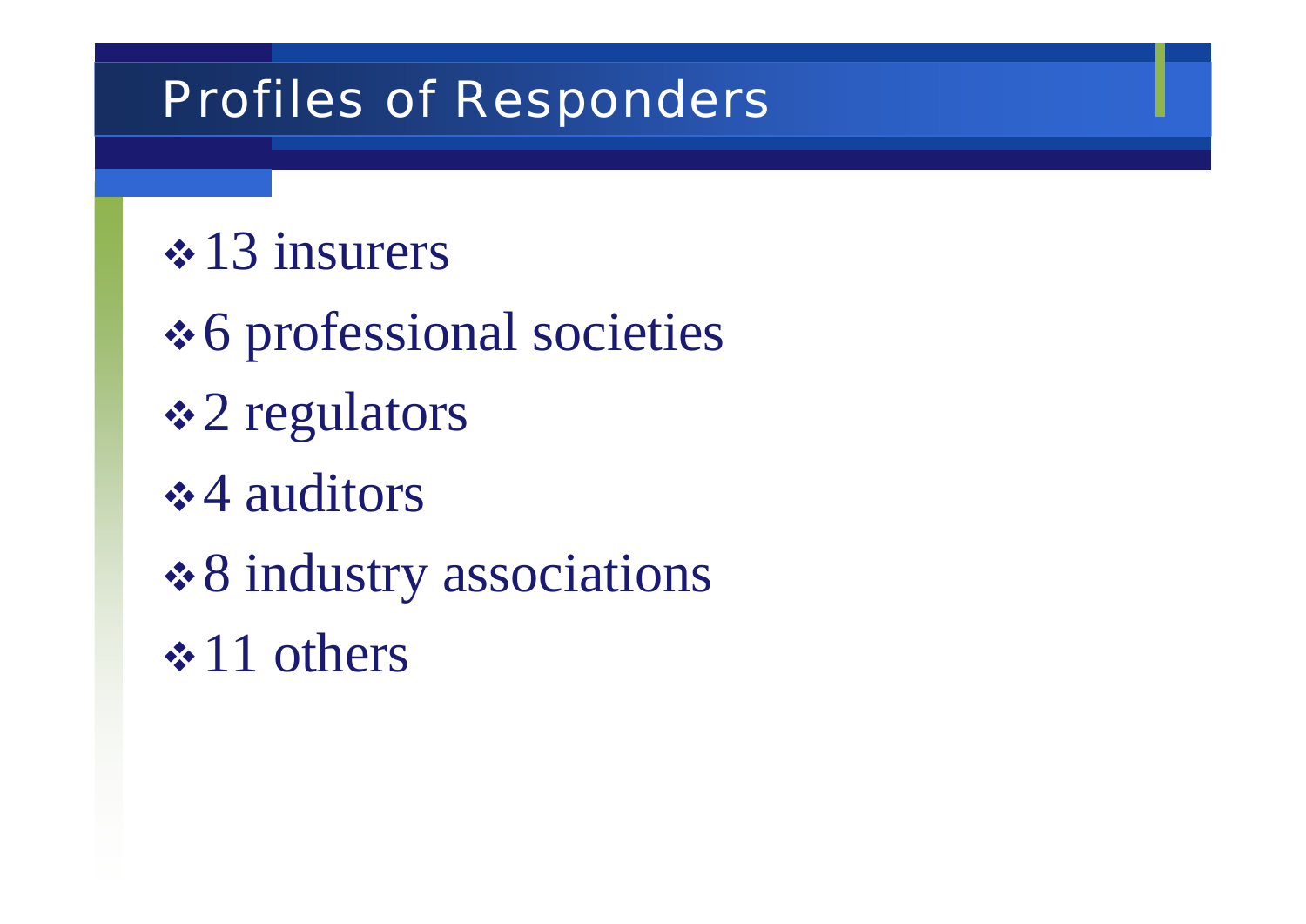# Profiles of Responders

- 13 insurers
- 6 professional societies
- 2 regulators
- 4 auditors
- 8 industry associations
- 11 others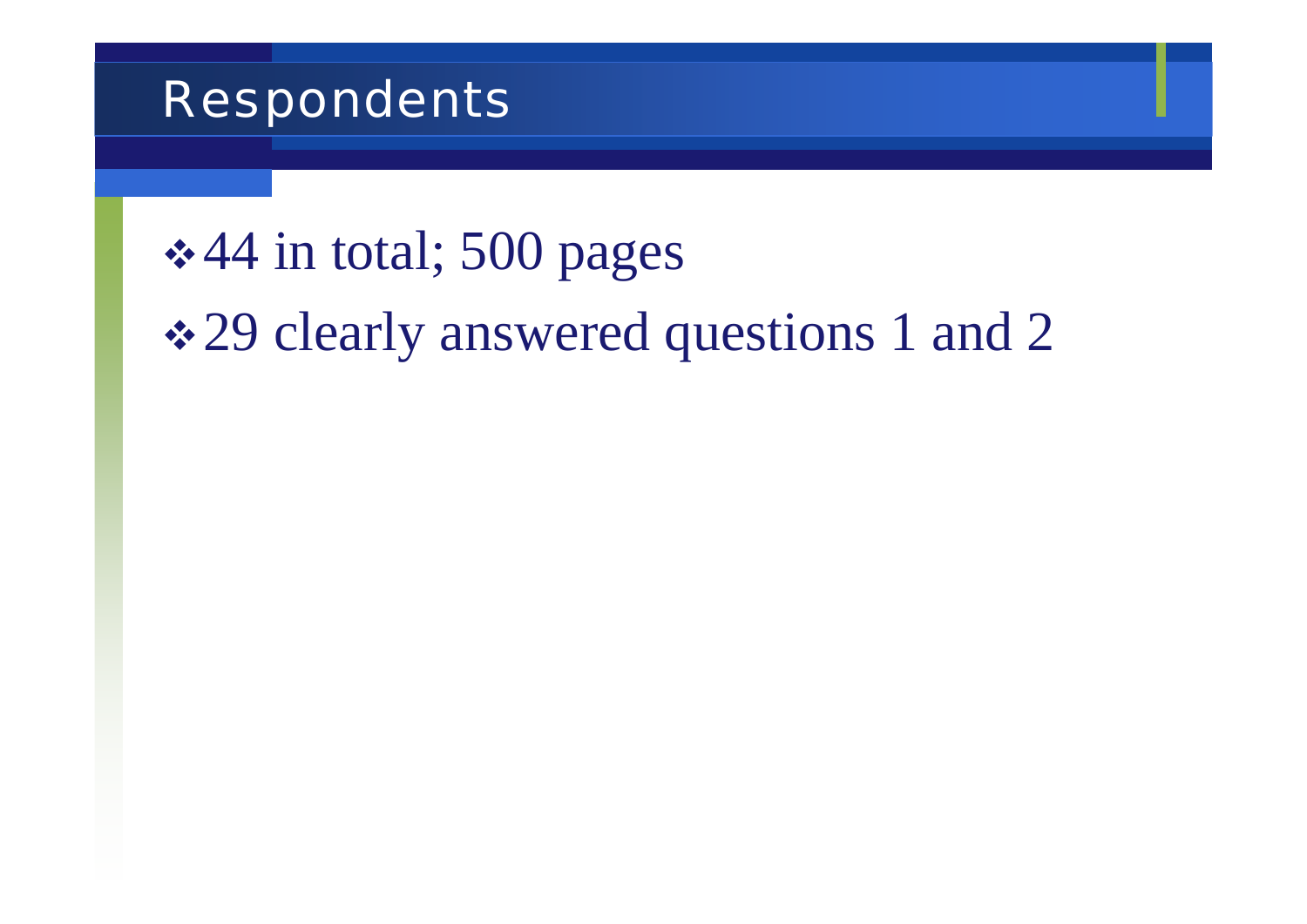# Respondents

- 44 in total; 500 pages
- 29 clearly answered questions 1 and 2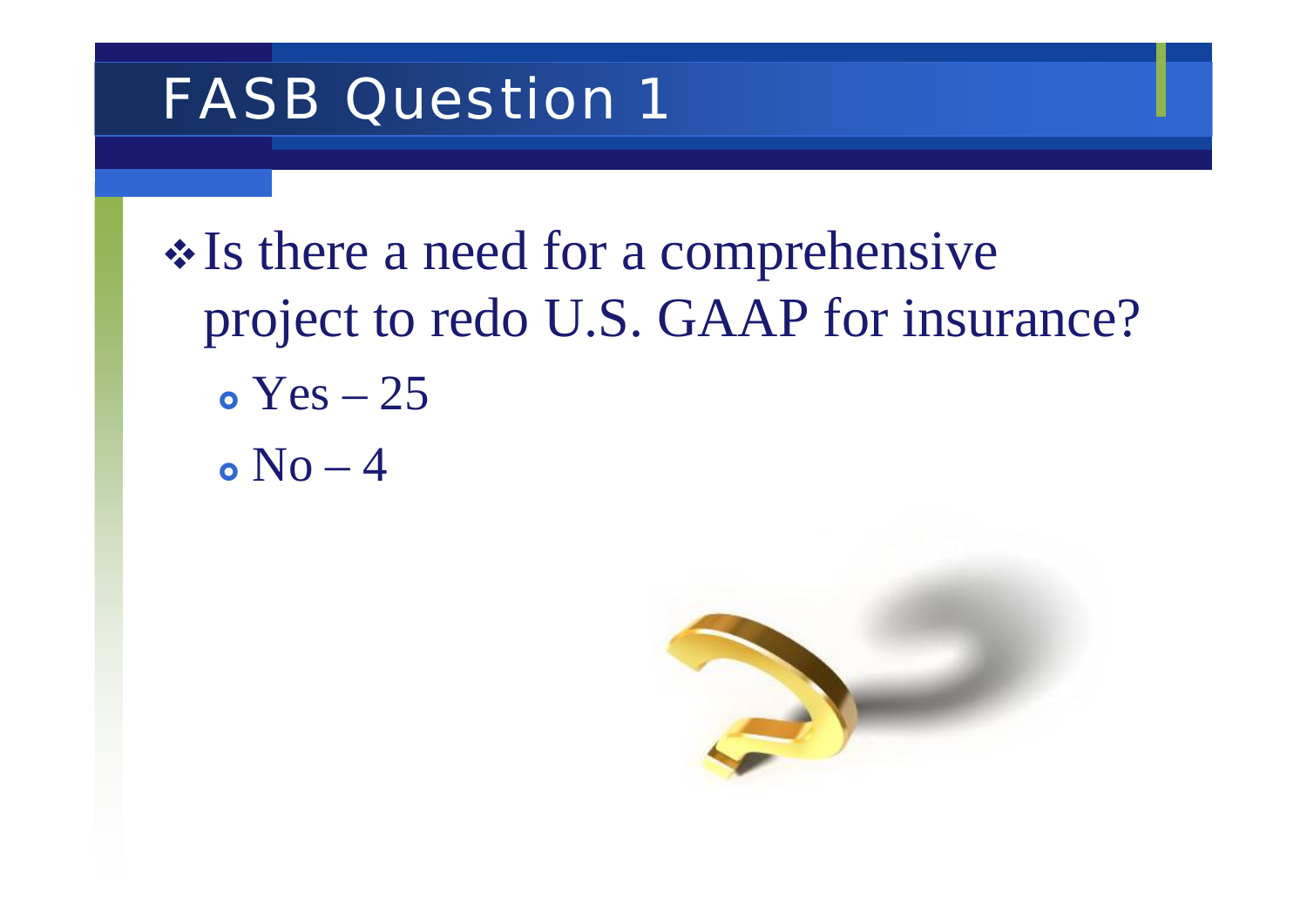# FASB Question 1

- Is there a need for a comprehensive project to redo U.S. GAAP for insurance?
  - Yes – 25
  - No – 4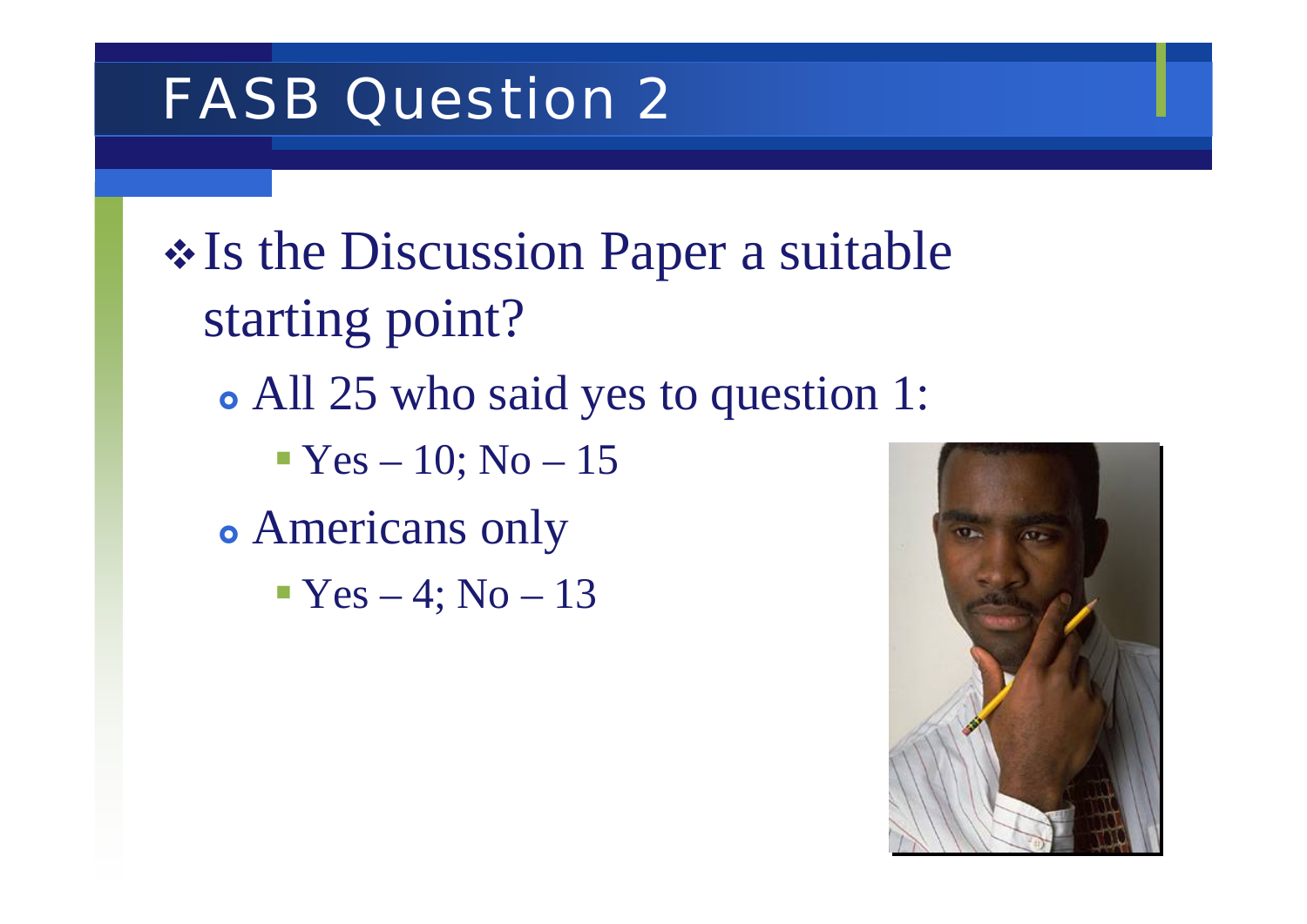# FASB Question 2

- Is the Discussion Paper a suitable starting point?
  - All 25 who said yes to question 1:
    - Yes – 10; No – 15
  - Americans only
    - Yes – 4; No – 13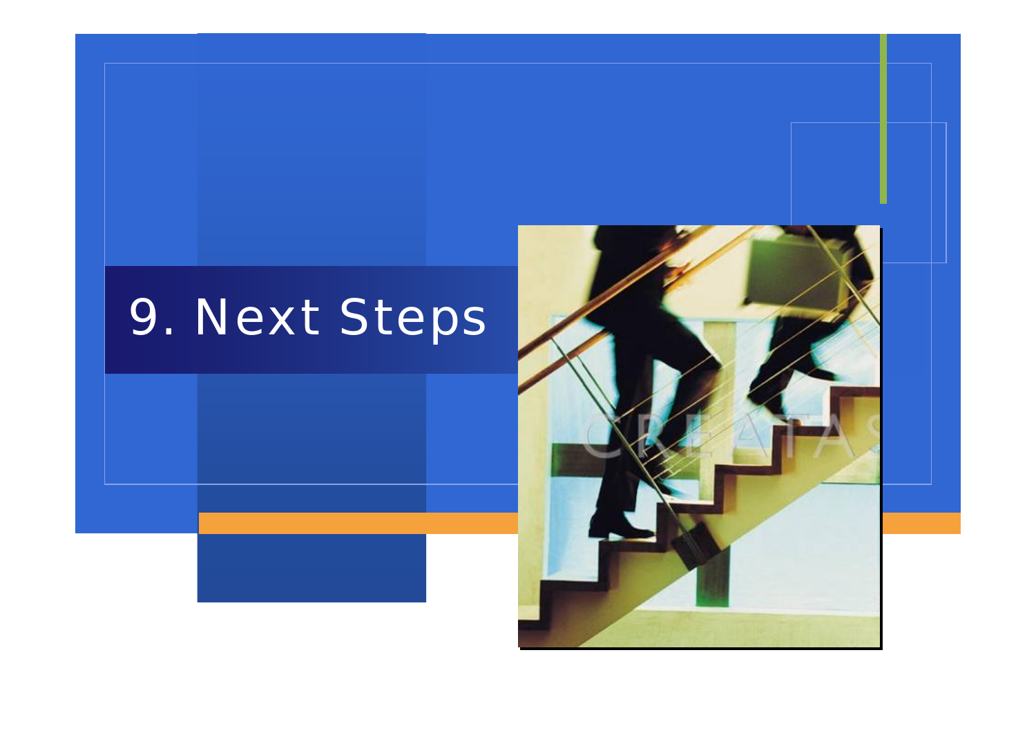# 9. Next Steps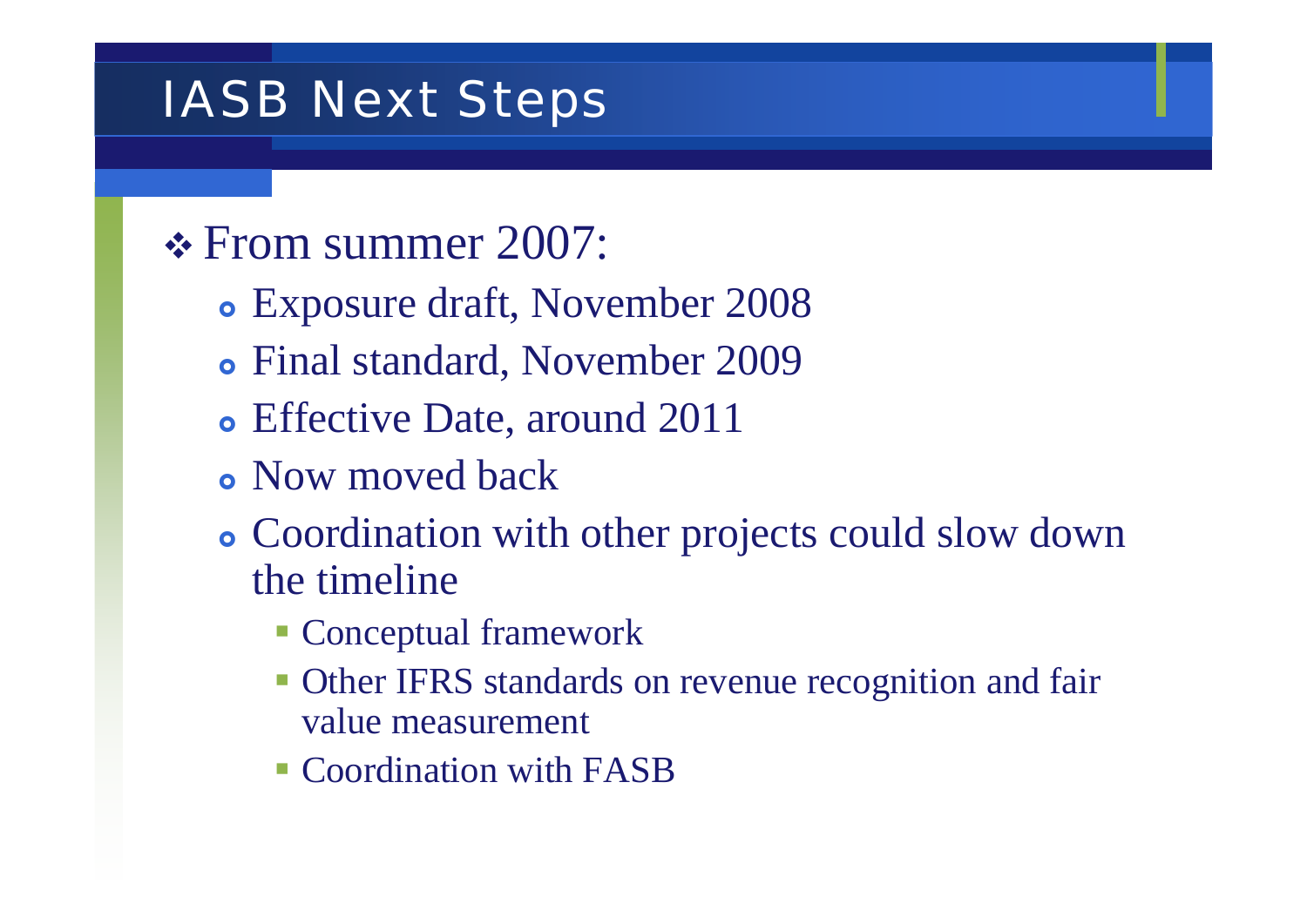# IASB Next Steps

- From summer 2007:
  - Exposure draft, November 2008
  - Final standard, November 2009
  - Effective Date, around 2011
  - Now moved back
  - Coordination with other projects could slow down the timeline
    - Conceptual framework
    - Other IFRS standards on revenue recognition and fair value measurement
    - Coordination with FASB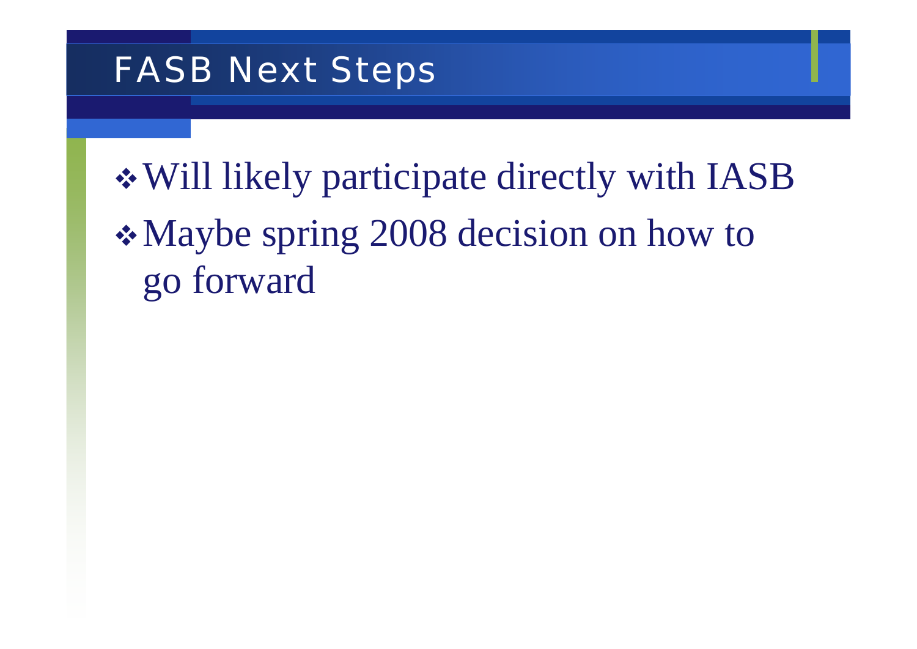# FASB Next Steps

- Will likely participate directly with IASB
- Maybe spring 2008 decision on how to go forward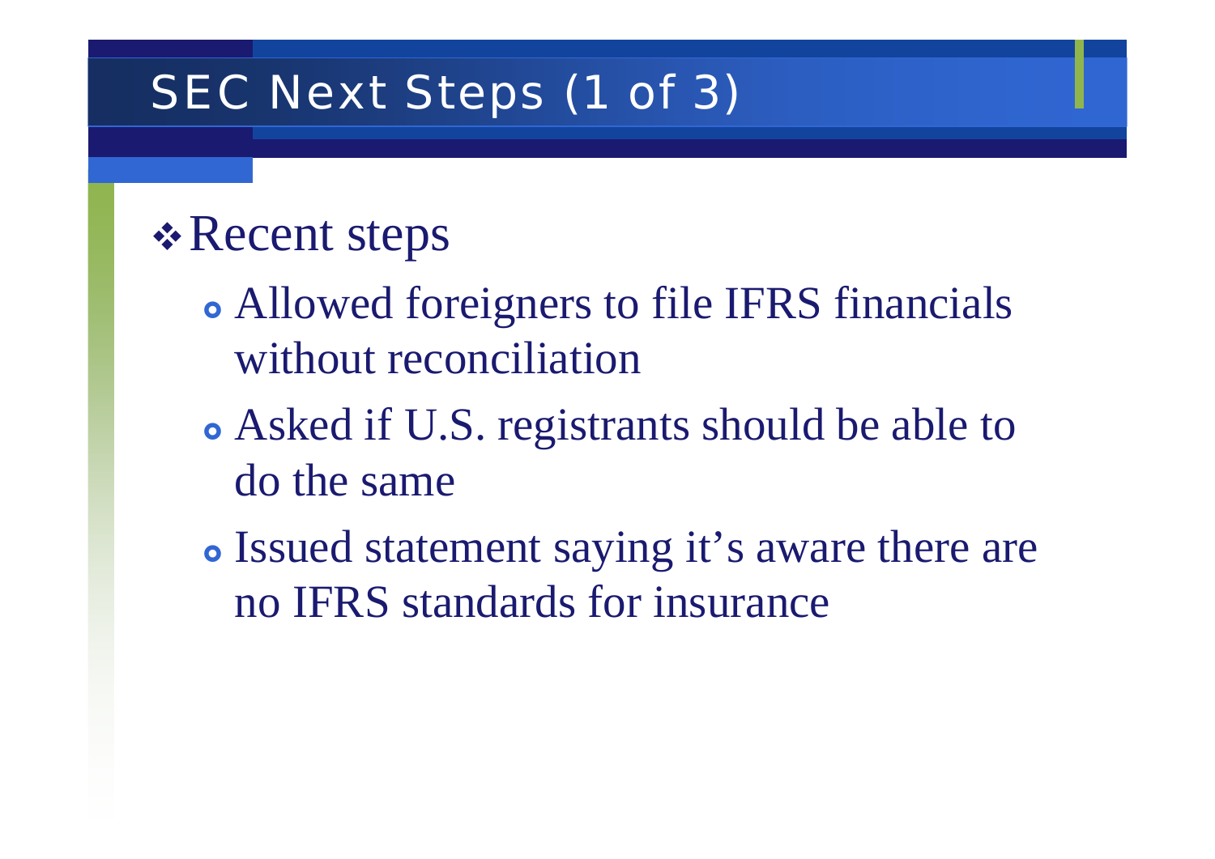# SEC Next Steps (1 of 3)

- Recent steps
  - Allowed foreigners to file IFRS financials without reconciliation
  - Asked if U.S. registrants should be able to do the same
  - Issued statement saying it's aware there are no IFRS standards for insurance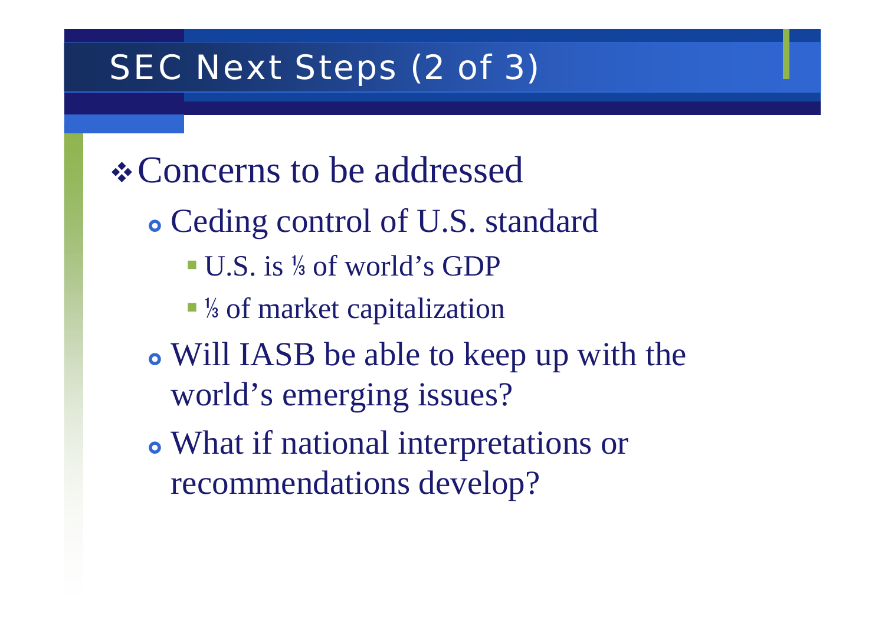# SEC Next Steps (2 of 3)

- Concerns to be addressed
  - Ceding control of U.S. standard
    - U.S. is ⅓ of world's GDP
    - ⅓ of market capitalization
  - Will IASB be able to keep up with the world's emerging issues?
  - What if national interpretations or recommendations develop?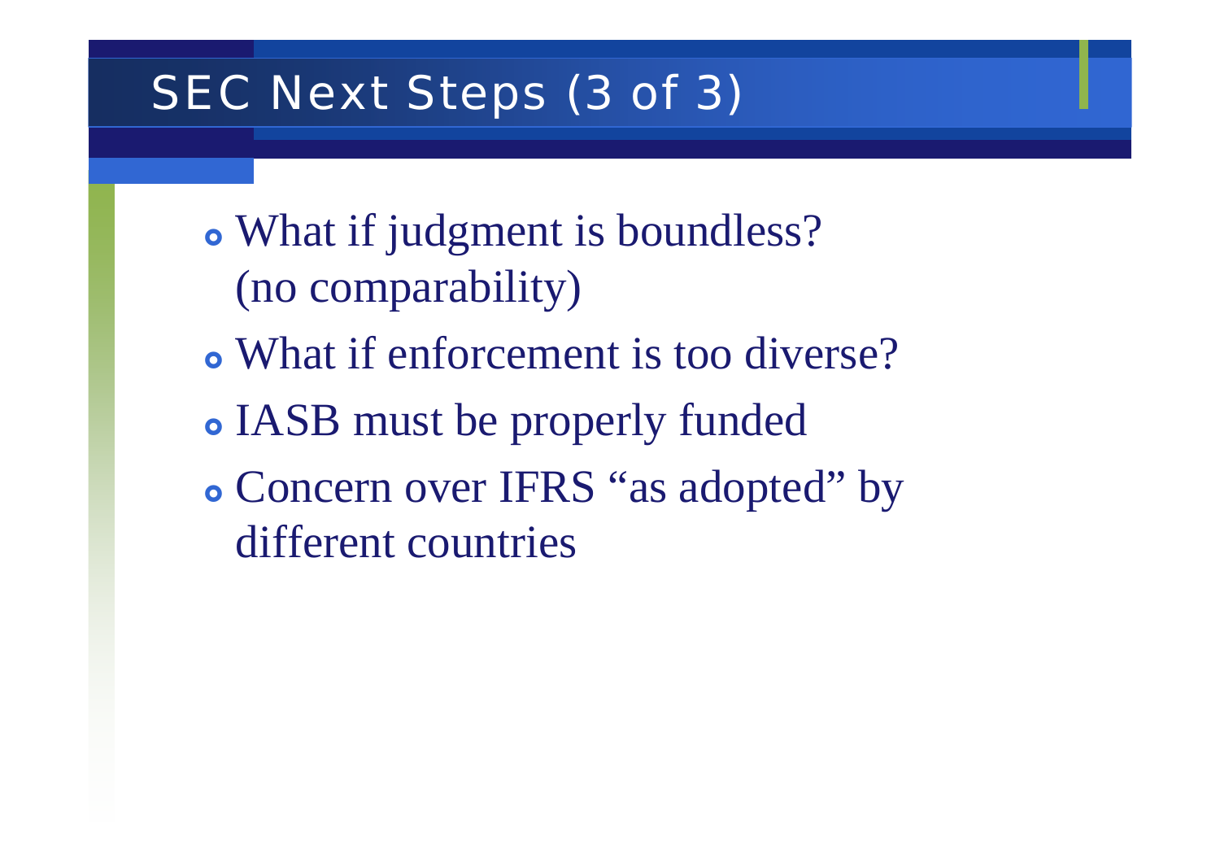# SEC Next Steps (3 of 3)

- What if judgment is boundless? (no comparability)
- What if enforcement is too diverse?
- IASB must be properly funded
- Concern over IFRS "as adopted" by different countries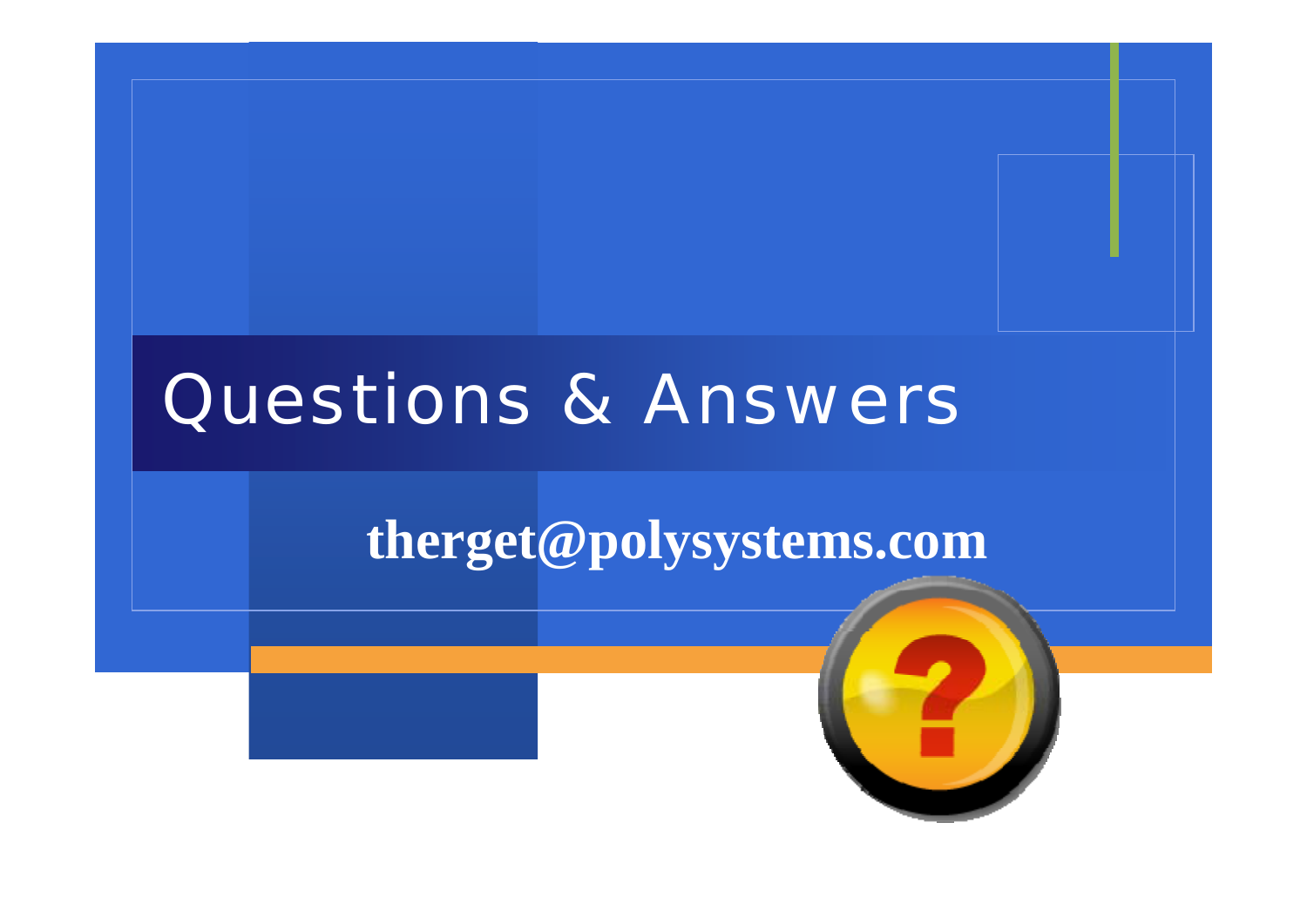# Questions & Answers

**therget@polysystems.com**